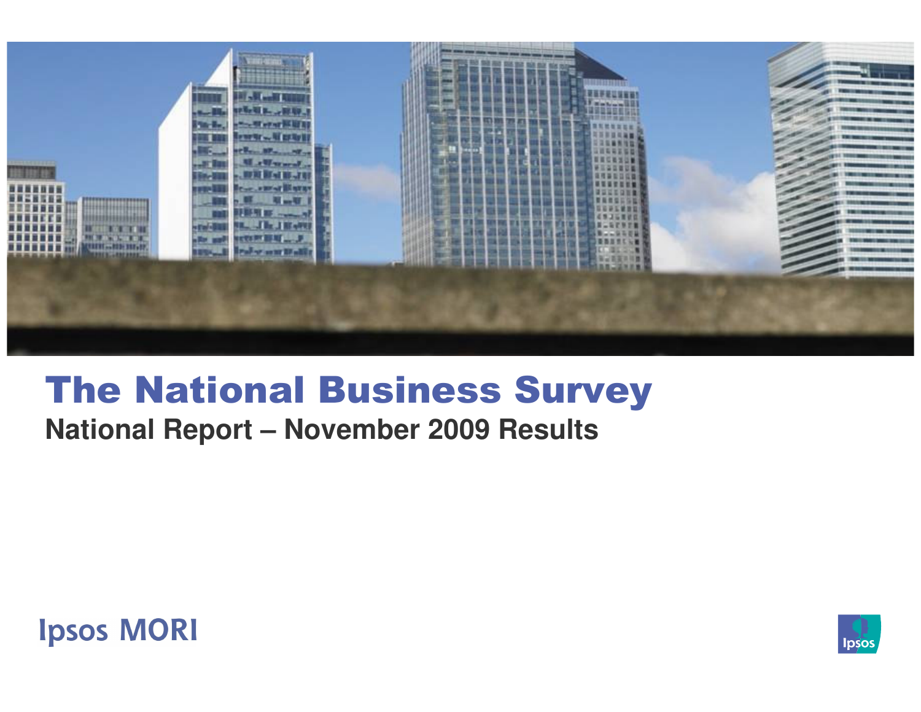# The National Business Survey

## National Report – November 2009 Results

Ipsos MORI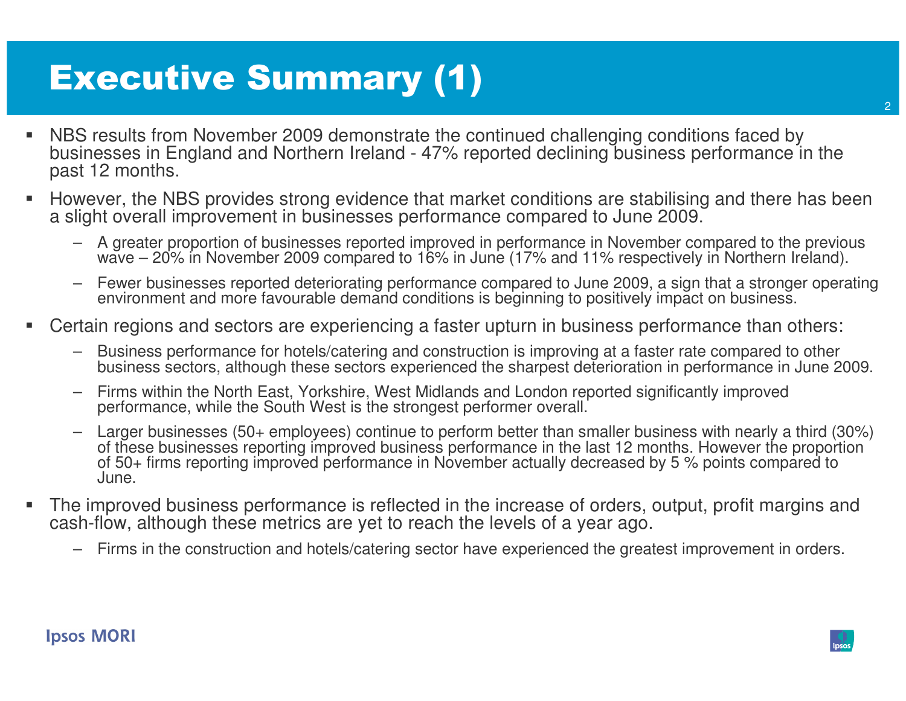# Executive Summary (1)

- NBS results from November 2009 demonstrate the continued challenging conditions faced by businesses in England and Northern Ireland - 47% reported declining business performance in the past 12 months.
- However, the NBS provides strong evidence that market conditions are stabilising and there has been a slight overall improvement in businesses performance compared to June 2009.
  - A greater proportion of businesses reported improved in performance in November compared to the previous wave – 20% in November 2009 compared to 16% in June (17% and 11% respectively in Northern Ireland).
  - Fewer businesses reported deteriorating performance compared to June 2009, a sign that a stronger operating environment and more favourable demand conditions is beginning to positively impact on business.
- Certain regions and sectors are experiencing a faster upturn in business performance than others:
  - Business performance for hotels/catering and construction is improving at a faster rate compared to other business sectors, although these sectors experienced the sharpest deterioration in performance in June 2009.
  - Firms within the North East, Yorkshire, West Midlands and London reported significantly improved performance, while the South West is the strongest performer overall.
  - Larger businesses (50+ employees) continue to perform better than smaller business with nearly a third (30%) of these businesses reporting improved business performance in the last 12 months. However the proportion of 50+ firms reporting improved performance in November actually decreased by 5 % points compared to June.
- The improved business performance is reflected in the increase of orders, output, profit margins and cash-flow, although these metrics are yet to reach the levels of a year ago.
  - Firms in the construction and hotels/catering sector have experienced the greatest improvement in orders.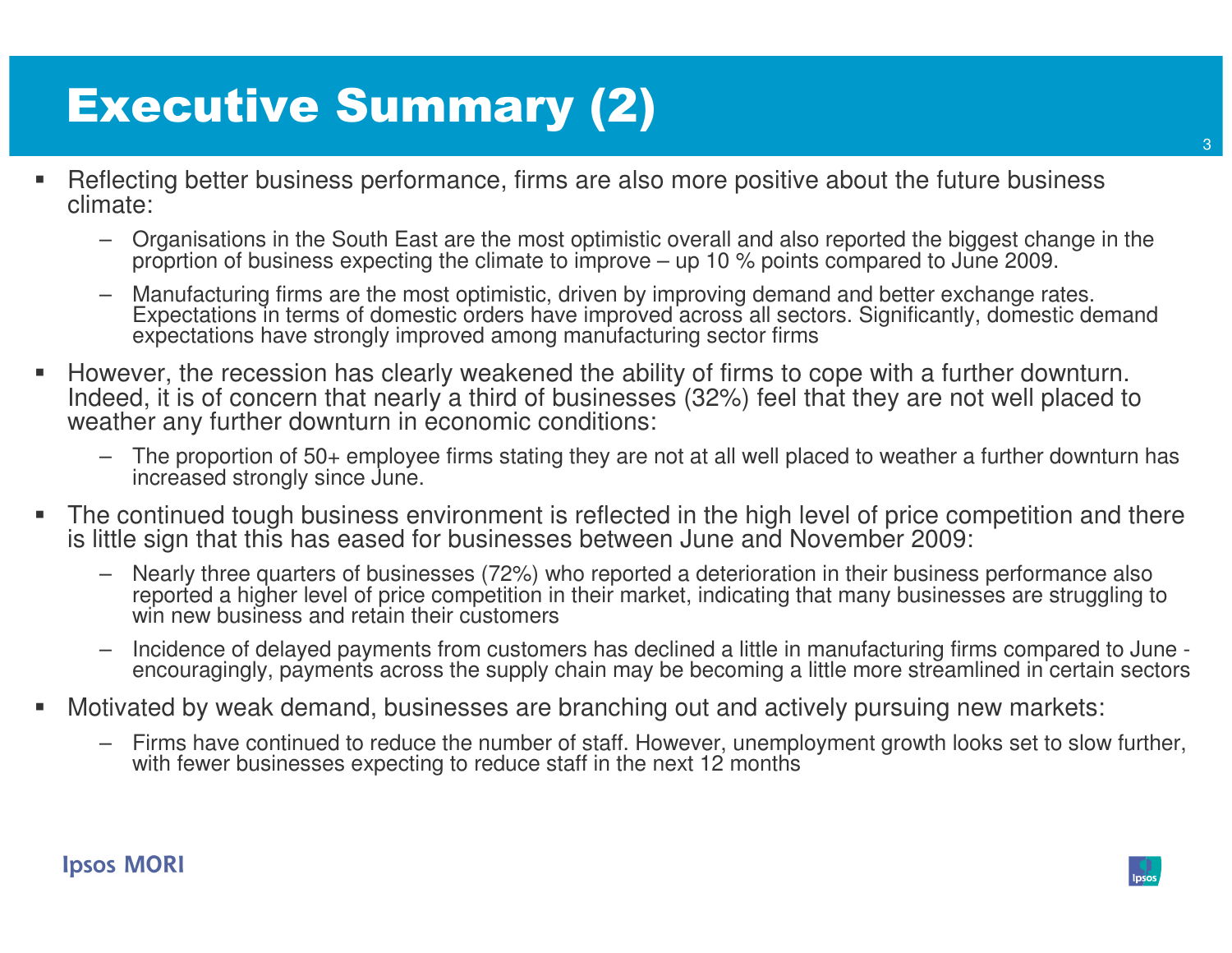# Executive Summary (2)

- Reflecting better business performance, firms are also more positive about the future business climate:
  - Organisations in the South East are the most optimistic overall and also reported the biggest change in the proprtion of business expecting the climate to improve – up 10 % points compared to June 2009.
  - Manufacturing firms are the most optimistic, driven by improving demand and better exchange rates. Expectations in terms of domestic orders have improved across all sectors. Significantly, domestic demand expectations have strongly improved among manufacturing sector firms
- However, the recession has clearly weakened the ability of firms to cope with a further downturn. Indeed, it is of concern that nearly a third of businesses (32%) feel that they are not well placed to weather any further downturn in economic conditions:
  - The proportion of 50+ employee firms stating they are not at all well placed to weather a further downturn has increased strongly since June.
- The continued tough business environment is reflected in the high level of price competition and there is little sign that this has eased for businesses between June and November 2009:
  - Nearly three quarters of businesses (72%) who reported a deterioration in their business performance also reported a higher level of price competition in their market, indicating that many businesses are struggling to win new business and retain their customers
  - Incidence of delayed payments from customers has declined a little in manufacturing firms compared to June - encouragingly, payments across the supply chain may be becoming a little more streamlined in certain sectors
- Motivated by weak demand, businesses are branching out and actively pursuing new markets:
  - Firms have continued to reduce the number of staff. However, unemployment growth looks set to slow further, with fewer businesses expecting to reduce staff in the next 12 months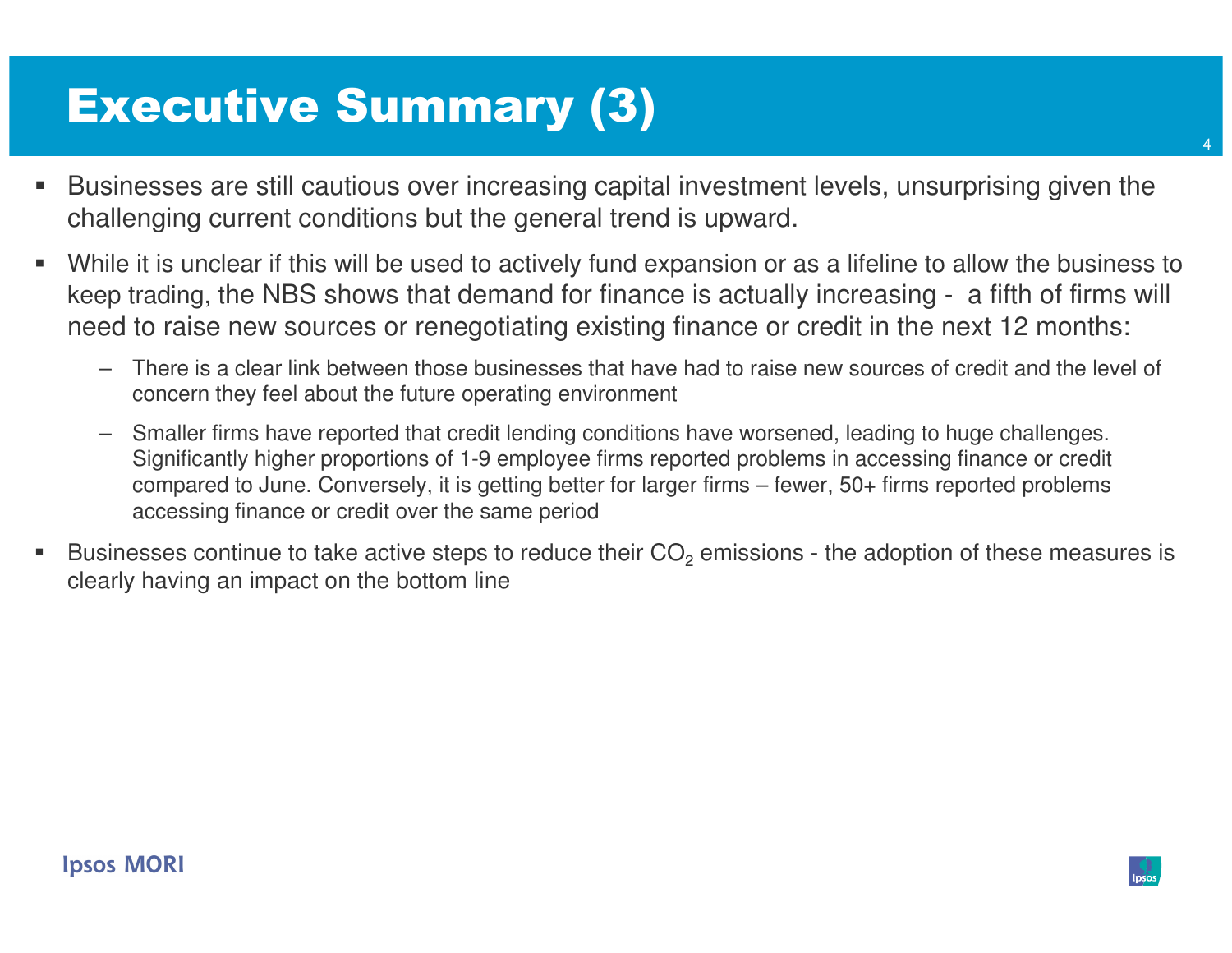# Executive Summary (3)

- Businesses are still cautious over increasing capital investment levels, unsurprising given the challenging current conditions but the general trend is upward.
- While it is unclear if this will be used to actively fund expansion or as a lifeline to allow the business to keep trading, the NBS shows that demand for finance is actually increasing - a fifth of firms will need to raise new sources or renegotiating existing finance or credit in the next 12 months:
  - There is a clear link between those businesses that have had to raise new sources of credit and the level of concern they feel about the future operating environment
  - Smaller firms have reported that credit lending conditions have worsened, leading to huge challenges. Significantly higher proportions of 1-9 employee firms reported problems in accessing finance or credit compared to June. Conversely, it is getting better for larger firms – fewer, 50+ firms reported problems accessing finance or credit over the same period
- Businesses continue to take active steps to reduce their $CO_2$ emissions - the adoption of these measures is clearly having an impact on the bottom line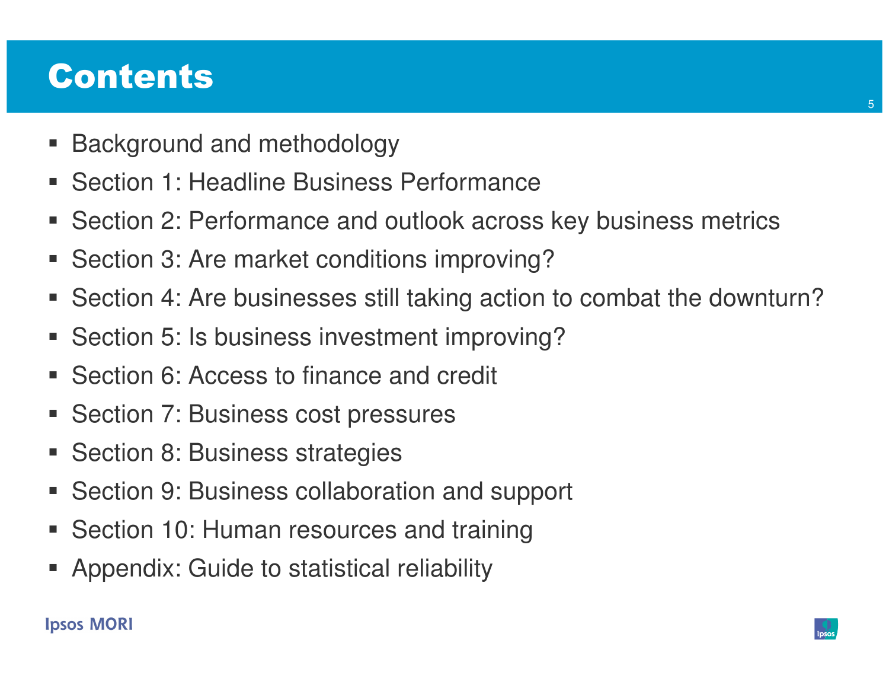# Contents

- Background and methodology
- Section 1: Headline Business Performance
- Section 2: Performance and outlook across key business metrics
- Section 3: Are market conditions improving?
- Section 4: Are businesses still taking action to combat the downturn?
- Section 5: Is business investment improving?
- Section 6: Access to finance and credit
- Section 7: Business cost pressures
- Section 8: Business strategies
- Section 9: Business collaboration and support
- Section 10: Human resources and training
- Appendix: Guide to statistical reliability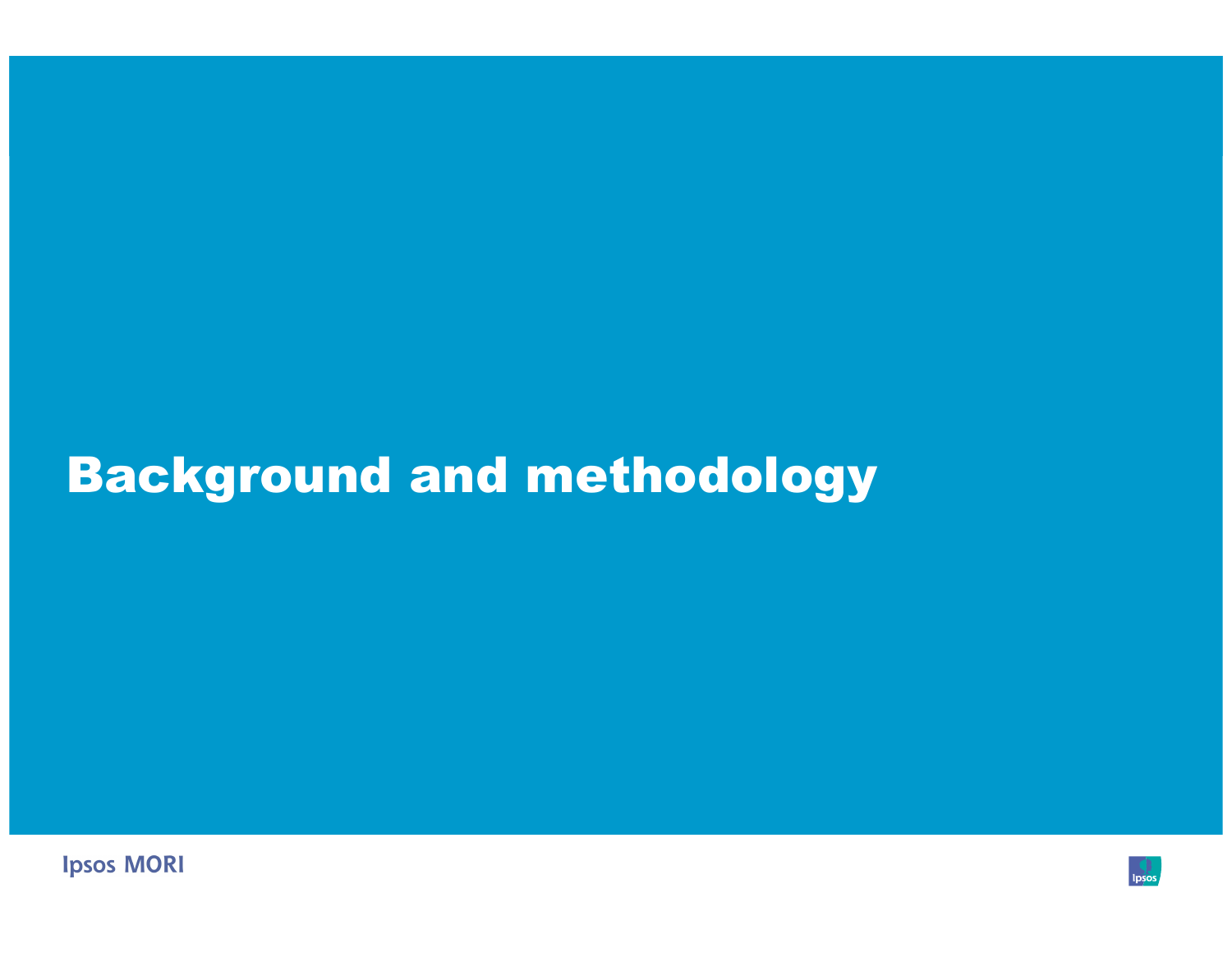# Background and methodology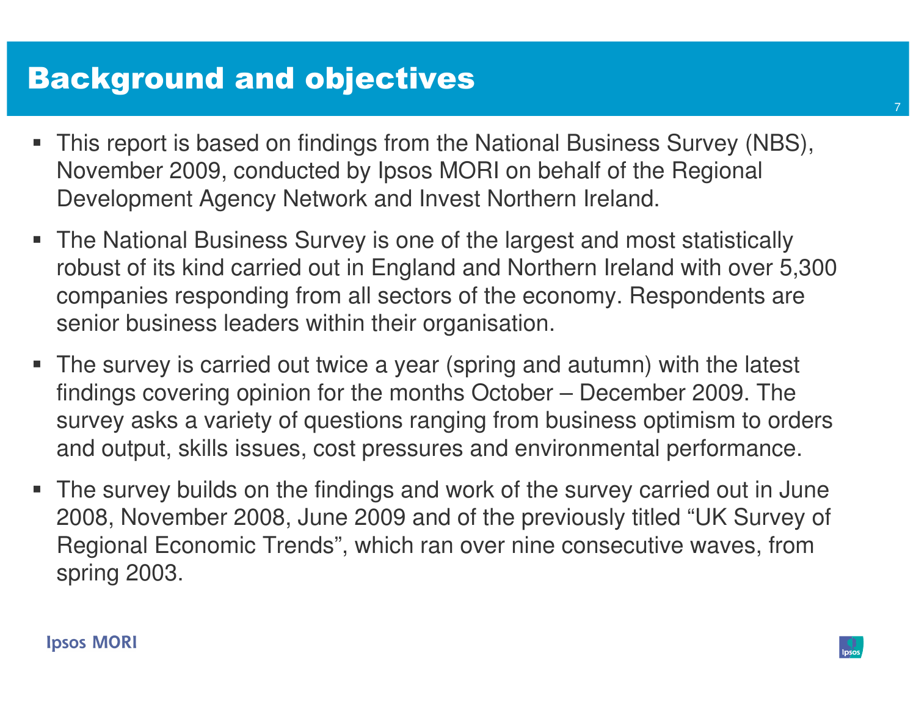# Background and objectives

- This report is based on findings from the National Business Survey (NBS), November 2009, conducted by Ipsos MORI on behalf of the Regional Development Agency Network and Invest Northern Ireland.
- The National Business Survey is one of the largest and most statistically robust of its kind carried out in England and Northern Ireland with over 5,300 companies responding from all sectors of the economy. Respondents are senior business leaders within their organisation.
- The survey is carried out twice a year (spring and autumn) with the latest findings covering opinion for the months October – December 2009. The survey asks a variety of questions ranging from business optimism to orders and output, skills issues, cost pressures and environmental performance.
- The survey builds on the findings and work of the survey carried out in June 2008, November 2008, June 2009 and of the previously titled "UK Survey of Regional Economic Trends", which ran over nine consecutive waves, from spring 2003.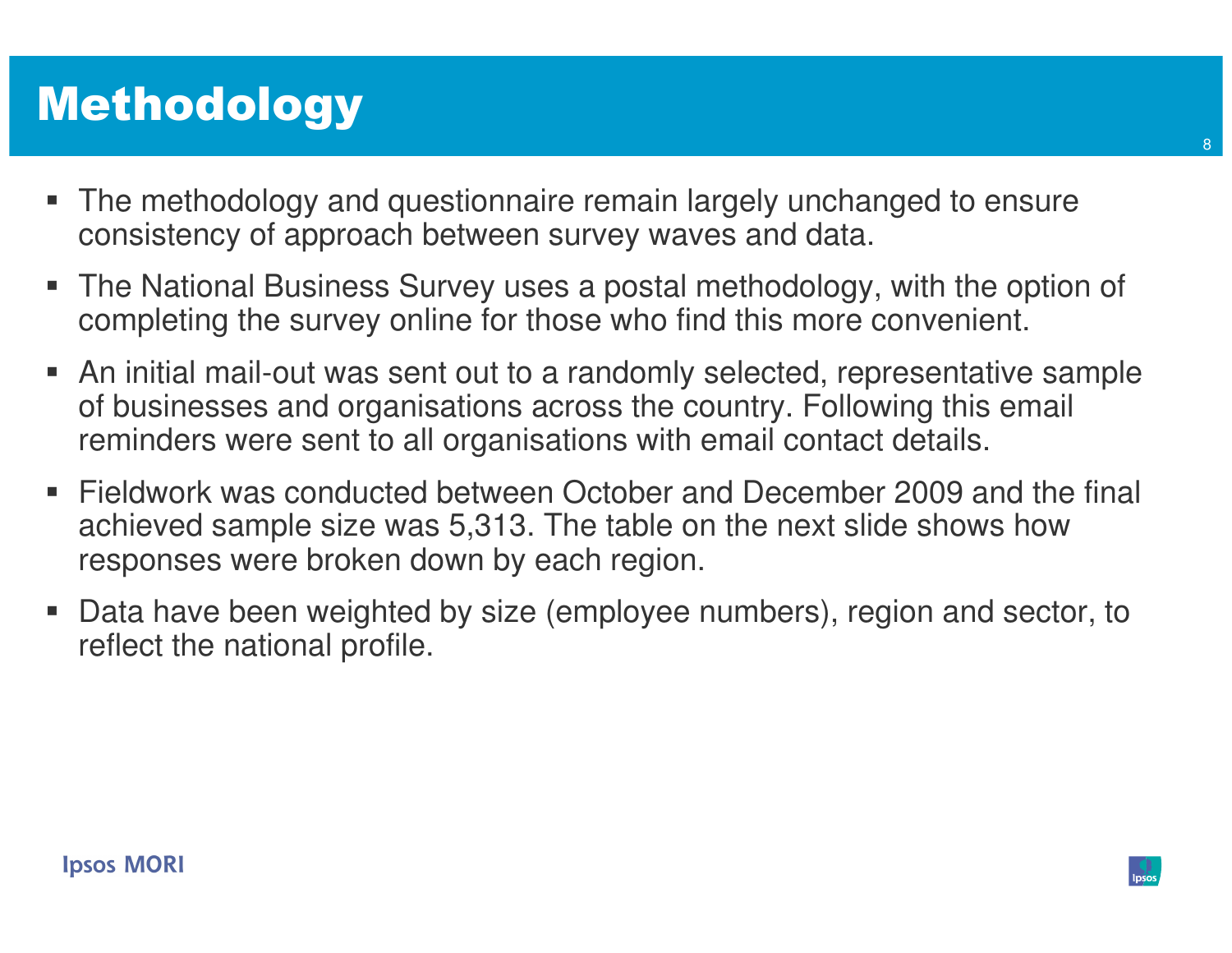# Methodology

- The methodology and questionnaire remain largely unchanged to ensure consistency of approach between survey waves and data.
- The National Business Survey uses a postal methodology, with the option of completing the survey online for those who find this more convenient.
- An initial mail-out was sent out to a randomly selected, representative sample of businesses and organisations across the country. Following this email reminders were sent to all organisations with email contact details.
- Fieldwork was conducted between October and December 2009 and the final achieved sample size was 5,313. The table on the next slide shows how responses were broken down by each region.
- Data have been weighted by size (employee numbers), region and sector, to reflect the national profile.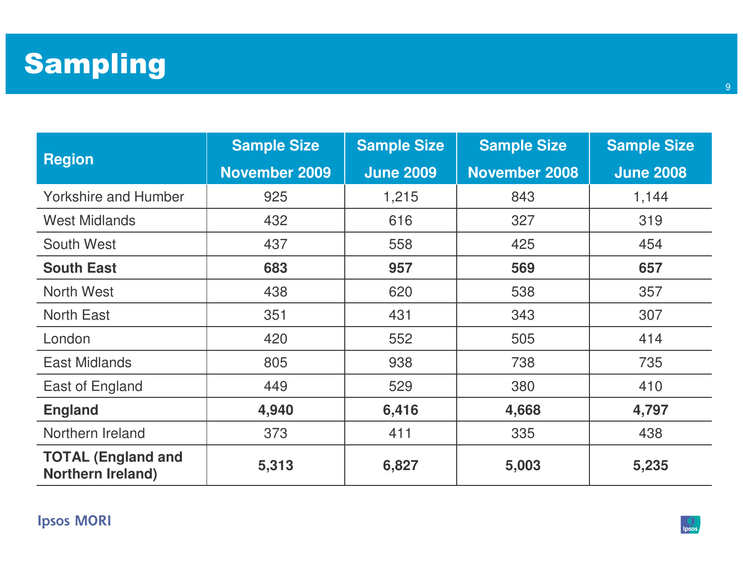# Sampling

| Region | Sample Size November 2009 | Sample Size June 2009 | Sample Size November 2008 | Sample Size June 2008 |
|---|---|---|---|---|
| Yorkshire and Humber | 925 | 1,215 | 843 | 1,144 |
| West Midlands | 432 | 616 | 327 | 319 |
| South West | 437 | 558 | 425 | 454 |
| **South East** | **683** | **957** | **569** | **657** |
| North West | 438 | 620 | 538 | 357 |
| North East | 351 | 431 | 343 | 307 |
| London | 420 | 552 | 505 | 414 |
| East Midlands | 805 | 938 | 738 | 735 |
| East of England | 449 | 529 | 380 | 410 |
| **England** | **4,940** | **6,416** | **4,668** | **4,797** |
| Northern Ireland | 373 | 411 | 335 | 438 |
| **TOTAL (England and Northern Ireland)** | **5,313** | **6,827** | **5,003** | **5,235** |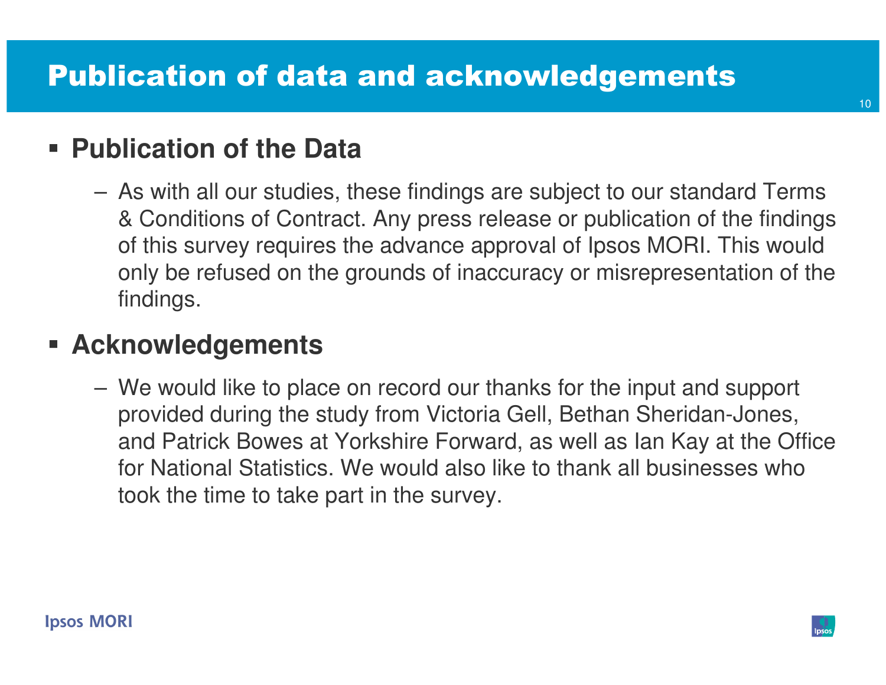# Publication of data and acknowledgements

- **Publication of the Data**
  - As with all our studies, these findings are subject to our standard Terms & Conditions of Contract. Any press release or publication of the findings of this survey requires the advance approval of Ipsos MORI. This would only be refused on the grounds of inaccuracy or misrepresentation of the findings.

- **Acknowledgements**
  - We would like to place on record our thanks for the input and support provided during the study from Victoria Gell, Bethan Sheridan-Jones, and Patrick Bowes at Yorkshire Forward, as well as Ian Kay at the Office for National Statistics. We would also like to thank all businesses who took the time to take part in the survey.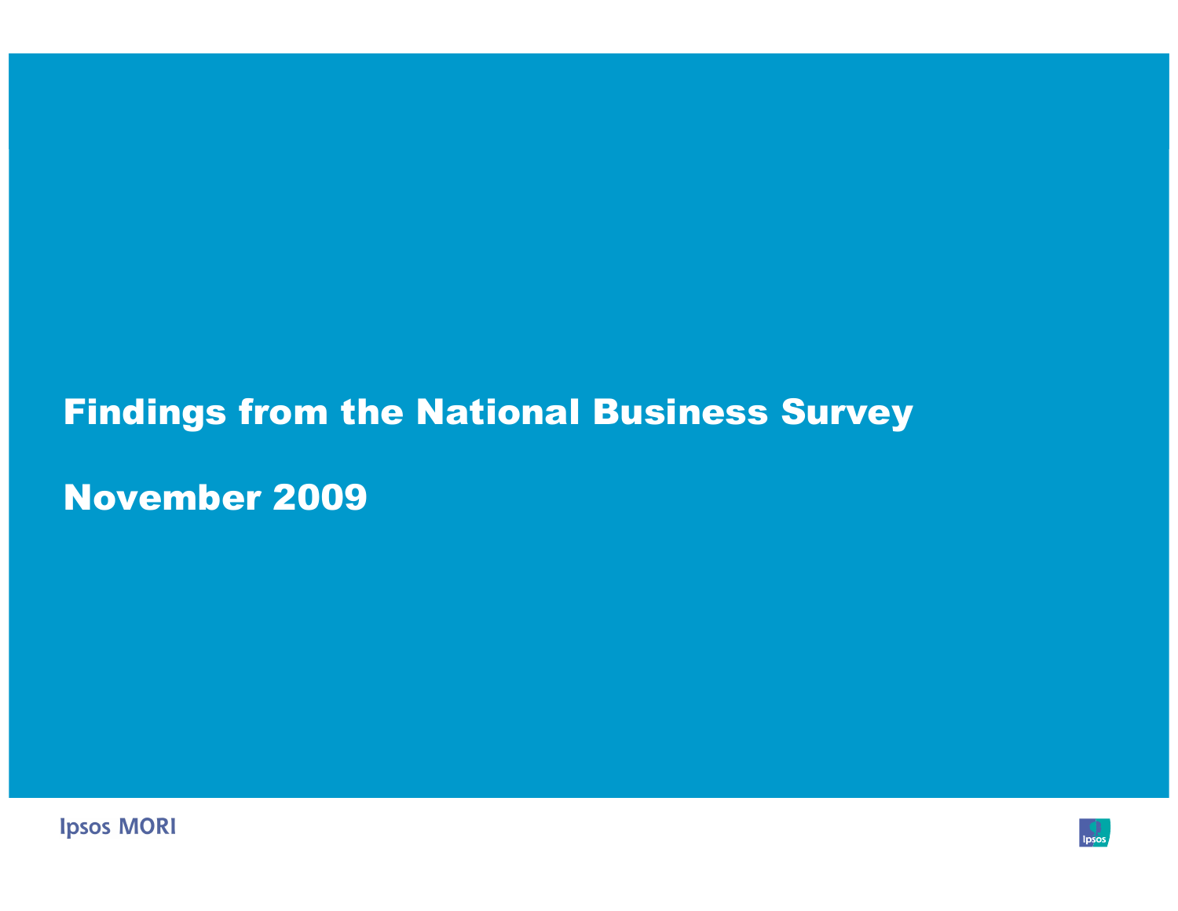# Findings from the National Business Survey

## November 2009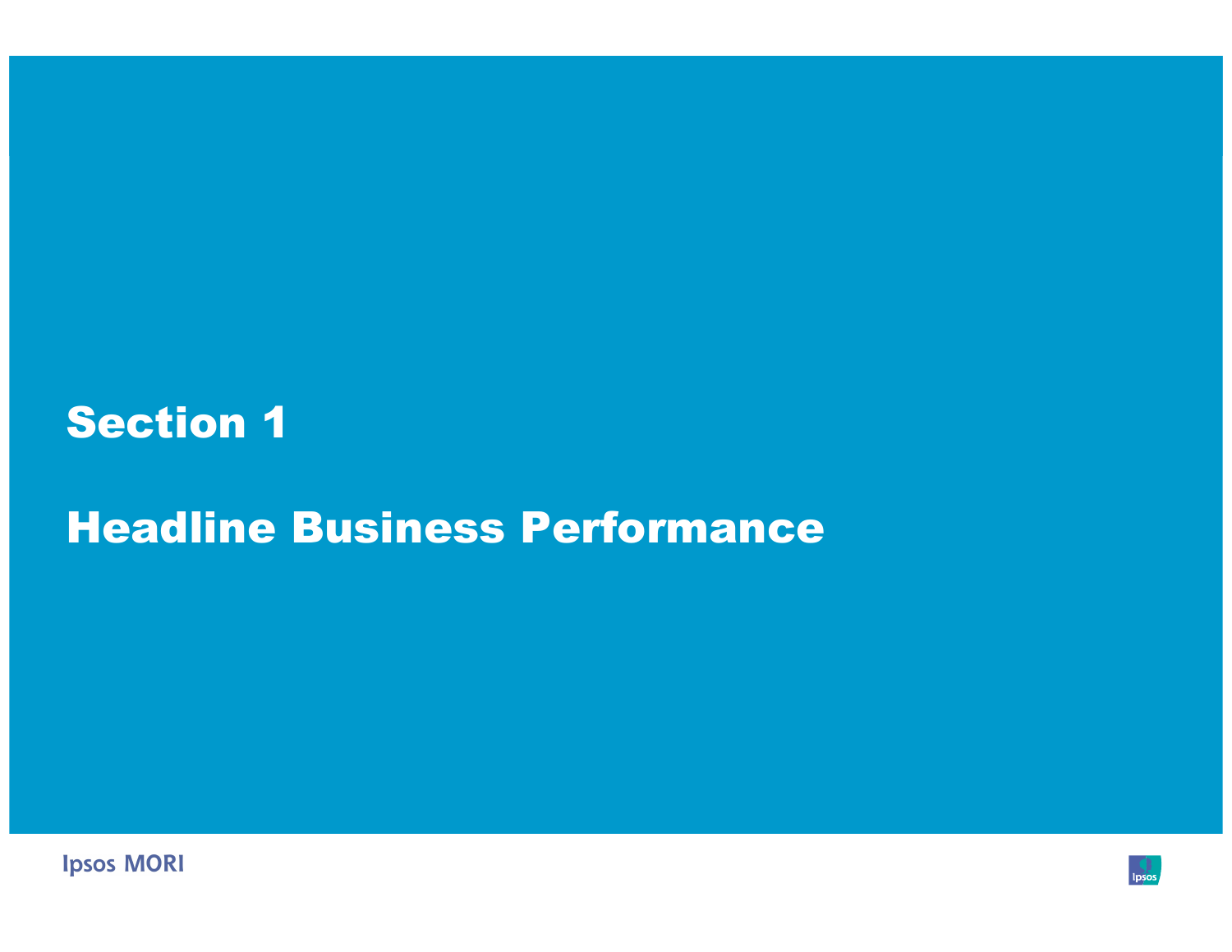# Section 1

# Headline Business Performance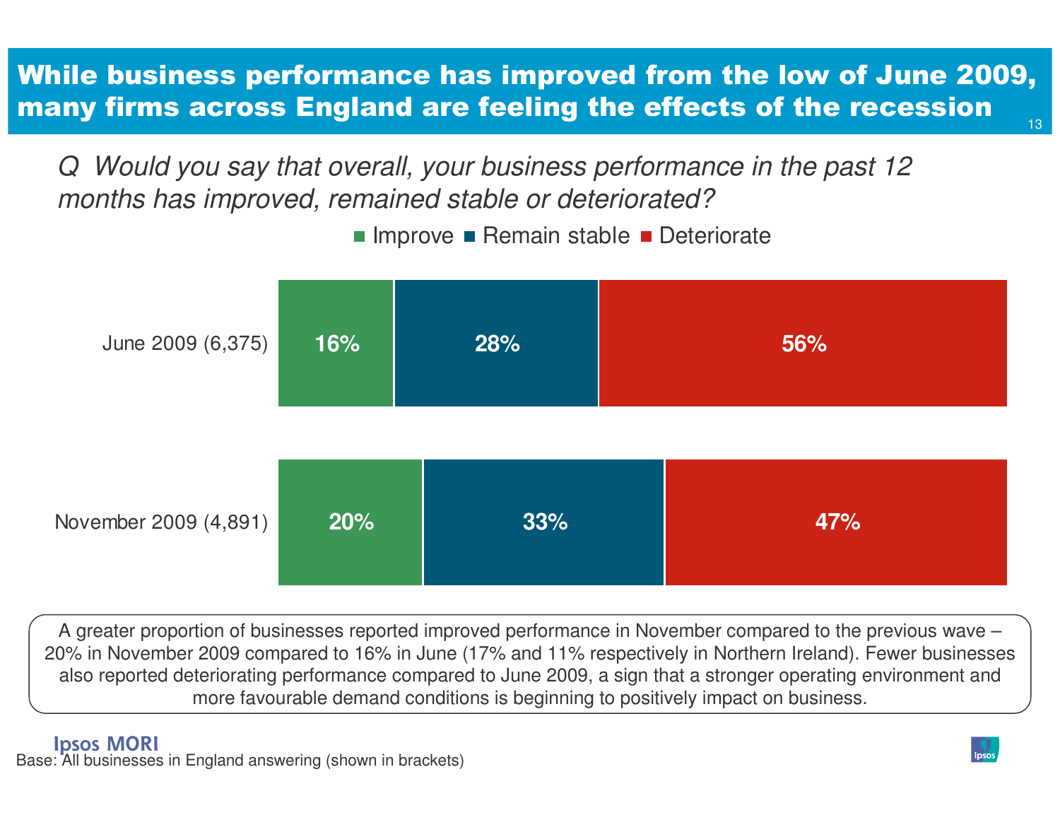# While business performance has improved from the low of June 2009, many firms across England are feeling the effects of the recession

*Q Would you say that overall, your business performance in the past 12 months has improved, remained stable or deteriorated?*

| | Improve | Remain stable | Deteriorate |
|---|---|---|---|
| June 2009 (6,375) | 16% | 28% | 56% |
| November 2009 (4,891) | 20% | 33% | 47% |

A greater proportion of businesses reported improved performance in November compared to the previous wave – 20% in November 2009 compared to 16% in June (17% and 11% respectively in Northern Ireland). Fewer businesses also reported deteriorating performance compared to June 2009, a sign that a stronger operating environment and more favourable demand conditions is beginning to positively impact on business.

Base: All businesses in England answering (shown in brackets)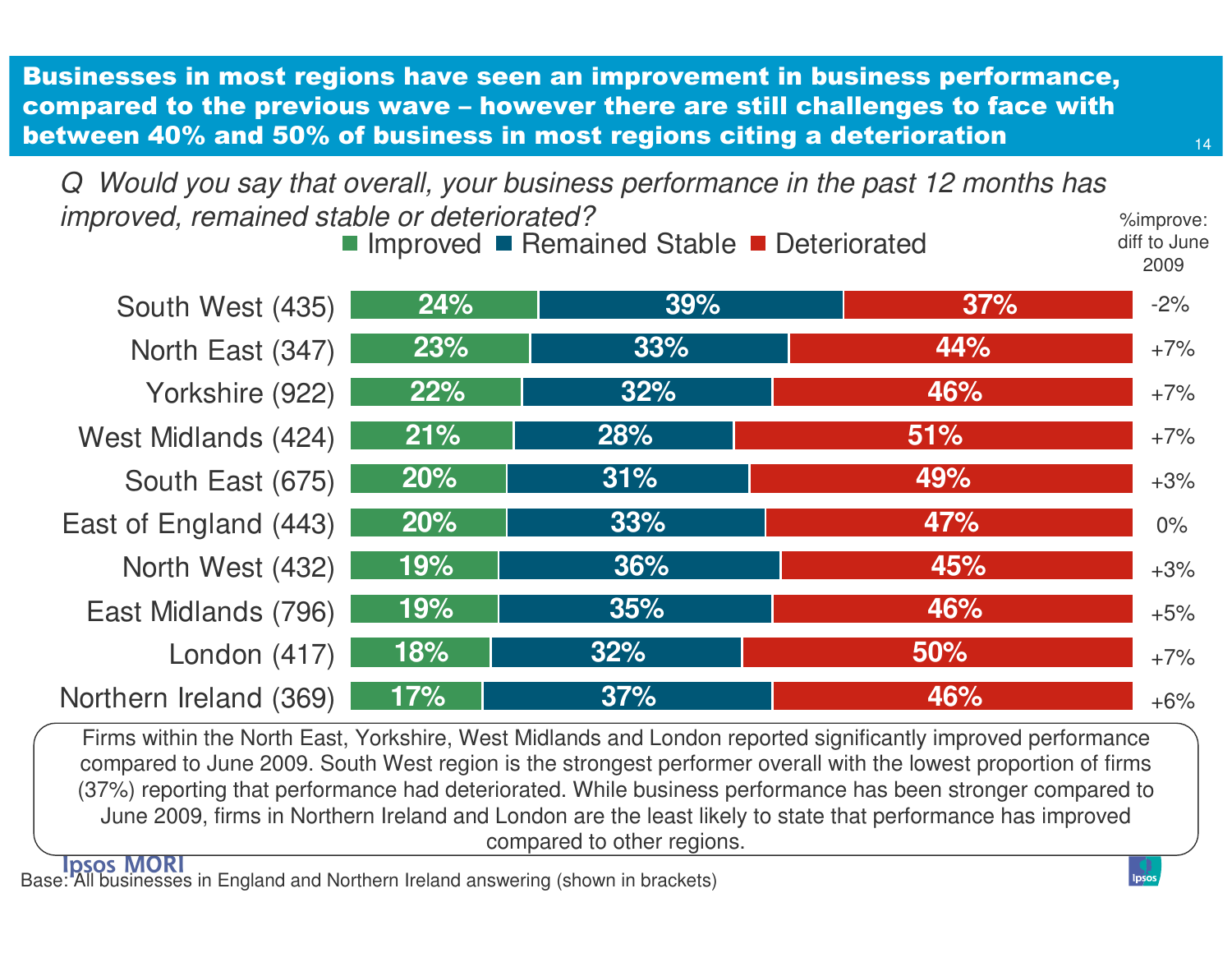# Businesses in most regions have seen an improvement in business performance, compared to the previous wave – however there are still challenges to face with between 40% and 50% of business in most regions citing a deterioration

*Q Would you say that overall, your business performance in the past 12 months has improved, remained stable or deteriorated?*

| Region | Improved | Remained Stable | Deteriorated | %improve: diff to June 2009 |
|---|---|---|---|---|
| South West (435) | 24% | 39% | 37% | -2% |
| North East (347) | 23% | 33% | 44% | +7% |
| Yorkshire (922) | 22% | 32% | 46% | +7% |
| West Midlands (424) | 21% | 28% | 51% | +7% |
| South East (675) | 20% | 31% | 49% | +3% |
| East of England (443) | 20% | 33% | 47% | 0% |
| North West (432) | 19% | 36% | 45% | +3% |
| East Midlands (796) | 19% | 35% | 46% | +5% |
| London (417) | 18% | 32% | 50% | +7% |
| Northern Ireland (369) | 17% | 37% | 46% | +6% |

Firms within the North East, Yorkshire, West Midlands and London reported significantly improved performance compared to June 2009. South West region is the strongest performer overall with the lowest proportion of firms (37%) reporting that performance had deteriorated. While business performance has been stronger compared to June 2009, firms in Northern Ireland and London are the least likely to state that performance has improved compared to other regions.

Base: All businesses in England and Northern Ireland answering (shown in brackets)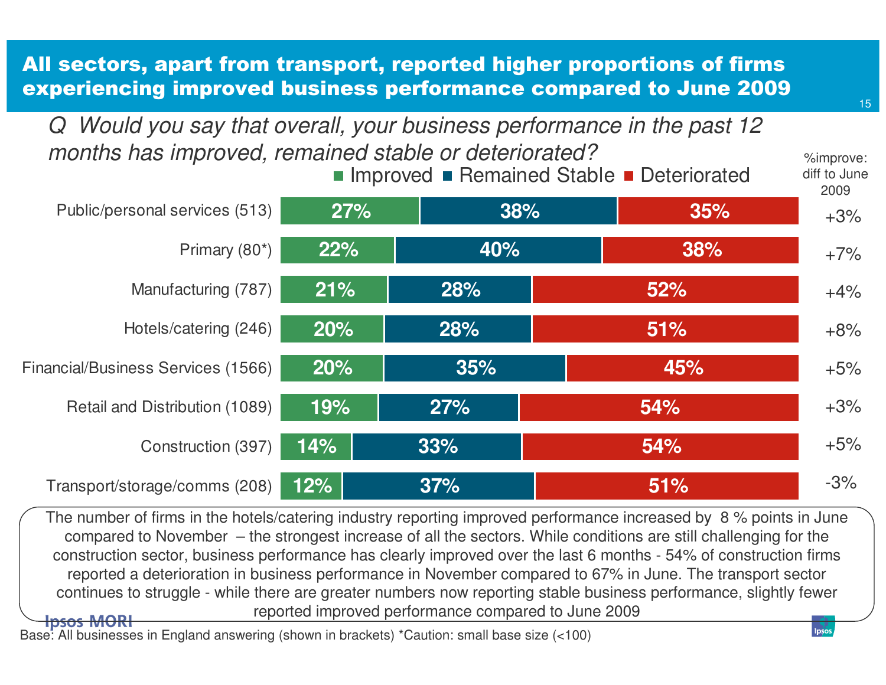# All sectors, apart from transport, reported higher proportions of firms experiencing improved business performance compared to June 2009

*Q Would you say that overall, your business performance in the past 12 months has improved, remained stable or deteriorated?*

| Sector | Improved | Remained Stable | Deteriorated | %improve: diff to June 2009 |
|---|---|---|---|---|
| Public/personal services (513) | 27% | 38% | 35% | +3% |
| Primary (80*) | 22% | 40% | 38% | +7% |
| Manufacturing (787) | 21% | 28% | 52% | +4% |
| Hotels/catering (246) | 20% | 28% | 51% | +8% |
| Financial/Business Services (1566) | 20% | 35% | 45% | +5% |
| Retail and Distribution (1089) | 19% | 27% | 54% | +3% |
| Construction (397) | 14% | 33% | 54% | +5% |
| Transport/storage/comms (208) | 12% | 37% | 51% | -3% |

The number of firms in the hotels/catering industry reporting improved performance increased by 8 % points in June compared to November – the strongest increase of all the sectors. While conditions are still challenging for the construction sector, business performance has clearly improved over the last 6 months - 54% of construction firms reported a deterioration in business performance in November compared to 67% in June. The transport sector continues to struggle - while there are greater numbers now reporting stable business performance, slightly fewer reported improved performance compared to June 2009

Base: All businesses in England answering (shown in brackets) *Caution: small base size (<100)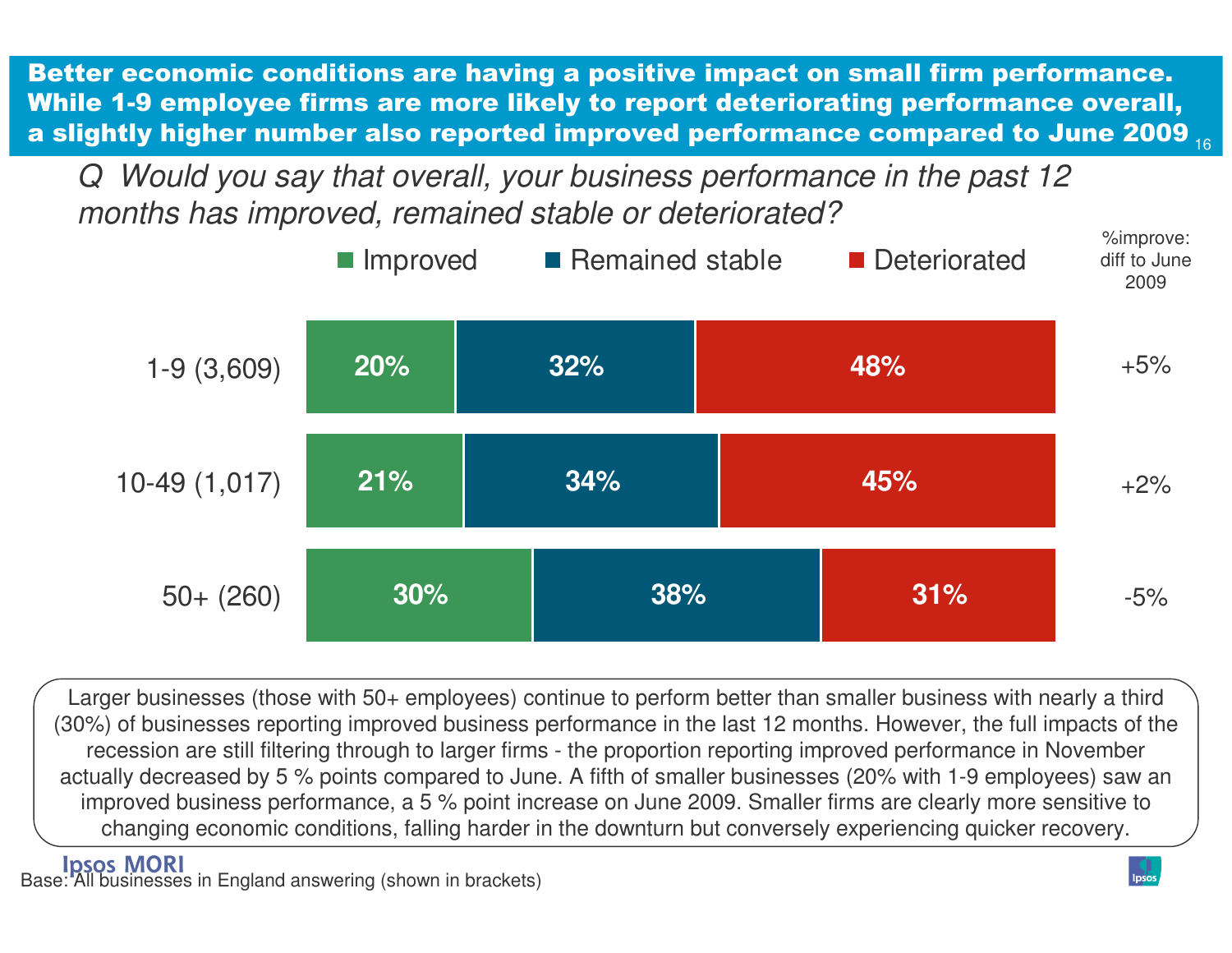## Better economic conditions are having a positive impact on small firm performance. While 1-9 employee firms are more likely to report deteriorating performance overall, a slightly higher number also reported improved performance compared to June 2009

*Q Would you say that overall, your business performance in the past 12 months has improved, remained stable or deteriorated?*

| | Improved | Remained stable | Deteriorated | %improve: diff to June 2009 |
|---|---|---|---|---|
| 1-9 (3,609) | 20% | 32% | 48% | +5% |
| 10-49 (1,017) | 21% | 34% | 45% | +2% |
| 50+ (260) | 30% | 38% | 31% | -5% |

Larger businesses (those with 50+ employees) continue to perform better than smaller business with nearly a third (30%) of businesses reporting improved business performance in the last 12 months. However, the full impacts of the recession are still filtering through to larger firms - the proportion reporting improved performance in November actually decreased by 5 % points compared to June. A fifth of smaller businesses (20% with 1-9 employees) saw an improved business performance, a 5 % point increase on June 2009. Smaller firms are clearly more sensitive to changing economic conditions, falling harder in the downturn but conversely experiencing quicker recovery.

Base: All businesses in England answering (shown in brackets)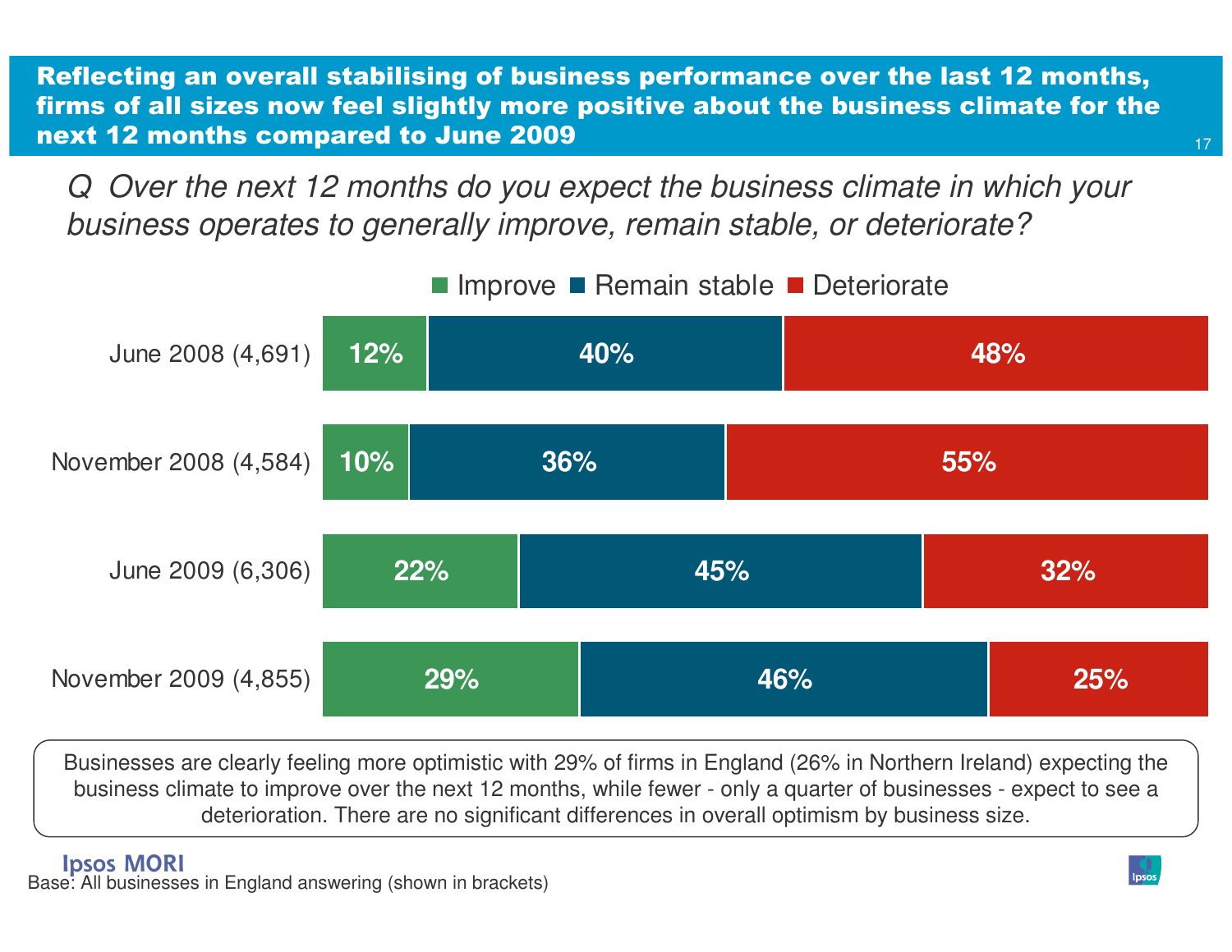## Reflecting an overall stabilising of business performance over the last 12 months, firms of all sizes now feel slightly more positive about the business climate for the next 12 months compared to June 2009

*Q Over the next 12 months do you expect the business climate in which your business operates to generally improve, remain stable, or deteriorate?*

| | Improve | Remain stable | Deteriorate |
|---|---|---|---|
| June 2008 (4,691) | 12% | 40% | 48% |
| November 2008 (4,584) | 10% | 36% | 55% |
| June 2009 (6,306) | 22% | 45% | 32% |
| November 2009 (4,855) | 29% | 46% | 25% |

Businesses are clearly feeling more optimistic with 29% of firms in England (26% in Northern Ireland) expecting the business climate to improve over the next 12 months, while fewer - only a quarter of businesses - expect to see a deterioration. There are no significant differences in overall optimism by business size.

Base: All businesses in England answering (shown in brackets)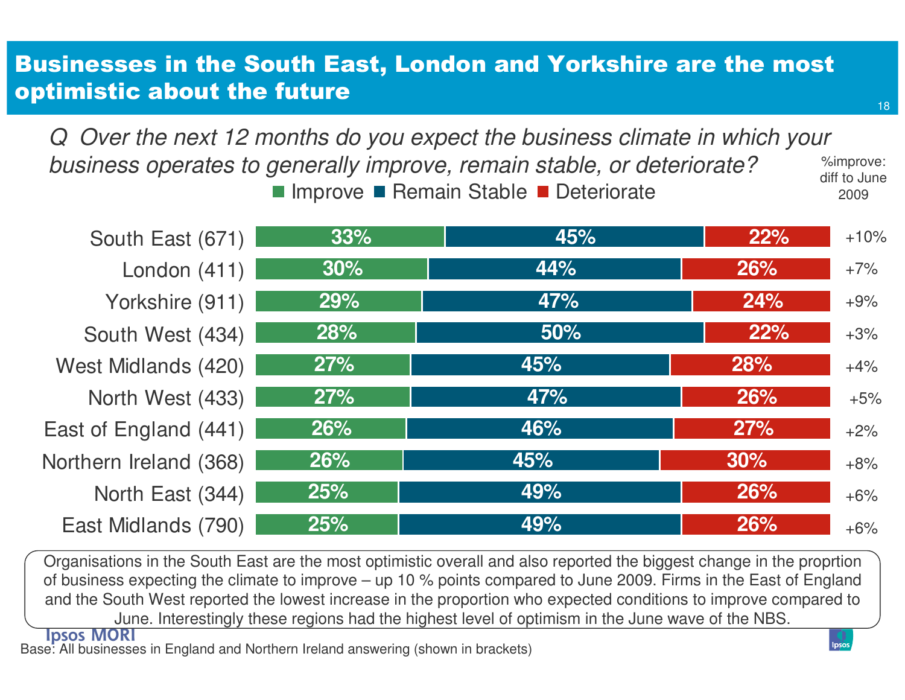# Businesses in the South East, London and Yorkshire are the most optimistic about the future

*Q Over the next 12 months do you expect the business climate in which your business operates to generally improve, remain stable, or deteriorate?*

| Region | Improve | Remain Stable | Deteriorate | %improve: diff to June 2009 |
|---|---|---|---|---|
| South East (671) | 33% | 45% | 22% | +10% |
| London (411) | 30% | 44% | 26% | +7% |
| Yorkshire (911) | 29% | 47% | 24% | +9% |
| South West (434) | 28% | 50% | 22% | +3% |
| West Midlands (420) | 27% | 45% | 28% | +4% |
| North West (433) | 27% | 47% | 26% | +5% |
| East of England (441) | 26% | 46% | 27% | +2% |
| Northern Ireland (368) | 26% | 45% | 30% | +8% |
| North East (344) | 25% | 49% | 26% | +6% |
| East Midlands (790) | 25% | 49% | 26% | +6% |

Organisations in the South East are the most optimistic overall and also reported the biggest change in the proprtion of business expecting the climate to improve – up 10 % points compared to June 2009. Firms in the East of England and the South West reported the lowest increase in the proportion who expected conditions to improve compared to June. Interestingly these regions had the highest level of optimism in the June wave of the NBS.

Base: All businesses in England and Northern Ireland answering (shown in brackets)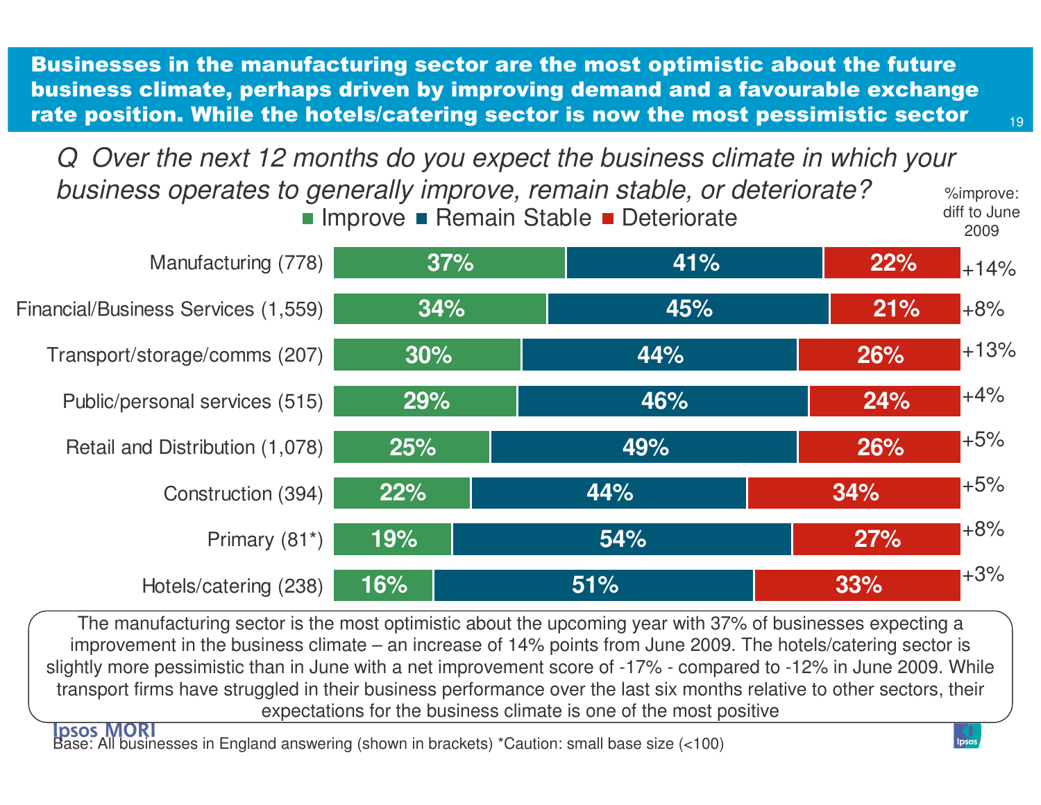# Businesses in the manufacturing sector are the most optimistic about the future business climate, perhaps driven by improving demand and a favourable exchange rate position. While the hotels/catering sector is now the most pessimistic sector

*Q Over the next 12 months do you expect the business climate in which your business operates to generally improve, remain stable, or deteriorate?*

| Sector | Improve | Remain Stable | Deteriorate | %improve: diff to June 2009 |
|---|---|---|---|---|
| Manufacturing (778) | 37% | 41% | 22% | +14% |
| Financial/Business Services (1,559) | 34% | 45% | 21% | +8% |
| Transport/storage/comms (207) | 30% | 44% | 26% | +13% |
| Public/personal services (515) | 29% | 46% | 24% | +4% |
| Retail and Distribution (1,078) | 25% | 49% | 26% | +5% |
| Construction (394) | 22% | 44% | 34% | +5% |
| Primary (81*) | 19% | 54% | 27% | +8% |
| Hotels/catering (238) | 16% | 51% | 33% | +3% |

The manufacturing sector is the most optimistic about the upcoming year with 37% of businesses expecting a improvement in the business climate – an increase of 14% points from June 2009. The hotels/catering sector is slightly more pessimistic than in June with a net improvement score of -17% - compared to -12% in June 2009. While transport firms have struggled in their business performance over the last six months relative to other sectors, their expectations for the business climate is one of the most positive

Base: All businesses in England answering (shown in brackets) *Caution: small base size (<100)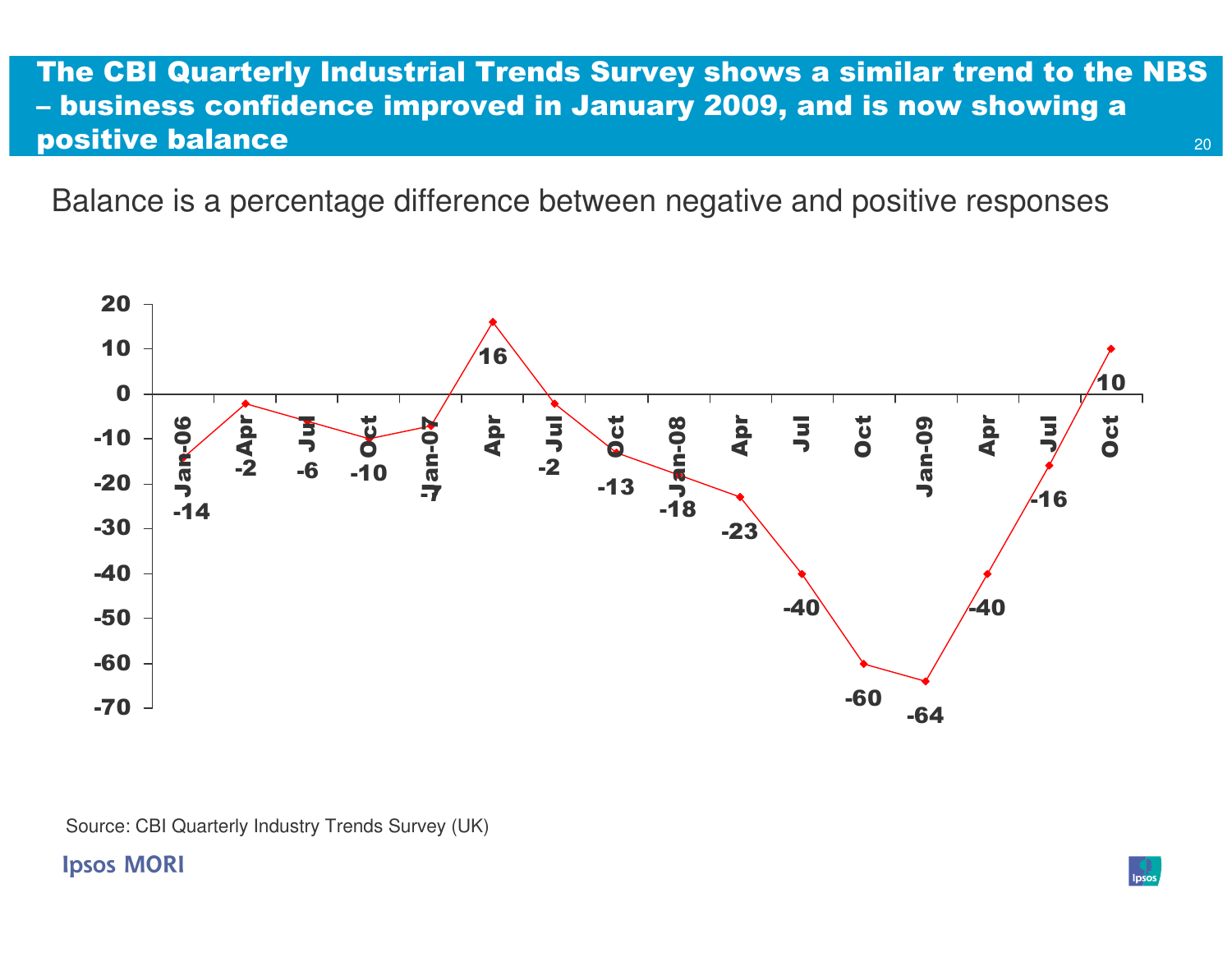# The CBI Quarterly Industrial Trends Survey shows a similar trend to the NBS – business confidence improved in January 2009, and is now showing a positive balance

Balance is a percentage difference between negative and positive responses

| Period | Balance |
|---|---|
| Jan-06 | -14 |
| Apr | -2 |
| Jul | -6 |
| Oct | -10 |
| Jan-07 | -7 |
| Apr | 16 |
| Jul | -2 |
| Oct | -13 |
| Jan-08 | -18 |
| Apr | -23 |
| Jul | -40 |
| Oct | -60 |
| Jan-09 | -64 |
| Apr | -40 |
| Jul | -16 |
| Oct | 10 |

Source: CBI Quarterly Industry Trends Survey (UK)

Ipsos MORI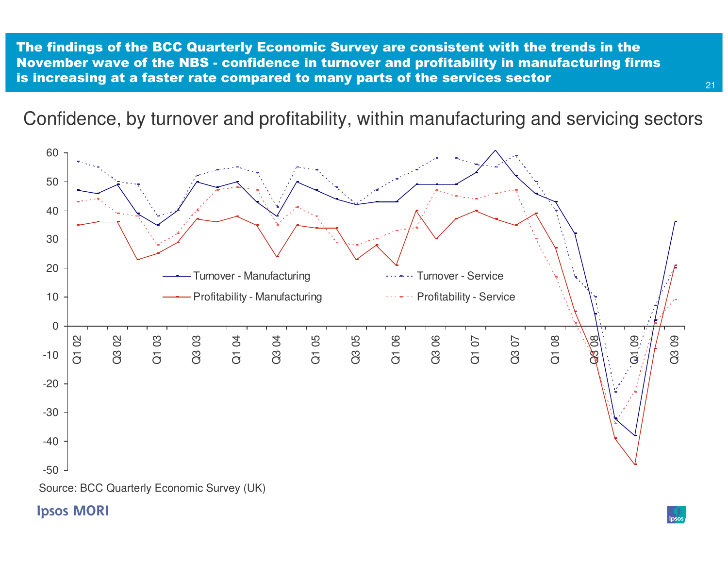# The findings of the BCC Quarterly Economic Survey are consistent with the trends in the November wave of the NBS - confidence in turnover and profitability in manufacturing firms is increasing at a faster rate compared to many parts of the services sector

## Confidence, by turnover and profitability, within manufacturing and servicing sectors

Legend: Turnover - Manufacturing; Turnover - Service; Profitability - Manufacturing; Profitability - Service

X-axis: Q1 02, Q3 02, Q1 03, Q3 03, Q1 04, Q3 04, Q1 05, Q3 05, Q1 06, Q3 06, Q1 07, Q3 07, Q1 08, Q3 08, Q1 09, Q3 09

Y-axis: -50 to 60

Source: BCC Quarterly Economic Survey (UK)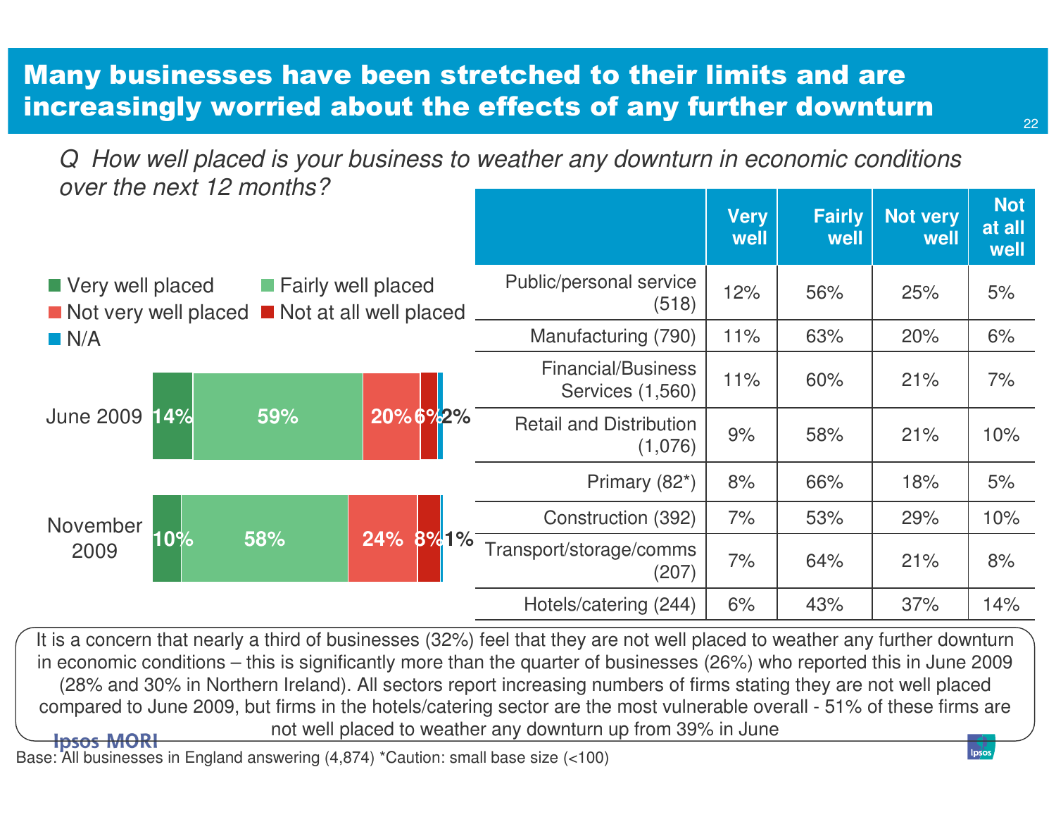# Many businesses have been stretched to their limits and are increasingly worried about the effects of any further downturn

*Q How well placed is your business to weather any downturn in economic conditions over the next 12 months?*

■ Very well placed ■ Fairly well placed ■ Not very well placed ■ Not at all well placed ■ N/A

| | Very well placed | Fairly well placed | Not very well placed | Not at all well placed | N/A |
|---|---|---|---|---|---|
| June 2009 | 14% | 59% | 20% | 6% | 2% |
| November 2009 | 10% | 58% | 24% | 8% | 1% |

| | Very well | Fairly well | Not very well | Not at all well |
|---|---|---|---|---|
| Public/personal service (518) | 12% | 56% | 25% | 5% |
| Manufacturing (790) | 11% | 63% | 20% | 6% |
| Financial/Business Services (1,560) | 11% | 60% | 21% | 7% |
| Retail and Distribution (1,076) | 9% | 58% | 21% | 10% |
| Primary (82*) | 8% | 66% | 18% | 5% |
| Construction (392) | 7% | 53% | 29% | 10% |
| Transport/storage/comms (207) | 7% | 64% | 21% | 8% |
| Hotels/catering (244) | 6% | 43% | 37% | 14% |

It is a concern that nearly a third of businesses (32%) feel that they are not well placed to weather any further downturn in economic conditions – this is significantly more than the quarter of businesses (26%) who reported this in June 2009 (28% and 30% in Northern Ireland). All sectors report increasing numbers of firms stating they are not well placed compared to June 2009, but firms in the hotels/catering sector are the most vulnerable overall - 51% of these firms are not well placed to weather any downturn up from 39% in June

Base: All businesses in England answering (4,874) *Caution: small base size (<100)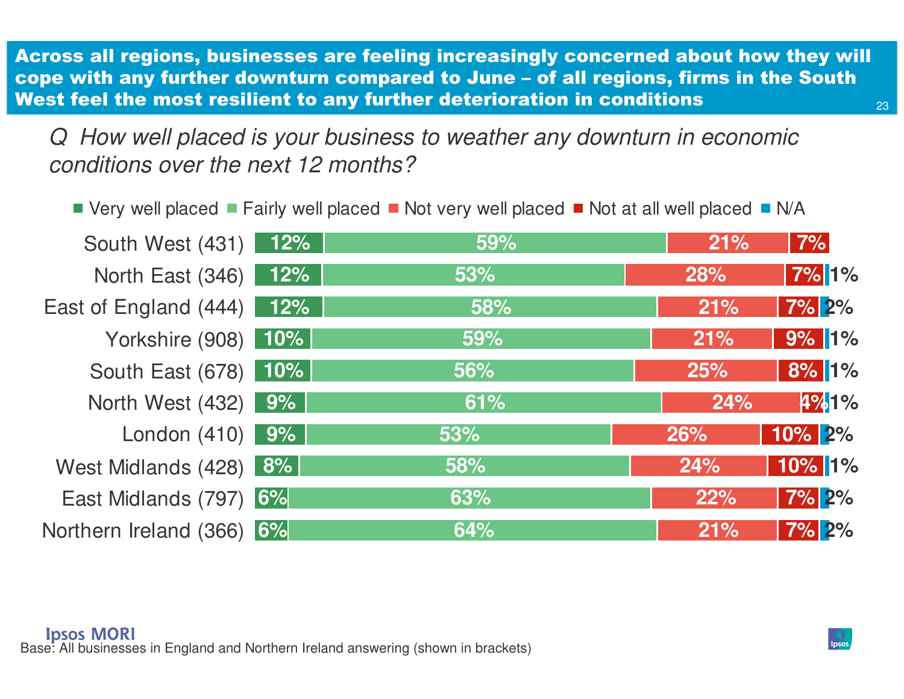# Across all regions, businesses are feeling increasingly concerned about how they will cope with any further downturn compared to June – of all regions, firms in the South West feel the most resilient to any further deterioration in conditions

*Q How well placed is your business to weather any downturn in economic conditions over the next 12 months?*

| Region | Very well placed | Fairly well placed | Not very well placed | Not at all well placed | N/A |
|---|---|---|---|---|---|
| South West (431) | 12% | 59% | 21% | 7% | |
| North East (346) | 12% | 53% | 28% | 7% | 1% |
| East of England (444) | 12% | 58% | 21% | 7% | 2% |
| Yorkshire (908) | 10% | 59% | 21% | 9% | 1% |
| South East (678) | 10% | 56% | 25% | 8% | 1% |
| North West (432) | 9% | 61% | 24% | 4% | 1% |
| London (410) | 9% | 53% | 26% | 10% | 2% |
| West Midlands (428) | 8% | 58% | 24% | 10% | 1% |
| East Midlands (797) | 6% | 63% | 22% | 7% | 2% |
| Northern Ireland (366) | 6% | 64% | 21% | 7% | 2% |

Base: All businesses in England and Northern Ireland answering (shown in brackets)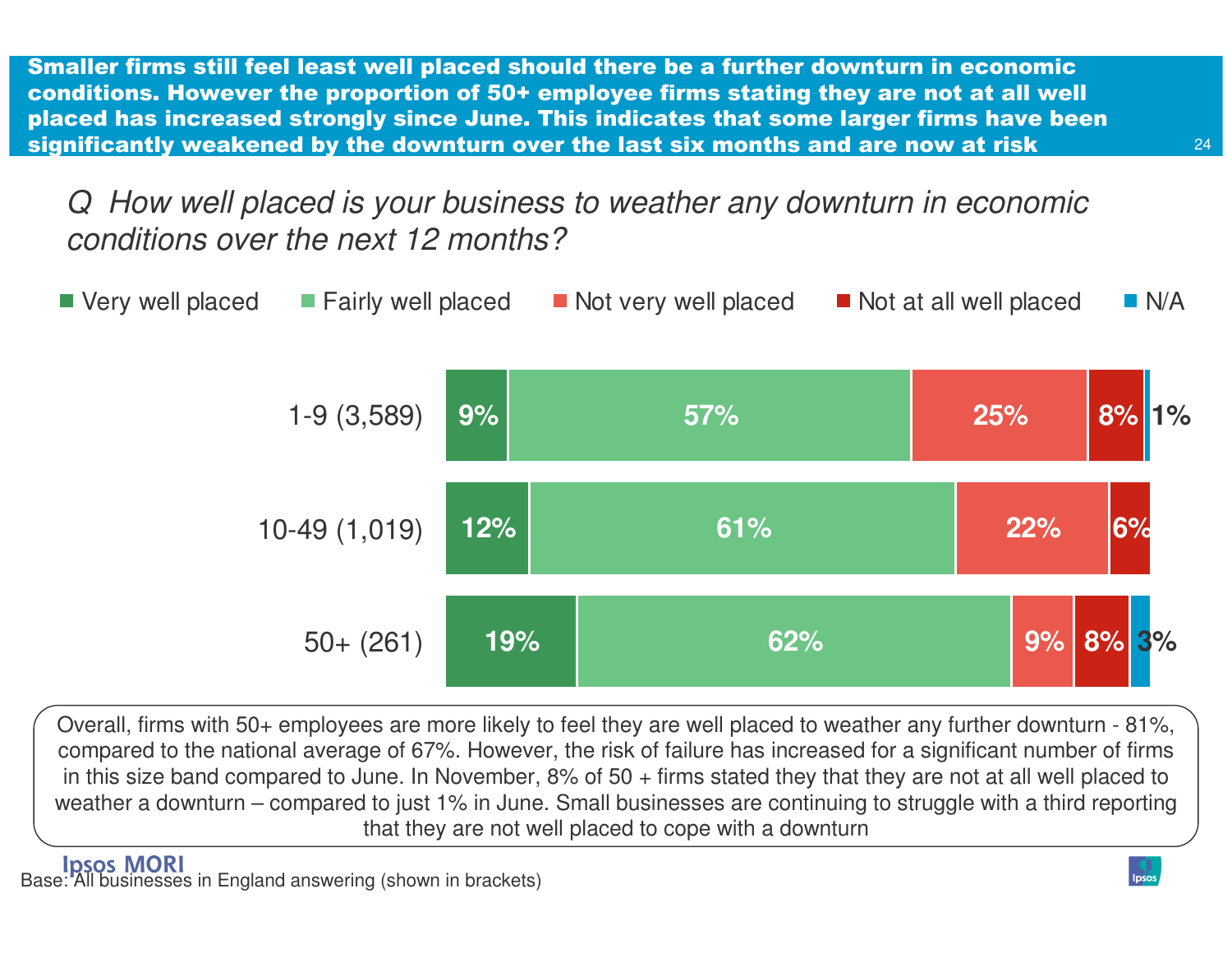**Smaller firms still feel least well placed should there be a further downturn in economic conditions. However the proportion of 50+ employee firms stating they are not at all well placed has increased strongly since June. This indicates that some larger firms have been significantly weakened by the downturn over the last six months and are now at risk**

*Q How well placed is your business to weather any downturn in economic conditions over the next 12 months?*

| | Very well placed | Fairly well placed | Not very well placed | Not at all well placed | N/A |
|---|---|---|---|---|---|
| 1-9 (3,589) | 9% | 57% | 25% | 8% | 1% |
| 10-49 (1,019) | 12% | 61% | 22% | 6% | |
| 50+ (261) | 19% | 62% | 9% | 8% | 3% |

Overall, firms with 50+ employees are more likely to feel they are well placed to weather any further downturn - 81%, compared to the national average of 67%. However, the risk of failure has increased for a significant number of firms in this size band compared to June. In November, 8% of 50 + firms stated they that they are not at all well placed to weather a downturn – compared to just 1% in June. Small businesses are continuing to struggle with a third reporting that they are not well placed to cope with a downturn

Base: All businesses in England answering (shown in brackets)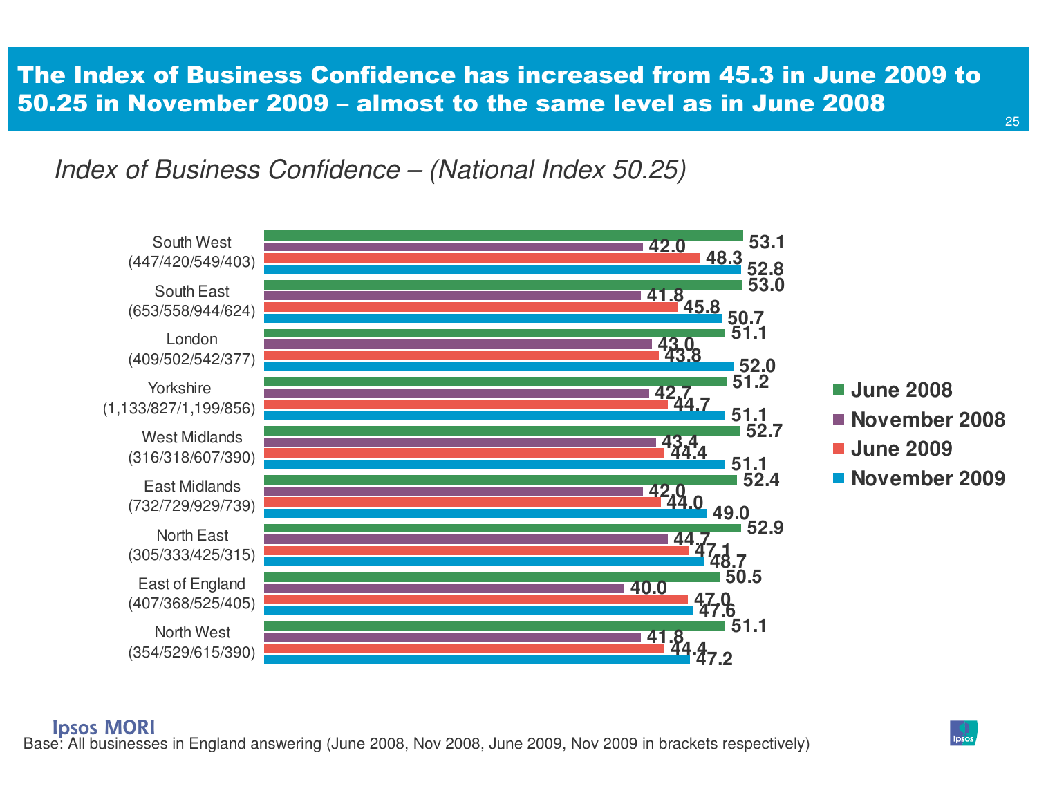# The Index of Business Confidence has increased from 45.3 in June 2009 to 50.25 in November 2009 – almost to the same level as in June 2008

*Index of Business Confidence – (National Index 50.25)*

| Region (base) | June 2008 | November 2008 | June 2009 | November 2009 |
|---|---|---|---|---|
| South West (447/420/549/403) | 53.1 | 42.0 | 48.3 | 52.8 |
| South East (653/558/944/624) | 53.0 | 41.8 | 45.8 | 50.7 |
| London (409/502/542/377) | 51.1 | 43.0 | 43.8 | 52.0 |
| Yorkshire (1,133/827/1,199/856) | 51.2 | 42.7 | 44.7 | 51.1 |
| West Midlands (316/318/607/390) | 52.7 | 43.4 | 44.4 | 51.1 |
| East Midlands (732/729/929/739) | 52.4 | 42.0 | 44.0 | 49.0 |
| North East (305/333/425/315) | 52.9 | 44.7 | 47.1 | 48.7 |
| East of England (407/368/525/405) | 50.5 | 40.0 | 47.0 | 47.6 |
| North West (354/529/615/390) | 51.1 | 41.8 | 44.4 | 47.2 |

Base: All businesses in England answering (June 2008, Nov 2008, June 2009, Nov 2009 in brackets respectively)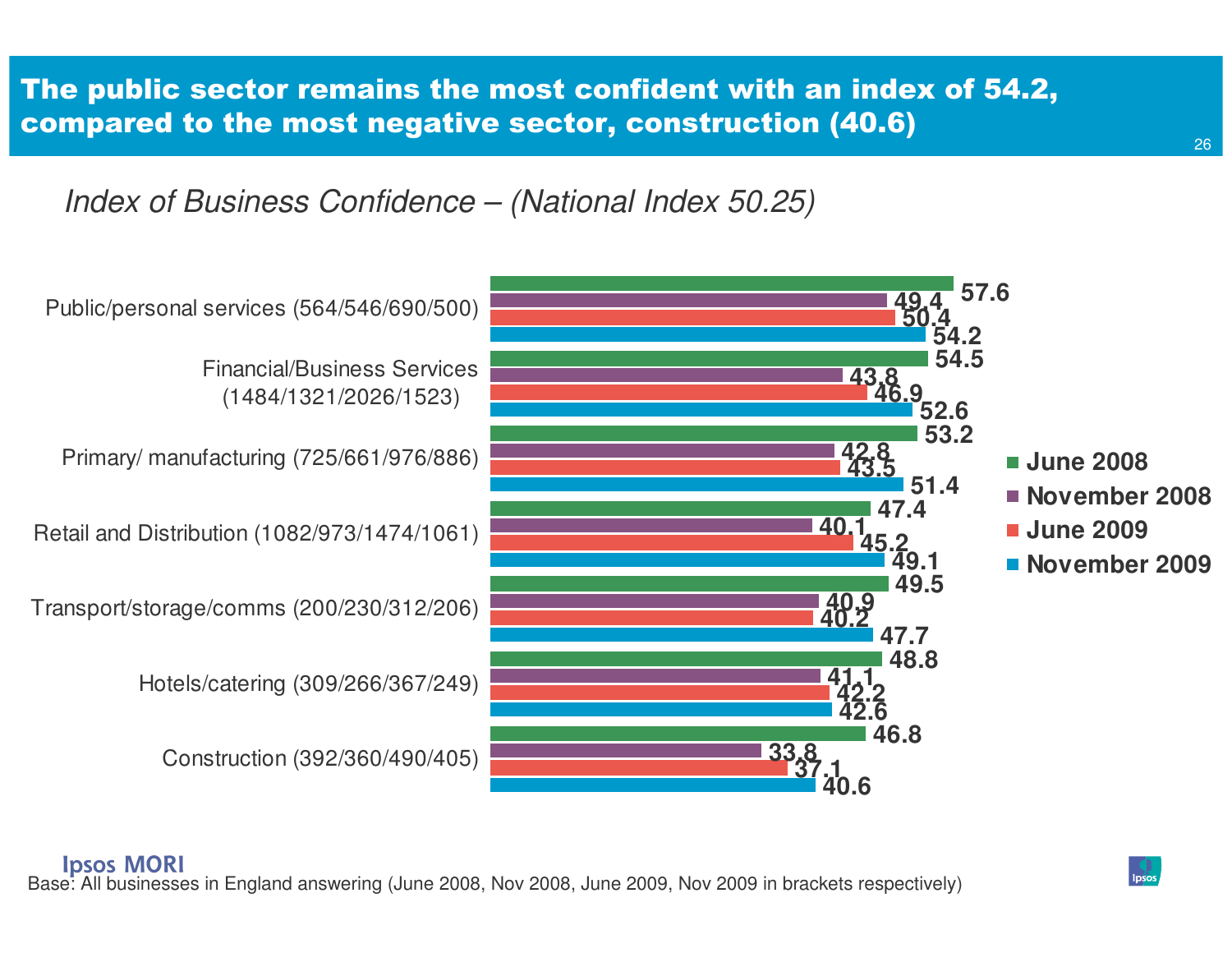# The public sector remains the most confident with an index of 54.2, compared to the most negative sector, construction (40.6)

*Index of Business Confidence – (National Index 50.25)*

| Sector | June 2008 | November 2008 | June 2009 | November 2009 |
|---|---|---|---|---|
| Public/personal services (564/546/690/500) | 57.6 | 49.4 | 50.4 | 54.2 |
| Financial/Business Services (1484/1321/2026/1523) | 54.5 | 43.8 | 46.9 | 52.6 |
| Primary/ manufacturing (725/661/976/886) | 53.2 | 42.8 | 43.5 | 51.4 |
| Retail and Distribution (1082/973/1474/1061) | 47.4 | 40.1 | 45.2 | 49.1 |
| Transport/storage/comms (200/230/312/206) | 49.5 | 40.9 | 40.2 | 47.7 |
| Hotels/catering (309/266/367/249) | 48.8 | 41.1 | 42.2 | 42.6 |
| Construction (392/360/490/405) | 46.8 | 33.8 | 37.1 | 40.6 |

Base: All businesses in England answering (June 2008, Nov 2008, June 2009, Nov 2009 in brackets respectively)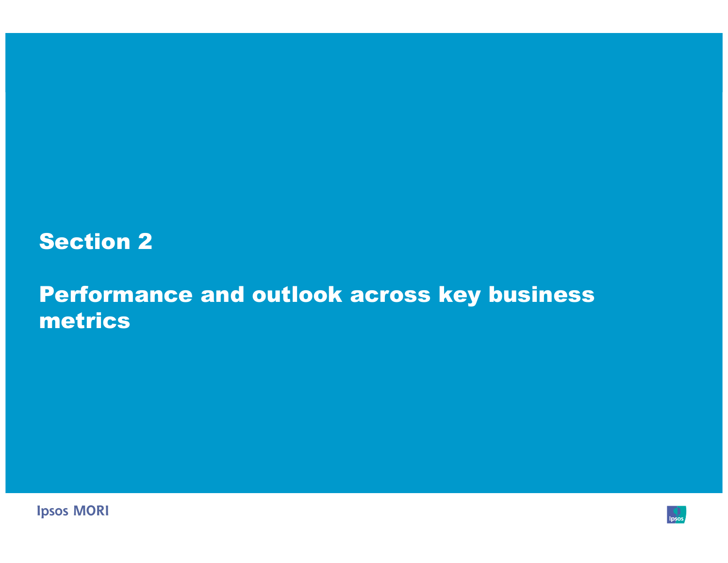# Section 2

# Performance and outlook across key business metrics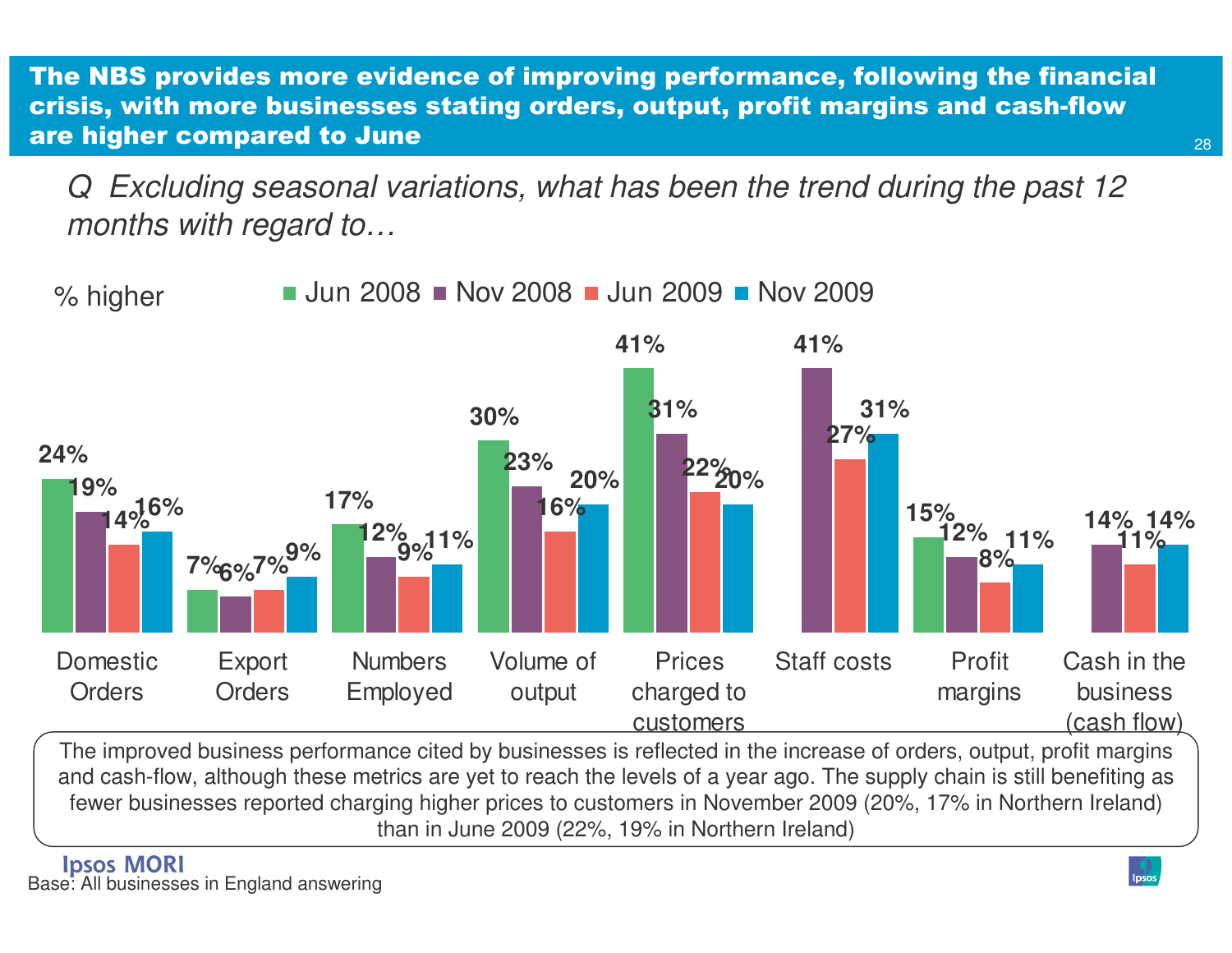## The NBS provides more evidence of improving performance, following the financial crisis, with more businesses stating orders, output, profit margins and cash-flow are higher compared to June

*Q Excluding seasonal variations, what has been the trend during the past 12 months with regard to…*

% higher

| | Jun 2008 | Nov 2008 | Jun 2009 | Nov 2009 |
|---|---|---|---|---|
| Domestic Orders | 24% | 19% | 14% | 16% |
| Export Orders | 7% | 6% | 7% | 9% |
| Numbers Employed | 17% | 12% | 9% | 11% |
| Volume of output | 30% | 23% | 16% | 20% |
| Prices charged to customers | 41% | 31% | 22% | 20% |
| Staff costs | | 41% | 27% | 31% |
| Profit margins | 15% | 12% | 8% | 11% |
| Cash in the business (cash flow) | | 14% | 11% | 14% |

The improved business performance cited by businesses is reflected in the increase of orders, output, profit margins and cash-flow, although these metrics are yet to reach the levels of a year ago. The supply chain is still benefiting as fewer businesses reported charging higher prices to customers in November 2009 (20%, 17% in Northern Ireland) than in June 2009 (22%, 19% in Northern Ireland)

Base: All businesses in England answering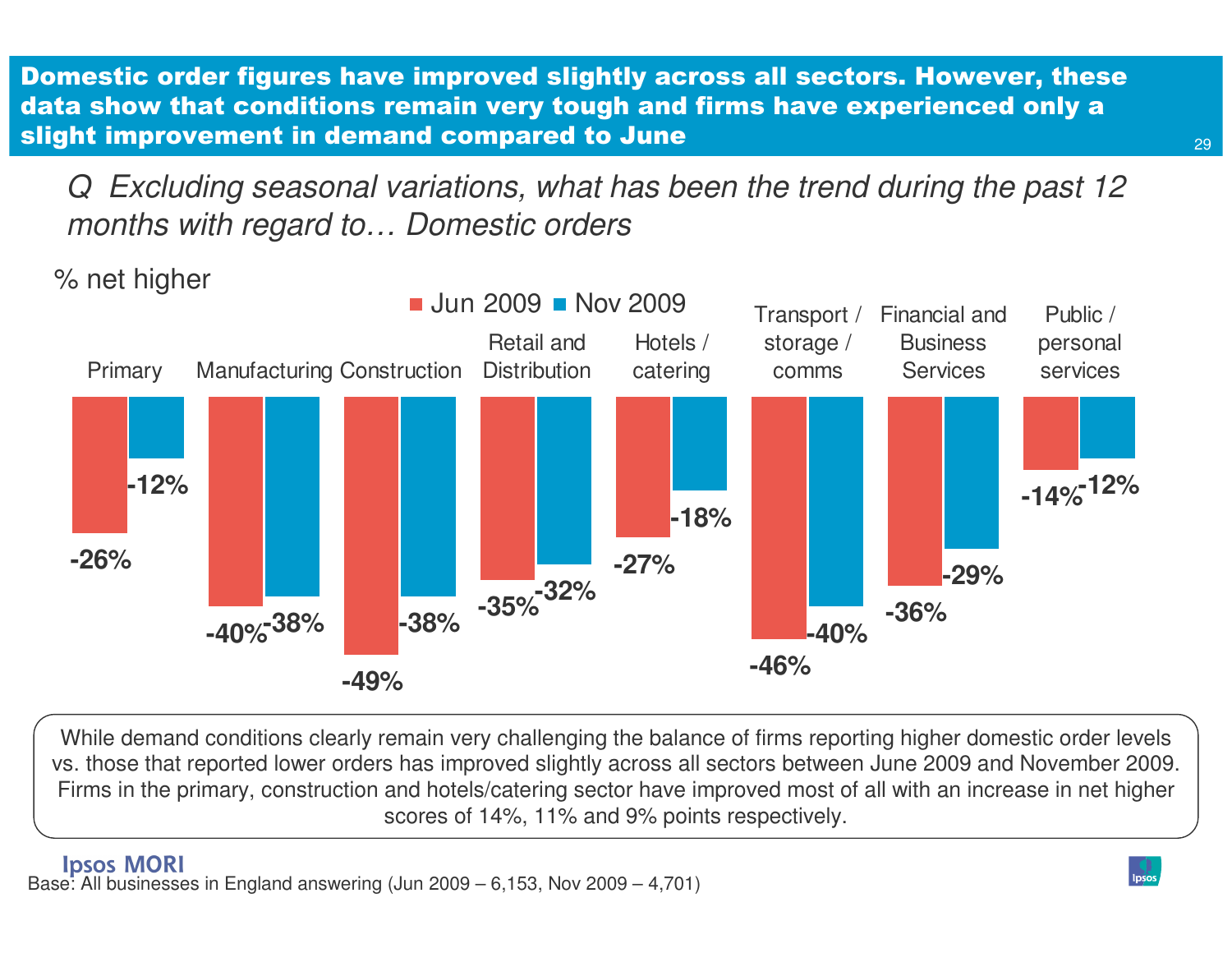## Domestic order figures have improved slightly across all sectors. However, these data show that conditions remain very tough and firms have experienced only a slight improvement in demand compared to June

*Q Excluding seasonal variations, what has been the trend during the past 12 months with regard to… Domestic orders*

% net higher

| Sector | Jun 2009 | Nov 2009 |
|---|---|---|
| Primary | -26% | -12% |
| Manufacturing | -40% | -38% |
| Construction | -49% | -38% |
| Retail and Distribution | -35% | -32% |
| Hotels / catering | -27% | -18% |
| Transport / storage / comms | -46% | -40% |
| Financial and Business Services | -36% | -29% |
| Public / personal services | -14% | -12% |

While demand conditions clearly remain very challenging the balance of firms reporting higher domestic order levels vs. those that reported lower orders has improved slightly across all sectors between June 2009 and November 2009. Firms in the primary, construction and hotels/catering sector have improved most of all with an increase in net higher scores of 14%, 11% and 9% points respectively.

Base: All businesses in England answering (Jun 2009 – 6,153, Nov 2009 – 4,701)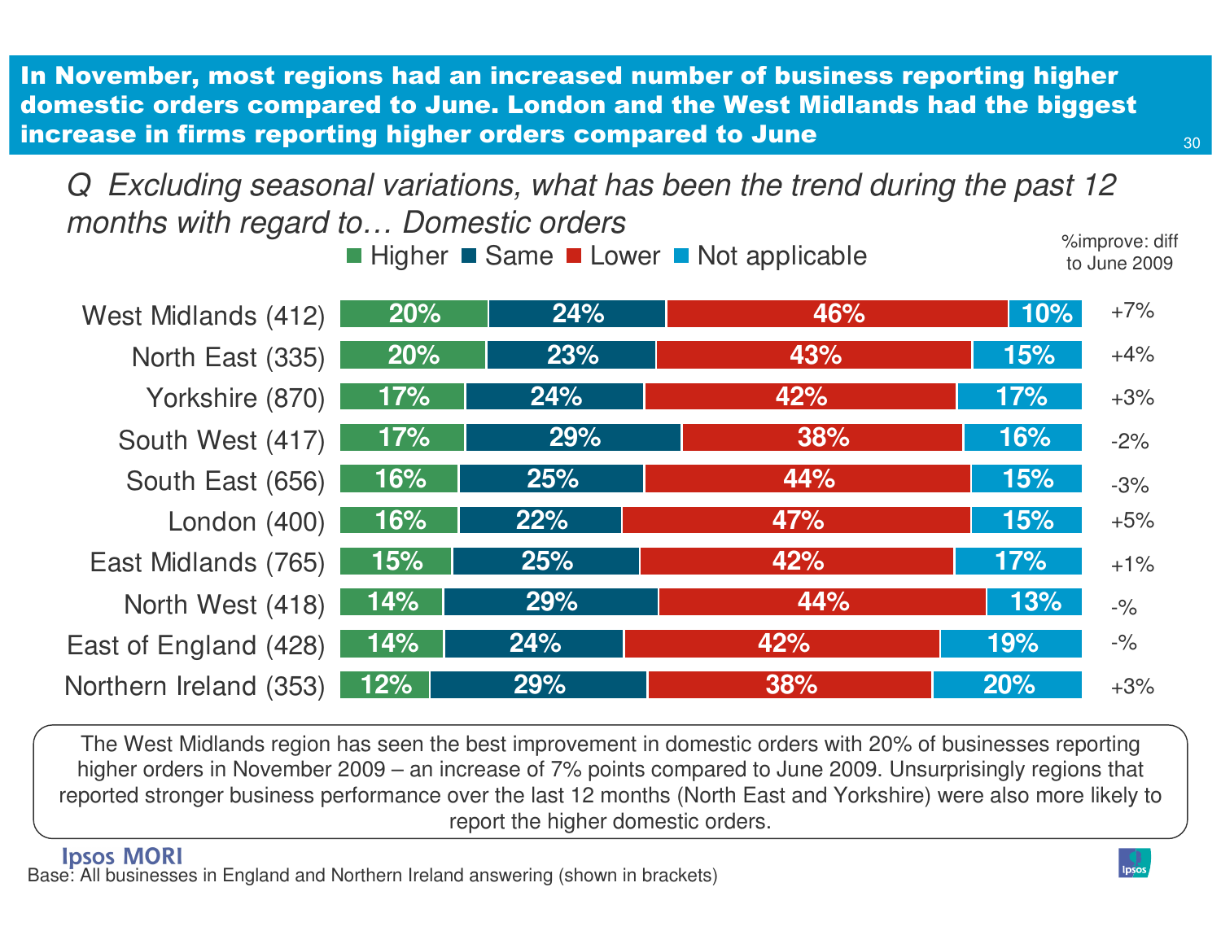## In November, most regions had an increased number of business reporting higher domestic orders compared to June. London and the West Midlands had the biggest increase in firms reporting higher orders compared to June

*Q Excluding seasonal variations, what has been the trend during the past 12 months with regard to… Domestic orders*

| Region | Higher | Same | Lower | Not applicable | %improve: diff to June 2009 |
|---|---|---|---|---|---|
| West Midlands (412) | 20% | 24% | 46% | 10% | +7% |
| North East (335) | 20% | 23% | 43% | 15% | +4% |
| Yorkshire (870) | 17% | 24% | 42% | 17% | +3% |
| South West (417) | 17% | 29% | 38% | 16% | -2% |
| South East (656) | 16% | 25% | 44% | 15% | -3% |
| London (400) | 16% | 22% | 47% | 15% | +5% |
| East Midlands (765) | 15% | 25% | 42% | 17% | +1% |
| North West (418) | 14% | 29% | 44% | 13% | -% |
| East of England (428) | 14% | 24% | 42% | 19% | -% |
| Northern Ireland (353) | 12% | 29% | 38% | 20% | +3% |

The West Midlands region has seen the best improvement in domestic orders with 20% of businesses reporting higher orders in November 2009 – an increase of 7% points compared to June 2009. Unsurprisingly regions that reported stronger business performance over the last 12 months (North East and Yorkshire) were also more likely to report the higher domestic orders.

Base: All businesses in England and Northern Ireland answering (shown in brackets)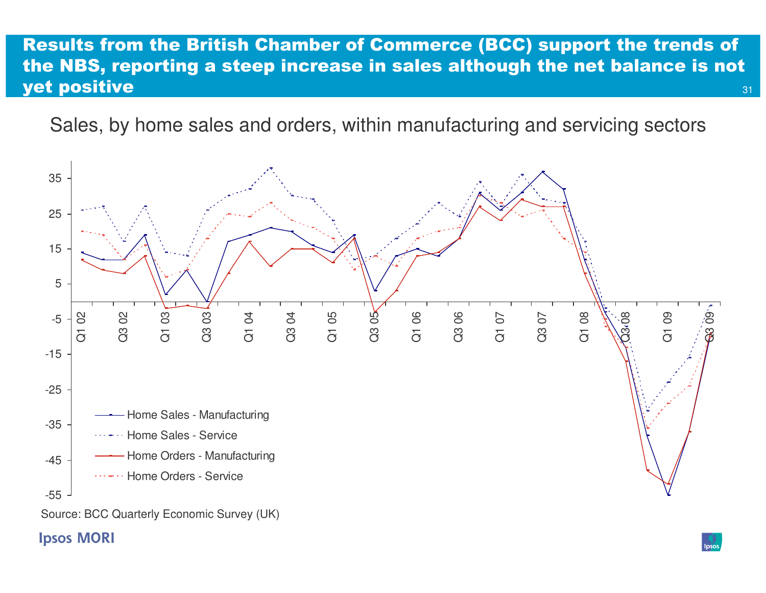# Results from the British Chamber of Commerce (BCC) support the trends of the NBS, reporting a steep increase in sales although the net balance is not yet positive

Sales, by home sales and orders, within manufacturing and servicing sectors

- Home Sales - Manufacturing
- Home Sales - Service
- Home Orders - Manufacturing
- Home Orders - Service

Source: BCC Quarterly Economic Survey (UK)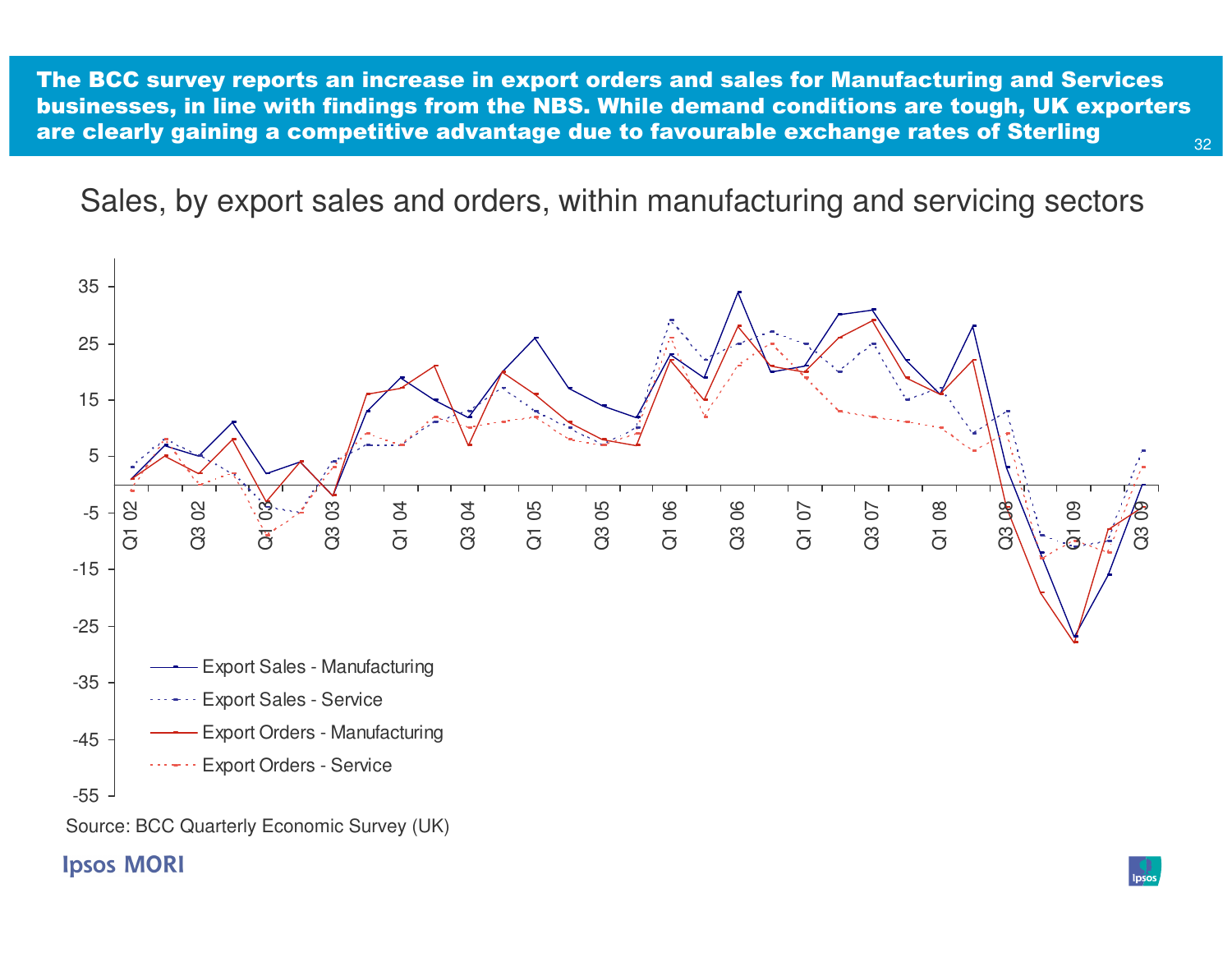**The BCC survey reports an increase in export orders and sales for Manufacturing and Services businesses, in line with findings from the NBS. While demand conditions are tough, UK exporters are clearly gaining a competitive advantage due to favourable exchange rates of Sterling**

## Sales, by export sales and orders, within manufacturing and servicing sectors

Legend:
- Export Sales - Manufacturing
- Export Sales - Service
- Export Orders - Manufacturing
- Export Orders - Service

Source: BCC Quarterly Economic Survey (UK)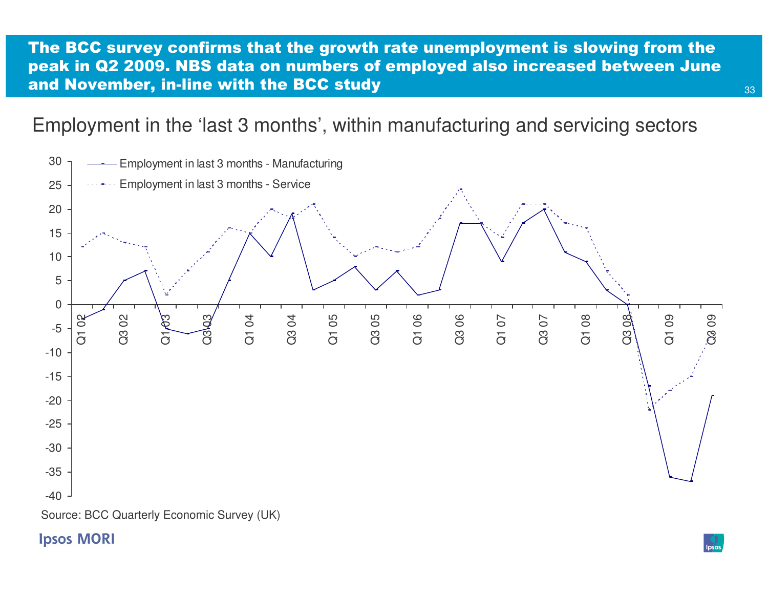## The BCC survey confirms that the growth rate unemployment is slowing from the peak in Q2 2009. NBS data on numbers of employed also increased between June and November, in-line with the BCC study

### Employment in the 'last 3 months', within manufacturing and servicing sectors

Employment in last 3 months - Manufacturing

Employment in last 3 months - Service

30
25
20
15
10
5
0
-5
-10
-15
-20
-25
-30
-35
-40

Q1 02 Q3 02 Q1 03 Q3 03 Q1 04 Q3 04 Q1 05 Q3 05 Q1 06 Q3 06 Q1 07 Q3 07 Q1 08 Q3 08 Q1 09 Q3 09

Source: BCC Quarterly Economic Survey (UK)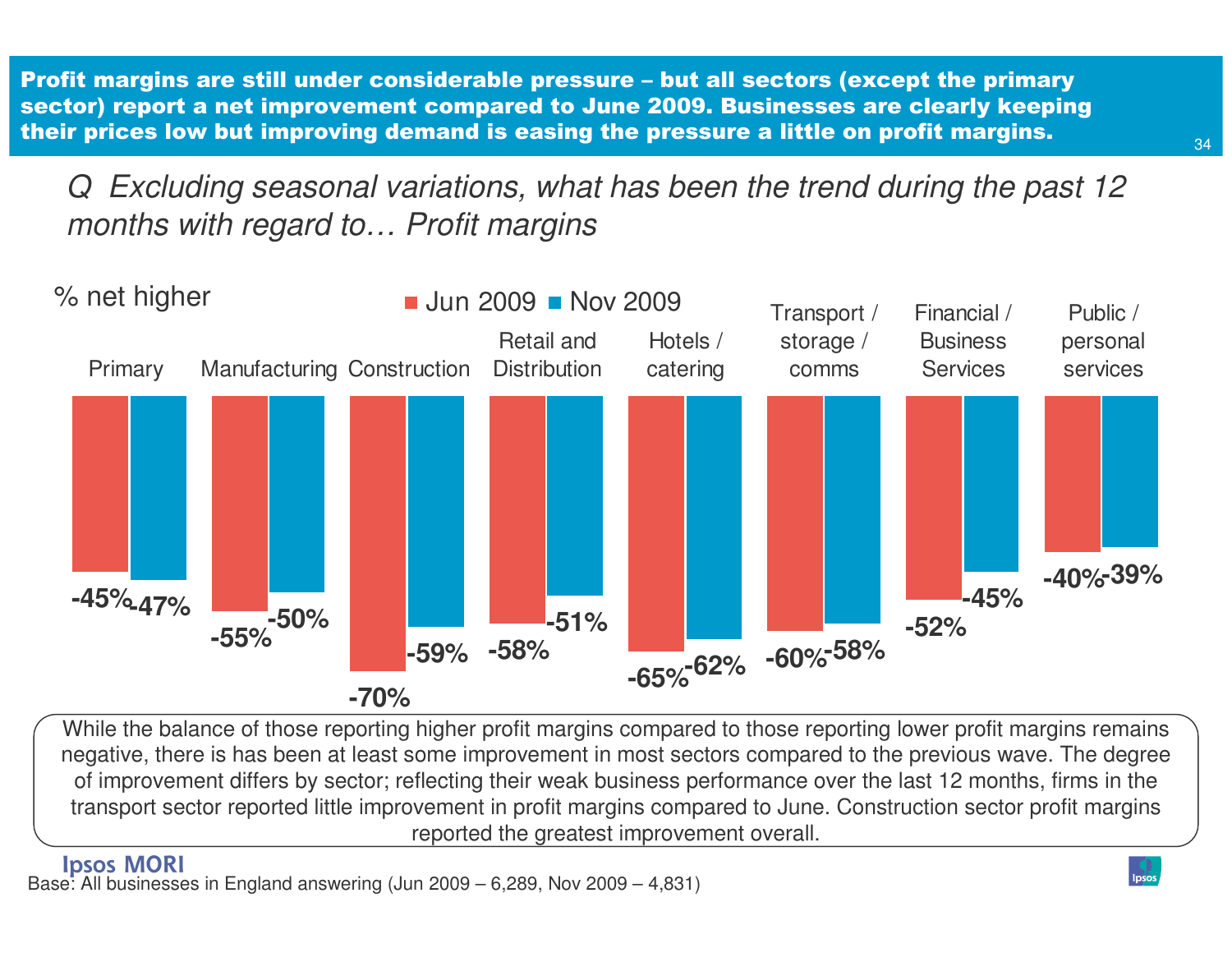**Profit margins are still under considerable pressure – but all sectors (except the primary sector) report a net improvement compared to June 2009. Businesses are clearly keeping their prices low but improving demand is easing the pressure a little on profit margins.**

*Q Excluding seasonal variations, what has been the trend during the past 12 months with regard to… Profit margins*

% net higher

| Sector | Jun 2009 | Nov 2009 |
|---|---|---|
| Primary | -45% | -47% |
| Manufacturing | -55% | -50% |
| Construction | -70% | -59% |
| Retail and Distribution | -58% | -51% |
| Hotels / catering | -65% | -62% |
| Transport / storage / comms | -60% | -58% |
| Financial / Business Services | -52% | -45% |
| Public / personal services | -40% | -39% |

While the balance of those reporting higher profit margins compared to those reporting lower profit margins remains negative, there is has been at least some improvement in most sectors compared to the previous wave. The degree of improvement differs by sector; reflecting their weak business performance over the last 12 months, firms in the transport sector reported little improvement in profit margins compared to June. Construction sector profit margins reported the greatest improvement overall.

Base: All businesses in England answering (Jun 2009 – 6,289, Nov 2009 – 4,831)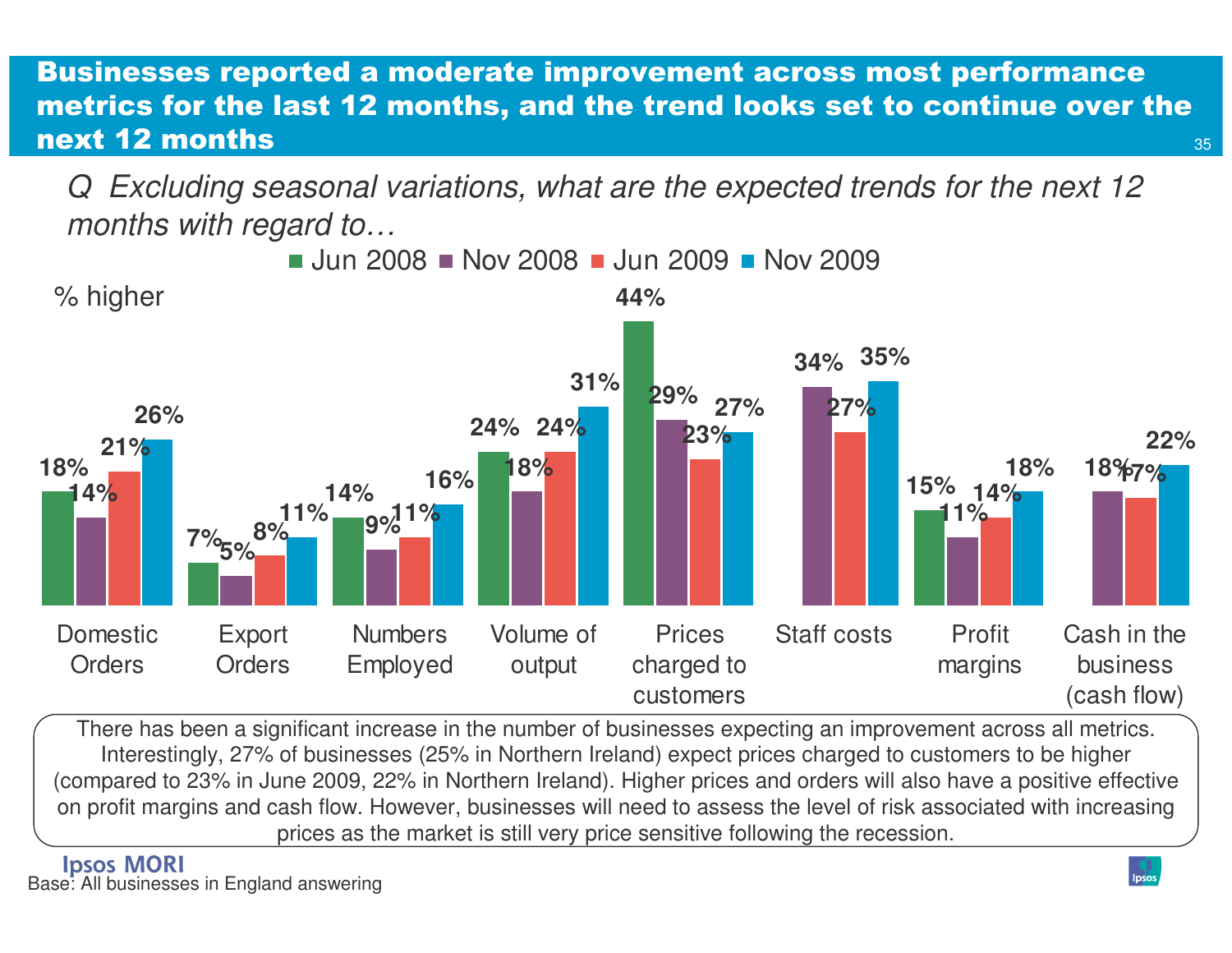## Businesses reported a moderate improvement across most performance metrics for the last 12 months, and the trend looks set to continue over the next 12 months

*Q Excluding seasonal variations, what are the expected trends for the next 12 months with regard to…*

% higher

| | Jun 2008 | Nov 2008 | Jun 2009 | Nov 2009 |
|---|---|---|---|---|
| Domestic Orders | 18% | 14% | 21% | 26% |
| Export Orders | 7% | 5% | 8% | 11% |
| Numbers Employed | 14% | 9% | 11% | 16% |
| Volume of output | 24% | 18% | 24% | 31% |
| Prices charged to customers | 44% | 29% | 23% | 27% |
| Staff costs | | 34% | 27% | 35% |
| Profit margins | 15% | 11% | 14% | 18% |
| Cash in the business (cash flow) | | 18% | 17% | 22% |

There has been a significant increase in the number of businesses expecting an improvement across all metrics. Interestingly, 27% of businesses (25% in Northern Ireland) expect prices charged to customers to be higher (compared to 23% in June 2009, 22% in Northern Ireland). Higher prices and orders will also have a positive effective on profit margins and cash flow. However, businesses will need to assess the level of risk associated with increasing prices as the market is still very price sensitive following the recession.

Base: All businesses in England answering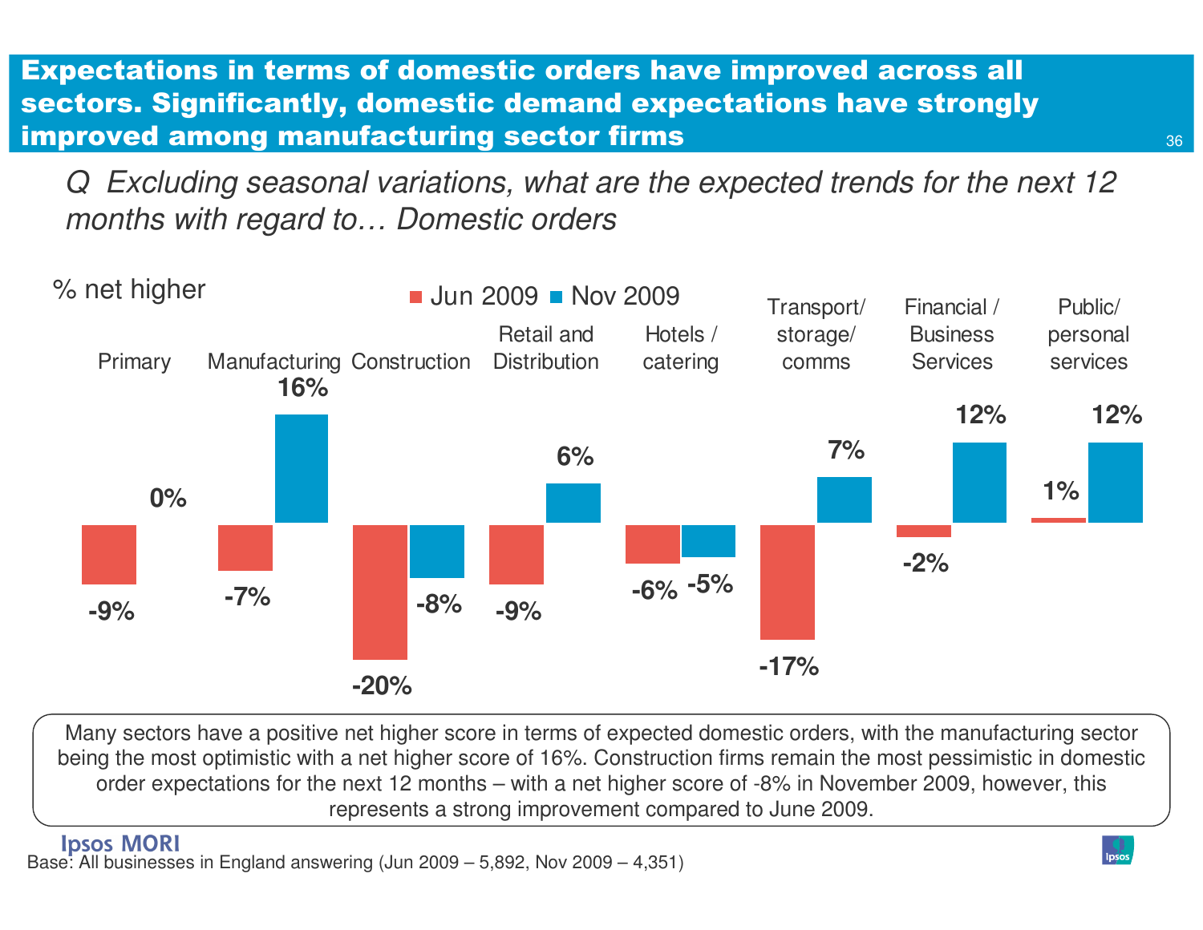## Expectations in terms of domestic orders have improved across all sectors. Significantly, domestic demand expectations have strongly improved among manufacturing sector firms

*Q Excluding seasonal variations, what are the expected trends for the next 12 months with regard to… Domestic orders*

% net higher

| Sector | Jun 2009 | Nov 2009 |
|---|---|---|
| Primary | -9% | 0% |
| Manufacturing | -7% | 16% |
| Construction | -20% | -8% |
| Retail and Distribution | -9% | 6% |
| Hotels / catering | -6% | -5% |
| Transport/ storage/ comms | -17% | 7% |
| Financial / Business Services | -2% | 12% |
| Public/ personal services | 1% | 12% |

Many sectors have a positive net higher score in terms of expected domestic orders, with the manufacturing sector being the most optimistic with a net higher score of 16%. Construction firms remain the most pessimistic in domestic order expectations for the next 12 months – with a net higher score of -8% in November 2009, however, this represents a strong improvement compared to June 2009.

Base: All businesses in England answering (Jun 2009 – 5,892, Nov 2009 – 4,351)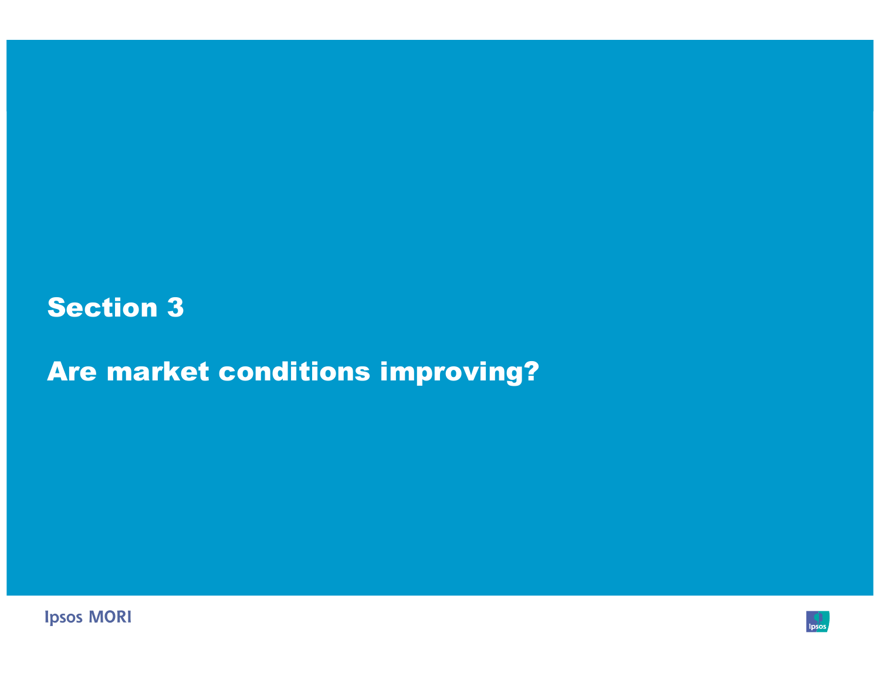# Section 3

## Are market conditions improving?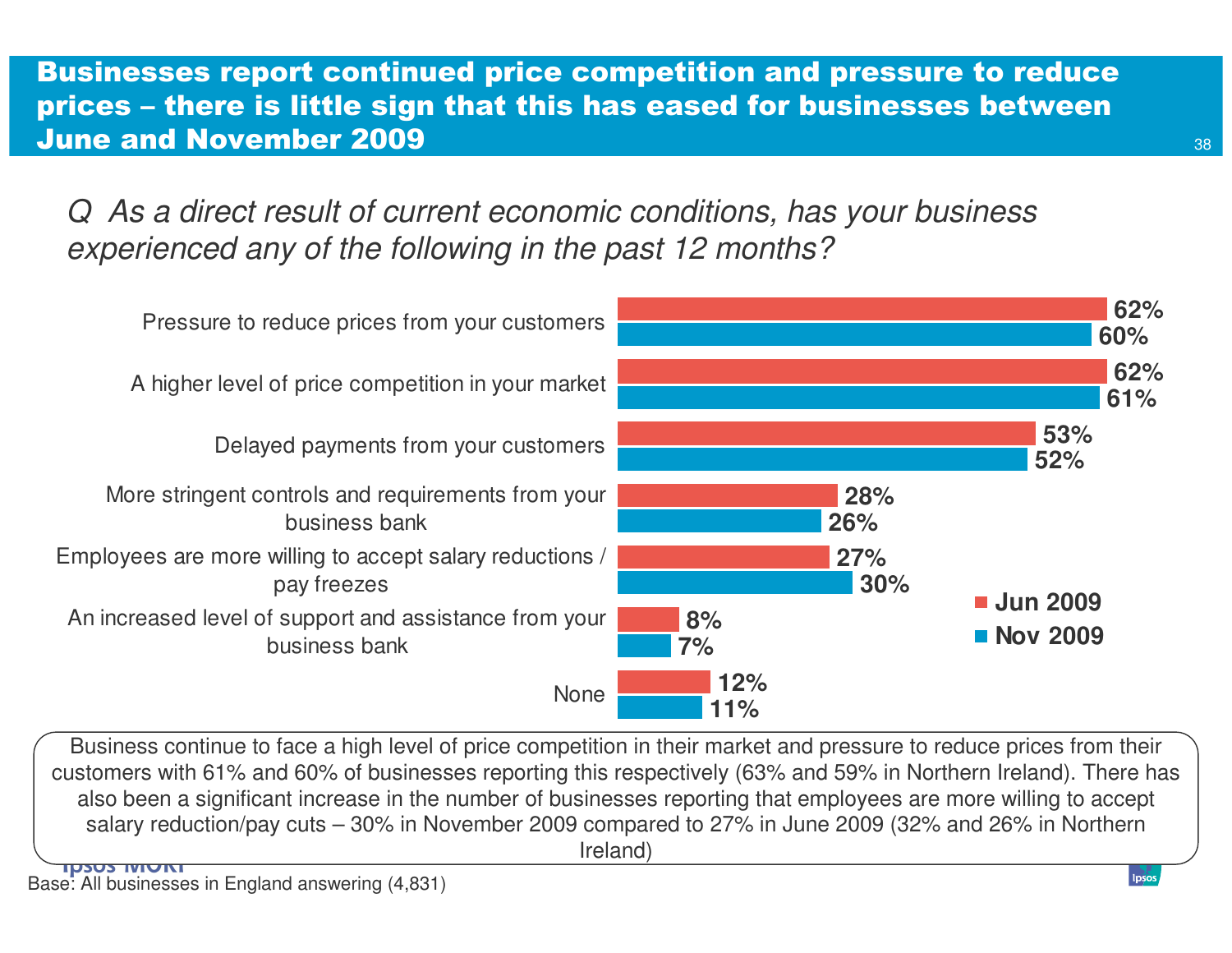## Businesses report continued price competition and pressure to reduce prices – there is little sign that this has eased for businesses between June and November 2009

*Q As a direct result of current economic conditions, has your business experienced any of the following in the past 12 months?*

| | Jun 2009 | Nov 2009 |
|---|---|---|
| Pressure to reduce prices from your customers | 62% | 60% |
| A higher level of price competition in your market | 62% | 61% |
| Delayed payments from your customers | 53% | 52% |
| More stringent controls and requirements from your business bank | 28% | 26% |
| Employees are more willing to accept salary reductions / pay freezes | 27% | 30% |
| An increased level of support and assistance from your business bank | 8% | 7% |
| None | 12% | 11% |

Business continue to face a high level of price competition in their market and pressure to reduce prices from their customers with 61% and 60% of businesses reporting this respectively (63% and 59% in Northern Ireland). There has also been a significant increase in the number of businesses reporting that employees are more willing to accept salary reduction/pay cuts – 30% in November 2009 compared to 27% in June 2009 (32% and 26% in Northern Ireland)

Base: All businesses in England answering (4,831)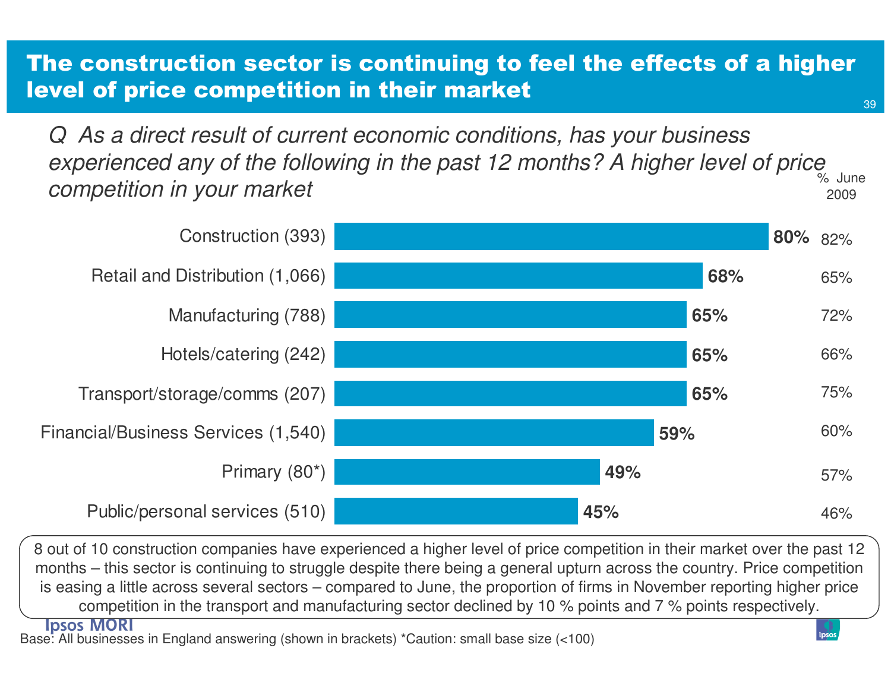# The construction sector is continuing to feel the effects of a higher level of price competition in their market

*Q As a direct result of current economic conditions, has your business experienced any of the following in the past 12 months? A higher level of price competition in your market*

| Sector | % | % June 2009 |
|---|---|---|
| Construction (393) | **80%** | 82% |
| Retail and Distribution (1,066) | **68%** | 65% |
| Manufacturing (788) | **65%** | 72% |
| Hotels/catering (242) | **65%** | 66% |
| Transport/storage/comms (207) | **65%** | 75% |
| Financial/Business Services (1,540) | **59%** | 60% |
| Primary (80*) | **49%** | 57% |
| Public/personal services (510) | **45%** | 46% |

8 out of 10 construction companies have experienced a higher level of price competition in their market over the past 12 months – this sector is continuing to struggle despite there being a general upturn across the country. Price competition is easing a little across several sectors – compared to June, the proportion of firms in November reporting higher price competition in the transport and manufacturing sector declined by 10 % points and 7 % points respectively.

Base: All businesses in England answering (shown in brackets) *Caution: small base size (<100)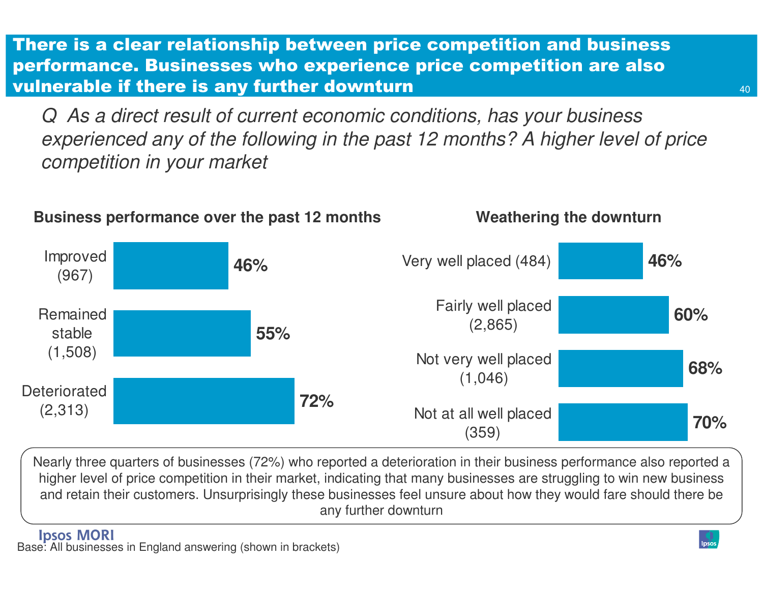# There is a clear relationship between price competition and business performance. Businesses who experience price competition are also vulnerable if there is any further downturn

*Q As a direct result of current economic conditions, has your business experienced any of the following in the past 12 months? A higher level of price competition in your market*

**Business performance over the past 12 months**

| Business performance | % |
|---|---|
| Improved (967) | 46% |
| Remained stable (1,508) | 55% |
| Deteriorated (2,313) | 72% |

**Weathering the downturn**

| Weathering the downturn | % |
|---|---|
| Very well placed (484) | 46% |
| Fairly well placed (2,865) | 60% |
| Not very well placed (1,046) | 68% |
| Not at all well placed (359) | 70% |

Nearly three quarters of businesses (72%) who reported a deterioration in their business performance also reported a higher level of price competition in their market, indicating that many businesses are struggling to win new business and retain their customers. Unsurprisingly these businesses feel unsure about how they would fare should there be any further downturn

Base: All businesses in England answering (shown in brackets)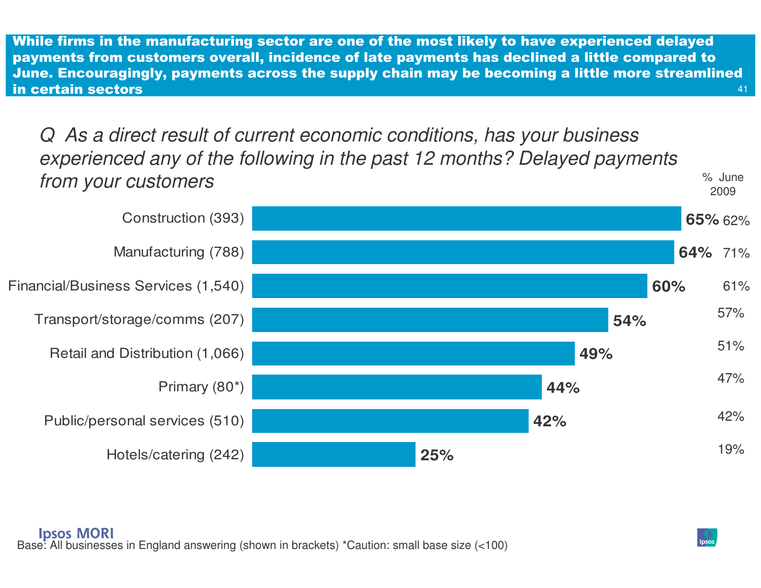## While firms in the manufacturing sector are one of the most likely to have experienced delayed payments from customers overall, incidence of late payments has declined a little compared to June. Encouragingly, payments across the supply chain may be becoming a little more streamlined in certain sectors

*Q As a direct result of current economic conditions, has your business experienced any of the following in the past 12 months? Delayed payments from your customers*

| Sector | % | % June 2009 |
|---|---|---|
| Construction (393) | 65% | 62% |
| Manufacturing (788) | 64% | 71% |
| Financial/Business Services (1,540) | 60% | 61% |
| Transport/storage/comms (207) | 54% | 57% |
| Retail and Distribution (1,066) | 49% | 51% |
| Primary (80*) | 44% | 47% |
| Public/personal services (510) | 42% | 42% |
| Hotels/catering (242) | 25% | 19% |

Ipsos MORI

Base: All businesses in England answering (shown in brackets) *Caution: small base size (<100)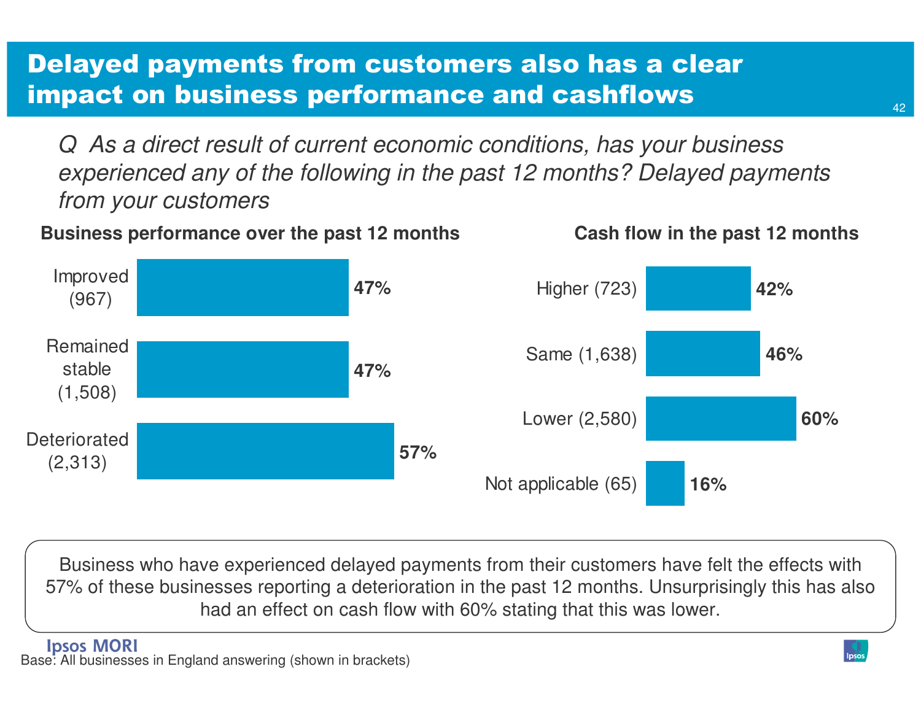# Delayed payments from customers also has a clear impact on business performance and cashflows

*Q As a direct result of current economic conditions, has your business experienced any of the following in the past 12 months? Delayed payments from your customers*

**Business performance over the past 12 months**

| Business performance | % |
|---|---|
| Improved (967) | **47%** |
| Remained stable (1,508) | **47%** |
| Deteriorated (2,313) | **57%** |

**Cash flow in the past 12 months**

| Cash flow | % |
|---|---|
| Higher (723) | **42%** |
| Same (1,638) | **46%** |
| Lower (2,580) | **60%** |
| Not applicable (65) | **16%** |

Business who have experienced delayed payments from their customers have felt the effects with 57% of these businesses reporting a deterioration in the past 12 months. Unsurprisingly this has also had an effect on cash flow with 60% stating that this was lower.

Base: All businesses in England answering (shown in brackets)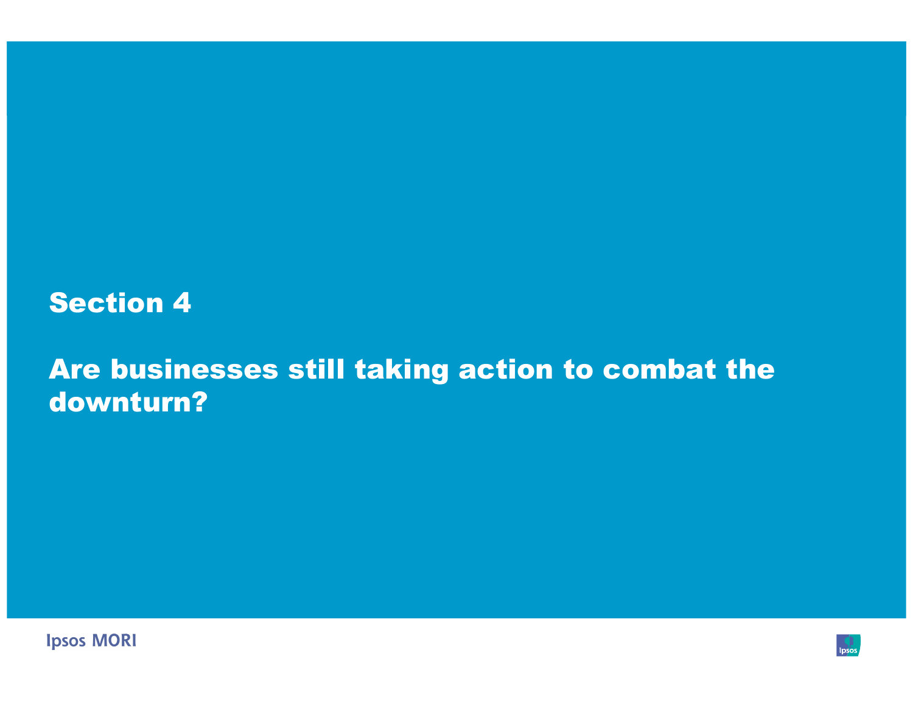# Section 4

## Are businesses still taking action to combat the downturn?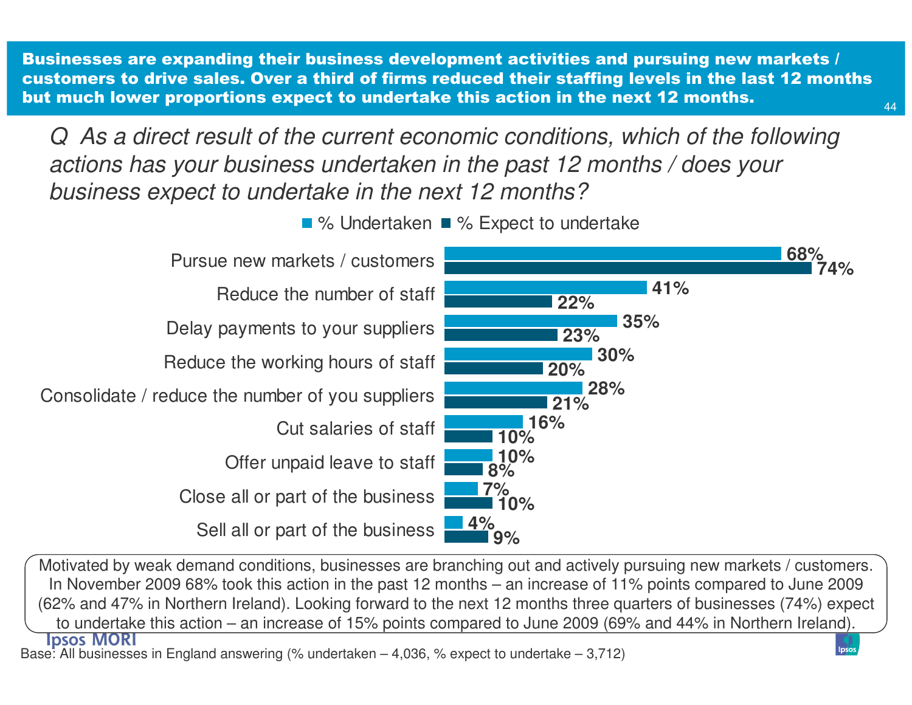## Businesses are expanding their business development activities and pursuing new markets / customers to drive sales. Over a third of firms reduced their staffing levels in the last 12 months but much lower proportions expect to undertake this action in the next 12 months.

*Q As a direct result of the current economic conditions, which of the following actions has your business undertaken in the past 12 months / does your business expect to undertake in the next 12 months?*

| Action | % Undertaken | % Expect to undertake |
| --- | --- | --- |
| Pursue new markets / customers | 68% | 74% |
| Reduce the number of staff | 41% | 22% |
| Delay payments to your suppliers | 35% | 23% |
| Reduce the working hours of staff | 30% | 20% |
| Consolidate / reduce the number of you suppliers | 28% | 21% |
| Cut salaries of staff | 16% | 10% |
| Offer unpaid leave to staff | 10% | 8% |
| Close all or part of the business | 7% | 10% |
| Sell all or part of the business | 4% | 9% |

Motivated by weak demand conditions, businesses are branching out and actively pursuing new markets / customers. In November 2009 68% took this action in the past 12 months – an increase of 11% points compared to June 2009 (62% and 47% in Northern Ireland). Looking forward to the next 12 months three quarters of businesses (74%) expect to undertake this action – an increase of 15% points compared to June 2009 (69% and 44% in Northern Ireland).

Base: All businesses in England answering (% undertaken – 4,036, % expect to undertake – 3,712)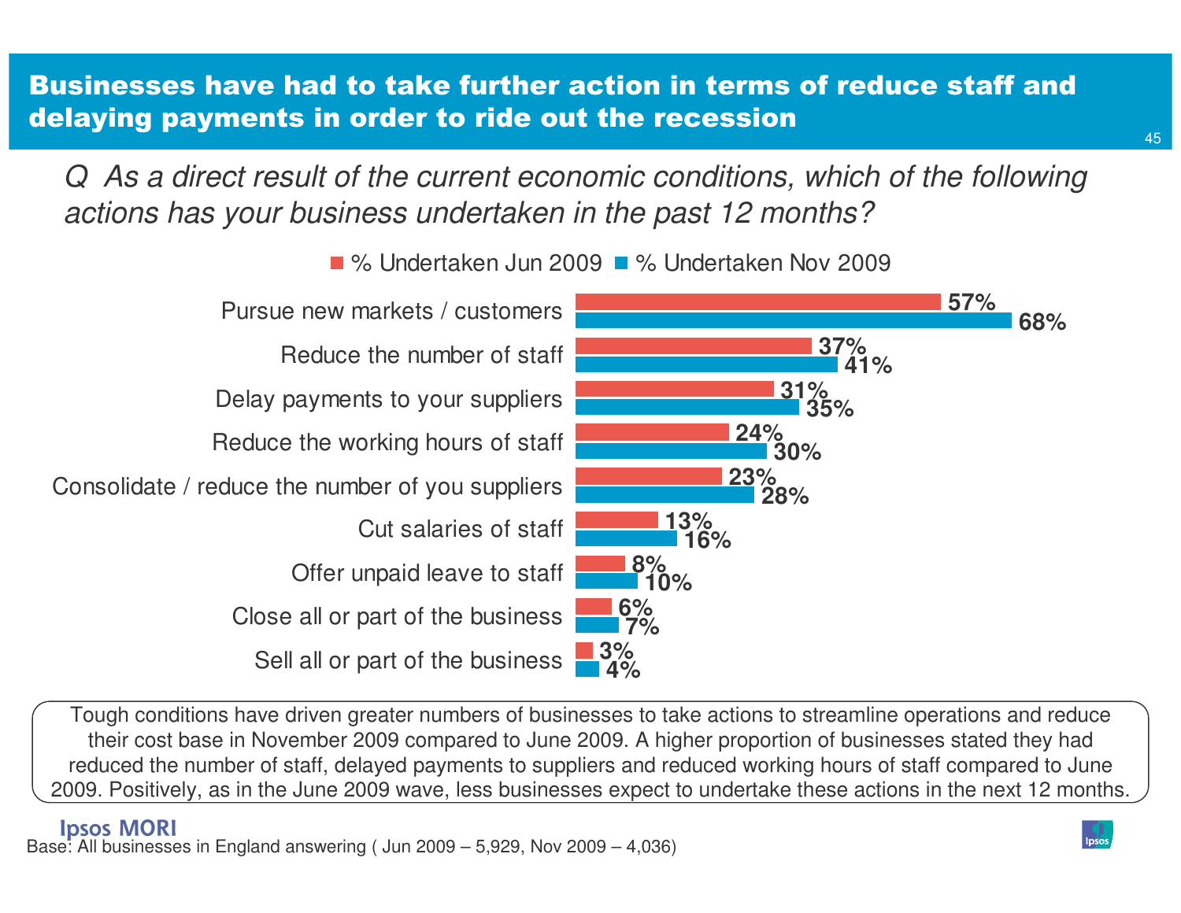# Businesses have had to take further action in terms of reduce staff and delaying payments in order to ride out the recession

*Q As a direct result of the current economic conditions, which of the following actions has your business undertaken in the past 12 months?*

| | % Undertaken Jun 2009 | % Undertaken Nov 2009 |
|---|---|---|
| Pursue new markets / customers | 57% | 68% |
| Reduce the number of staff | 37% | 41% |
| Delay payments to your suppliers | 31% | 35% |
| Reduce the working hours of staff | 24% | 30% |
| Consolidate / reduce the number of you suppliers | 23% | 28% |
| Cut salaries of staff | 13% | 16% |
| Offer unpaid leave to staff | 8% | 10% |
| Close all or part of the business | 6% | 7% |
| Sell all or part of the business | 3% | 4% |

Tough conditions have driven greater numbers of businesses to take actions to streamline operations and reduce their cost base in November 2009 compared to June 2009. A higher proportion of businesses stated they had reduced the number of staff, delayed payments to suppliers and reduced working hours of staff compared to June 2009. Positively, as in the June 2009 wave, less businesses expect to undertake these actions in the next 12 months.

Base: All businesses in England answering ( Jun 2009 – 5,929, Nov 2009 – 4,036)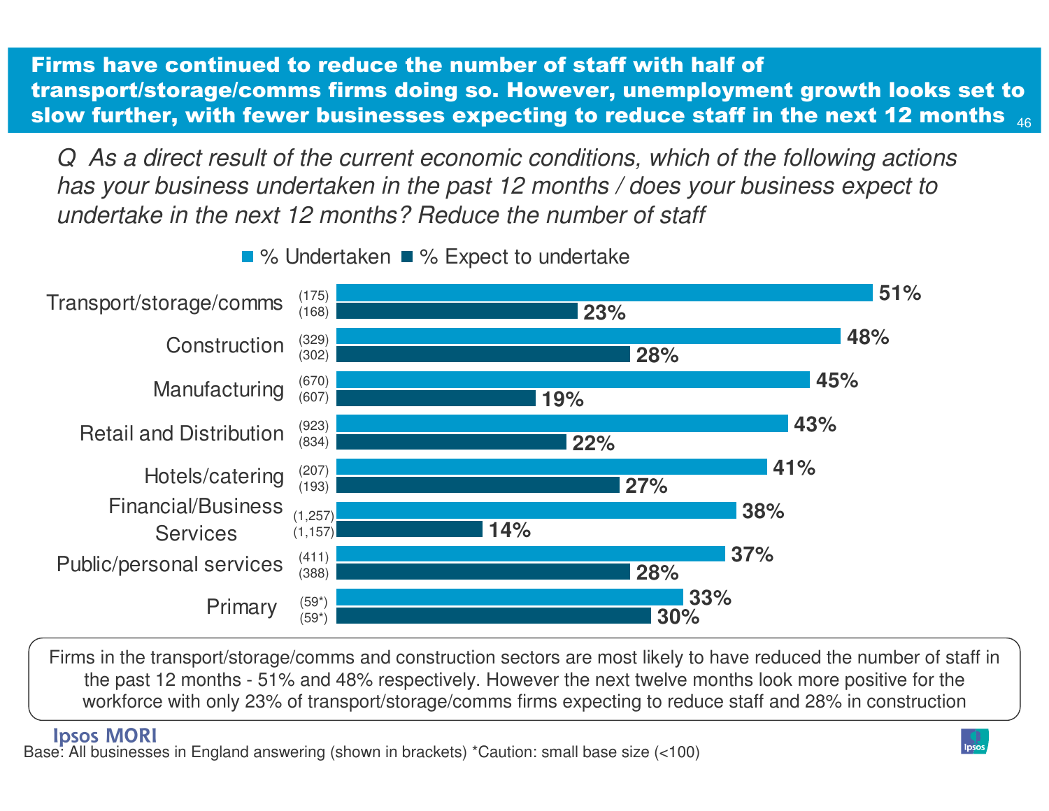## Firms have continued to reduce the number of staff with half of transport/storage/comms firms doing so. However, unemployment growth looks set to slow further, with fewer businesses expecting to reduce staff in the next 12 months

*Q As a direct result of the current economic conditions, which of the following actions has your business undertaken in the past 12 months / does your business expect to undertake in the next 12 months? Reduce the number of staff*

| Sector | Base (Undertaken) | % Undertaken | Base (Expect) | % Expect to undertake |
|---|---|---|---|---|
| Transport/storage/comms | (175) | 51% | (168) | 23% |
| Construction | (329) | 48% | (302) | 28% |
| Manufacturing | (670) | 45% | (607) | 19% |
| Retail and Distribution | (923) | 43% | (834) | 22% |
| Hotels/catering | (207) | 41% | (193) | 27% |
| Financial/Business Services | (1,257) | 38% | (1,157) | 14% |
| Public/personal services | (411) | 37% | (388) | 28% |
| Primary | (59*) | 33% | (59*) | 30% |

Firms in the transport/storage/comms and construction sectors are most likely to have reduced the number of staff in the past 12 months - 51% and 48% respectively. However the next twelve months look more positive for the workforce with only 23% of transport/storage/comms firms expecting to reduce staff and 28% in construction

Base: All businesses in England answering (shown in brackets) *Caution: small base size (<100)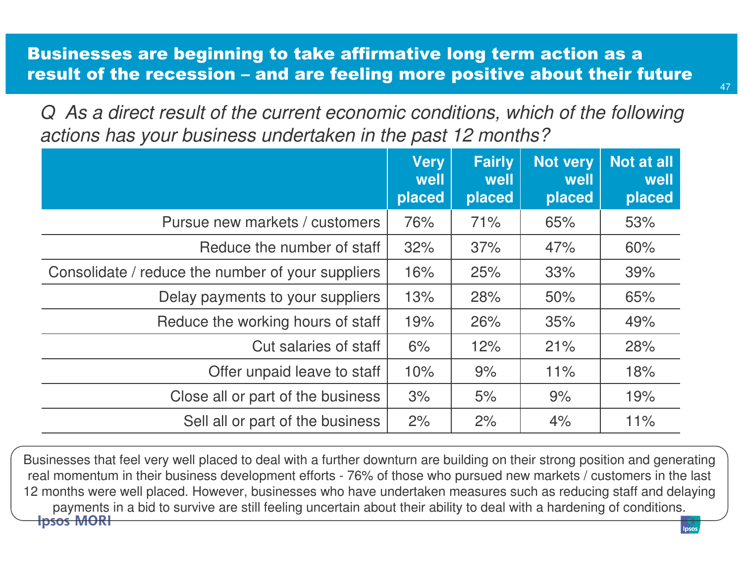## Businesses are beginning to take affirmative long term action as a result of the recession – and are feeling more positive about their future

*Q As a direct result of the current economic conditions, which of the following actions has your business undertaken in the past 12 months?*

| | Very well placed | Fairly well placed | Not very well placed | Not at all well placed |
|---|---|---|---|---|
| Pursue new markets / customers | 76% | 71% | 65% | 53% |
| Reduce the number of staff | 32% | 37% | 47% | 60% |
| Consolidate / reduce the number of your suppliers | 16% | 25% | 33% | 39% |
| Delay payments to your suppliers | 13% | 28% | 50% | 65% |
| Reduce the working hours of staff | 19% | 26% | 35% | 49% |
| Cut salaries of staff | 6% | 12% | 21% | 28% |
| Offer unpaid leave to staff | 10% | 9% | 11% | 18% |
| Close all or part of the business | 3% | 5% | 9% | 19% |
| Sell all or part of the business | 2% | 2% | 4% | 11% |

Businesses that feel very well placed to deal with a further downturn are building on their strong position and generating real momentum in their business development efforts - 76% of those who pursued new markets / customers in the last 12 months were well placed. However, businesses who have undertaken measures such as reducing staff and delaying payments in a bid to survive are still feeling uncertain about their ability to deal with a hardening of conditions.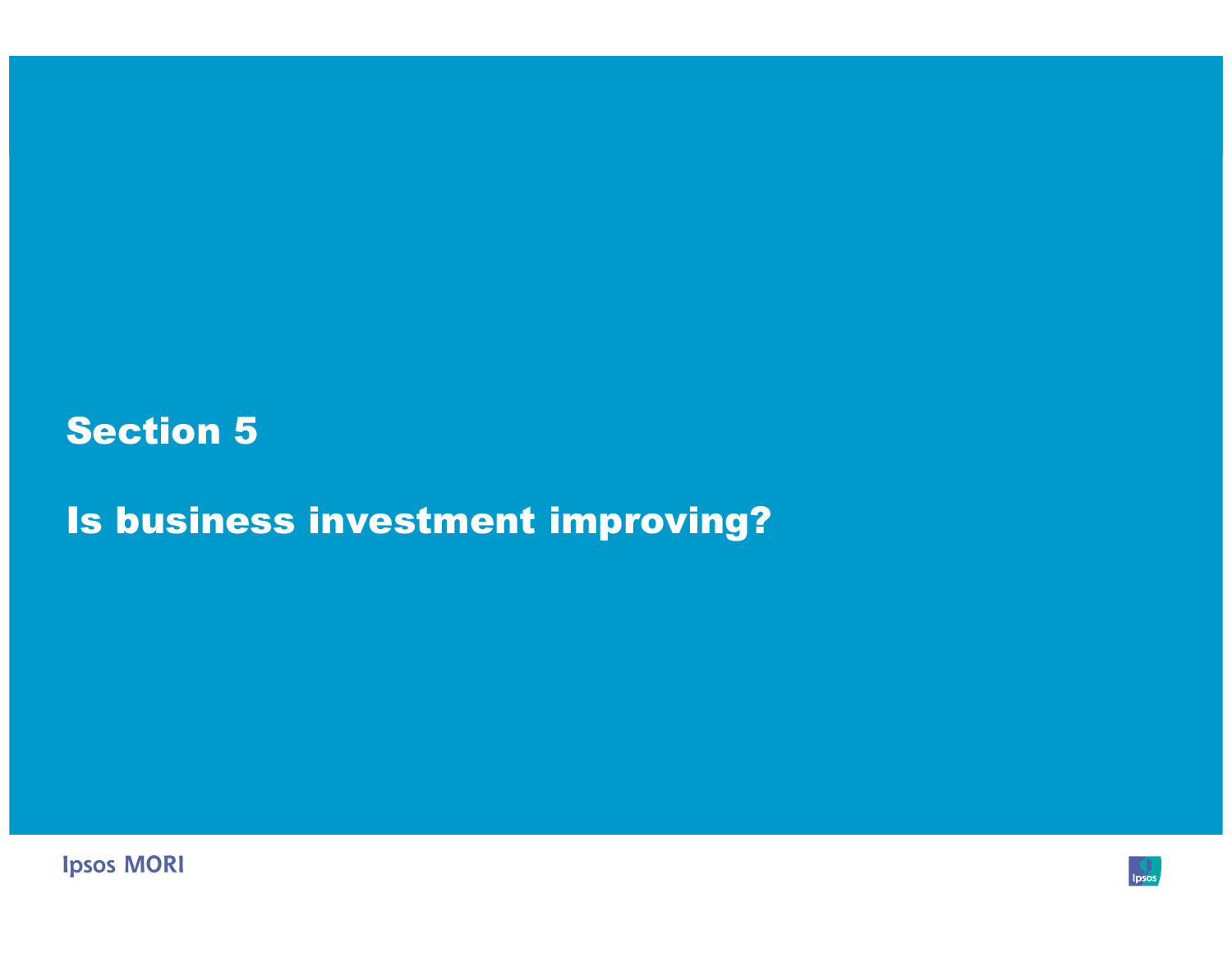# Section 5

## Is business investment improving?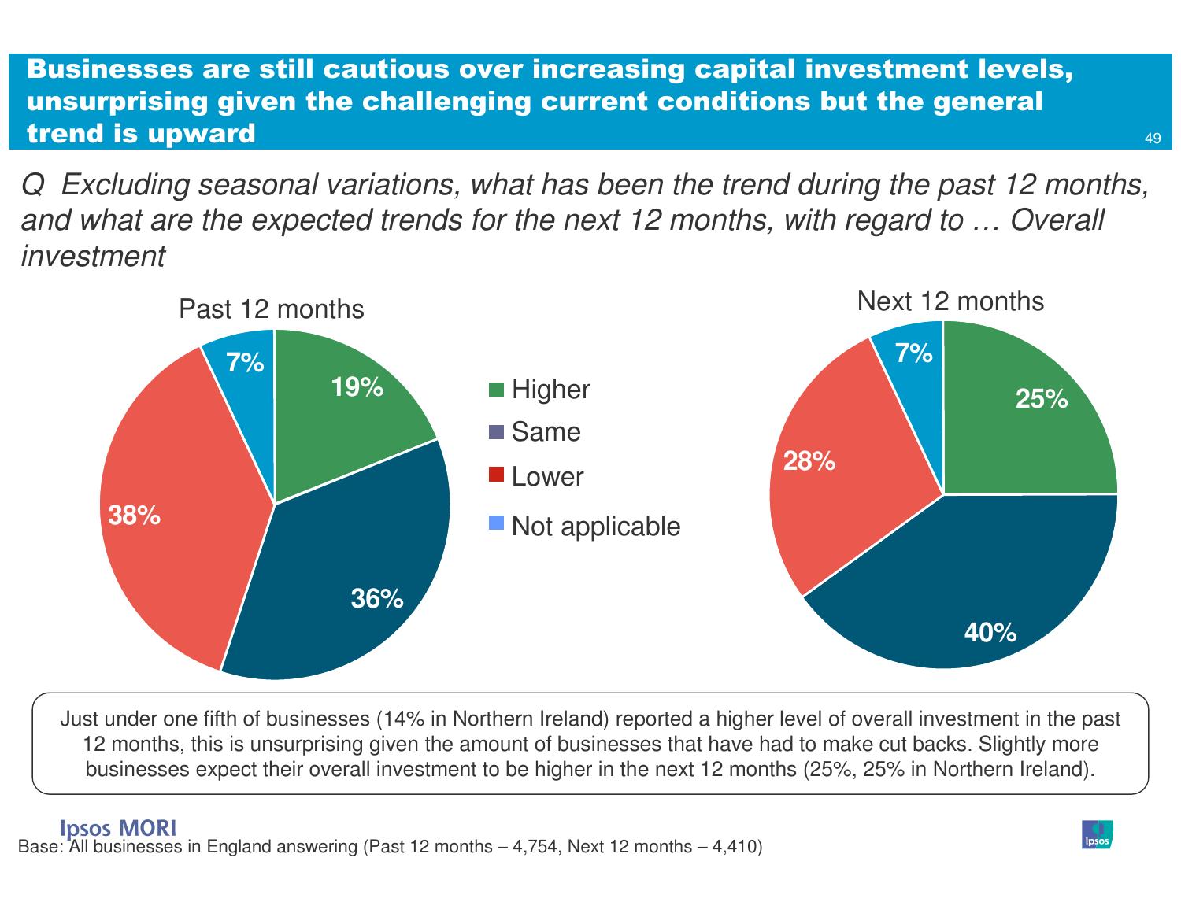# Businesses are still cautious over increasing capital investment levels, unsurprising given the challenging current conditions but the general trend is upward

*Q Excluding seasonal variations, what has been the trend during the past 12 months, and what are the expected trends for the next 12 months, with regard to … Overall investment*

| | Past 12 months | Next 12 months |
|---|---|---|
| Higher | 19% | 25% |
| Same | 36% | 40% |
| Lower | 38% | 28% |
| Not applicable | 7% | 7% |

Just under one fifth of businesses (14% in Northern Ireland) reported a higher level of overall investment in the past 12 months, this is unsurprising given the amount of businesses that have had to make cut backs. Slightly more businesses expect their overall investment to be higher in the next 12 months (25%, 25% in Northern Ireland).

Base: All businesses in England answering (Past 12 months – 4,754, Next 12 months – 4,410)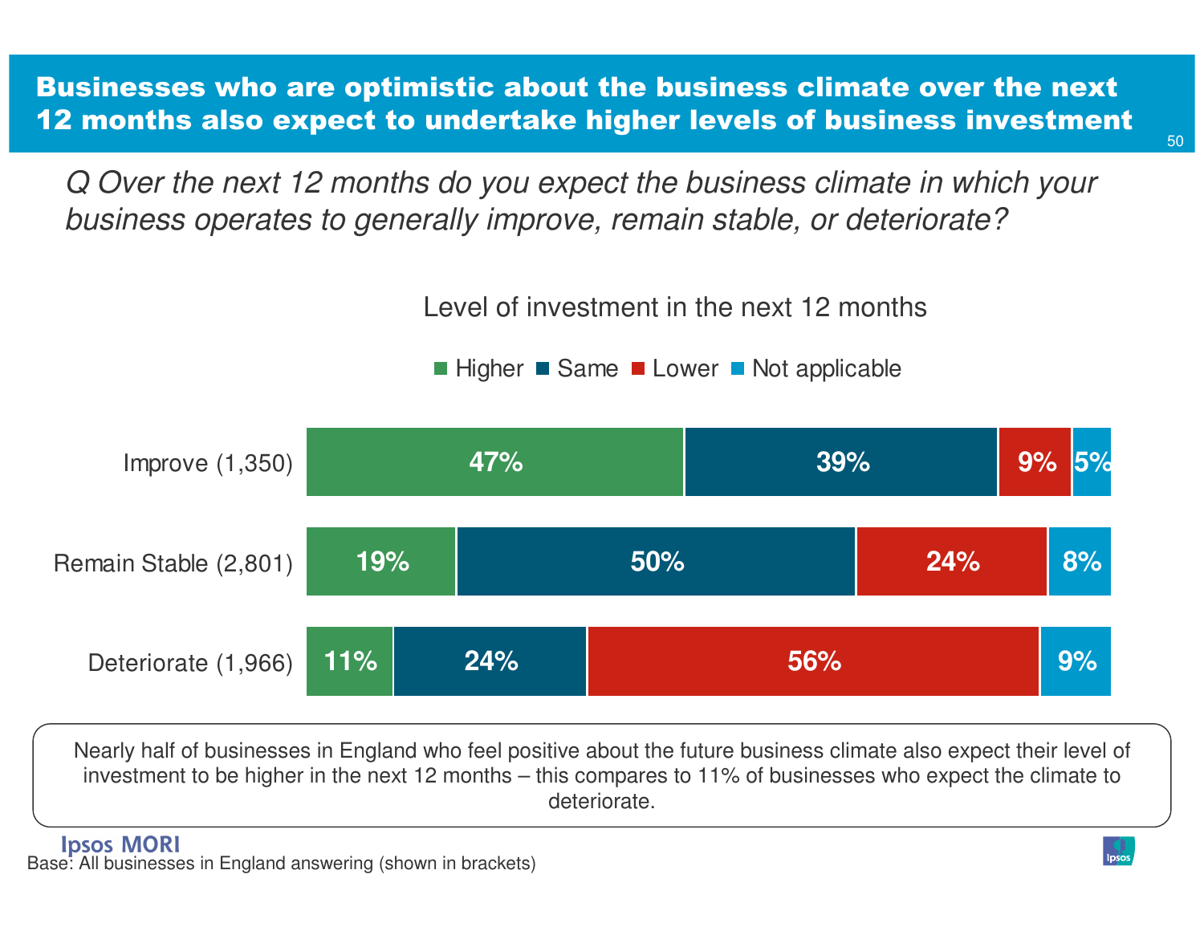# Businesses who are optimistic about the business climate over the next 12 months also expect to undertake higher levels of business investment

*Q Over the next 12 months do you expect the business climate in which your business operates to generally improve, remain stable, or deteriorate?*

Level of investment in the next 12 months

| | Higher | Same | Lower | Not applicable |
|---|---|---|---|---|
| Improve (1,350) | 47% | 39% | 9% | 5% |
| Remain Stable (2,801) | 19% | 50% | 24% | 8% |
| Deteriorate (1,966) | 11% | 24% | 56% | 9% |

Nearly half of businesses in England who feel positive about the future business climate also expect their level of investment to be higher in the next 12 months – this compares to 11% of businesses who expect the climate to deteriorate.

Base: All businesses in England answering (shown in brackets)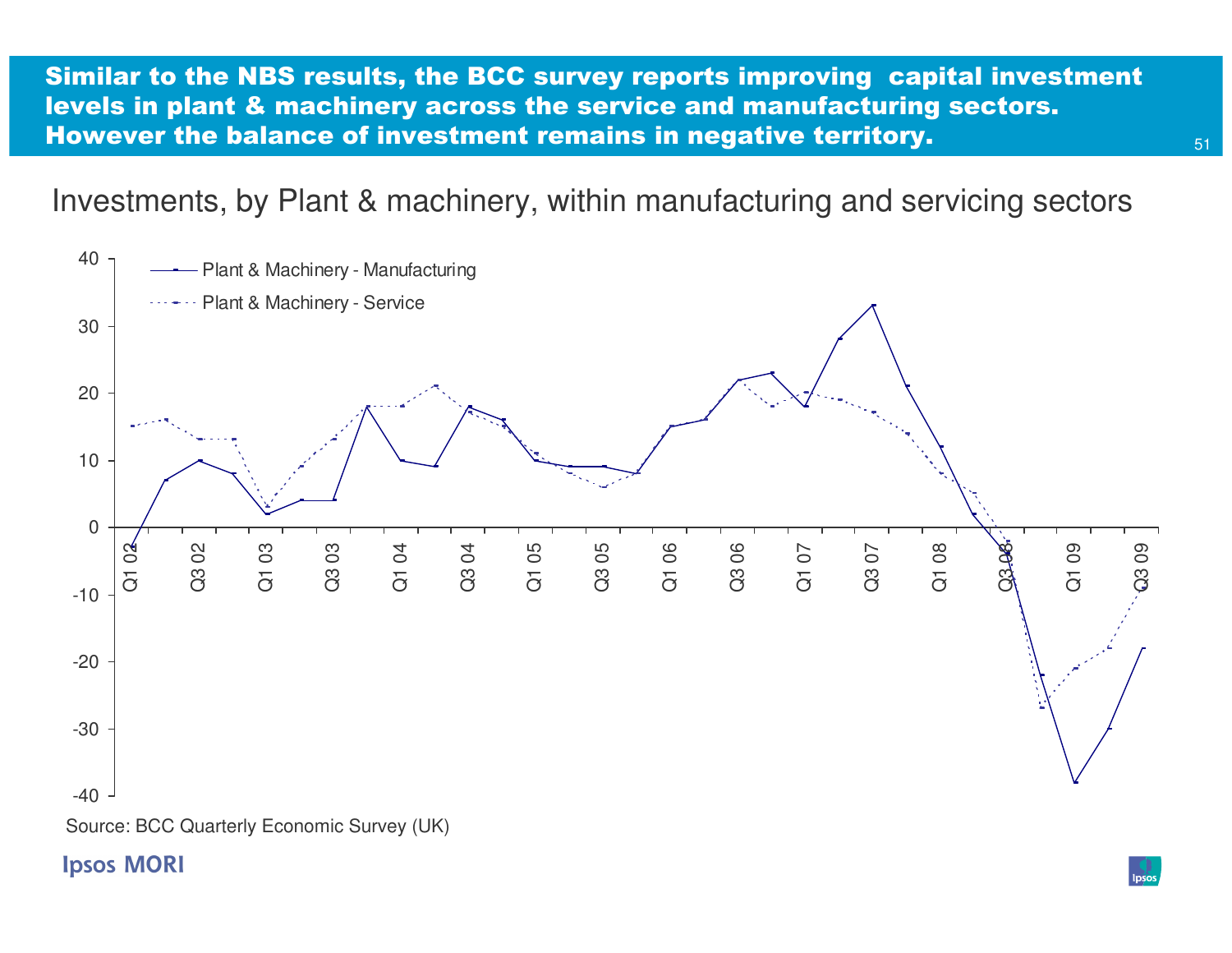# Similar to the NBS results, the BCC survey reports improving capital investment levels in plant & machinery across the service and manufacturing sectors. However the balance of investment remains in negative territory.

## Investments, by Plant & machinery, within manufacturing and servicing sectors

Source: BCC Quarterly Economic Survey (UK)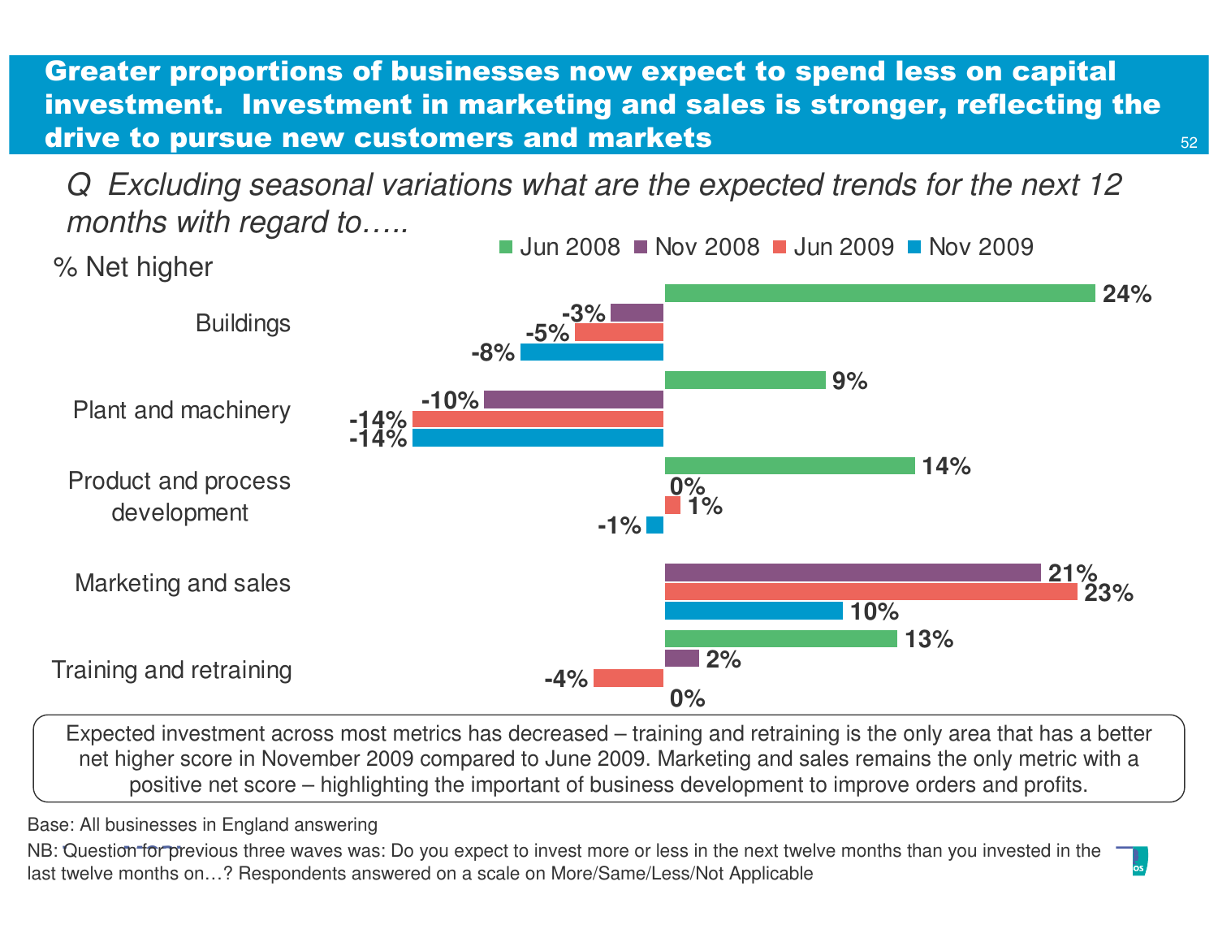# Greater proportions of businesses now expect to spend less on capital investment. Investment in marketing and sales is stronger, reflecting the drive to pursue new customers and markets

*Q Excluding seasonal variations what are the expected trends for the next 12 months with regard to…..*

% Net higher

| | Jun 2008 | Nov 2008 | Jun 2009 | Nov 2009 |
|---|---|---|---|---|
| Buildings | 24% | -3% | -5% | -8% |
| Plant and machinery | 9% | -10% | -14% | -14% |
| Product and process development | 14% | 0% | 1% | -1% |
| Marketing and sales | | 21% | 23% | 10% |
| Training and retraining | 13% | 2% | -4% | 0% |

Expected investment across most metrics has decreased – training and retraining is the only area that has a better net higher score in November 2009 compared to June 2009. Marketing and sales remains the only metric with a positive net score – highlighting the important of business development to improve orders and profits.

Base: All businesses in England answering

NB: Question for previous three waves was: Do you expect to invest more or less in the next twelve months than you invested in the last twelve months on…? Respondents answered on a scale on More/Same/Less/Not Applicable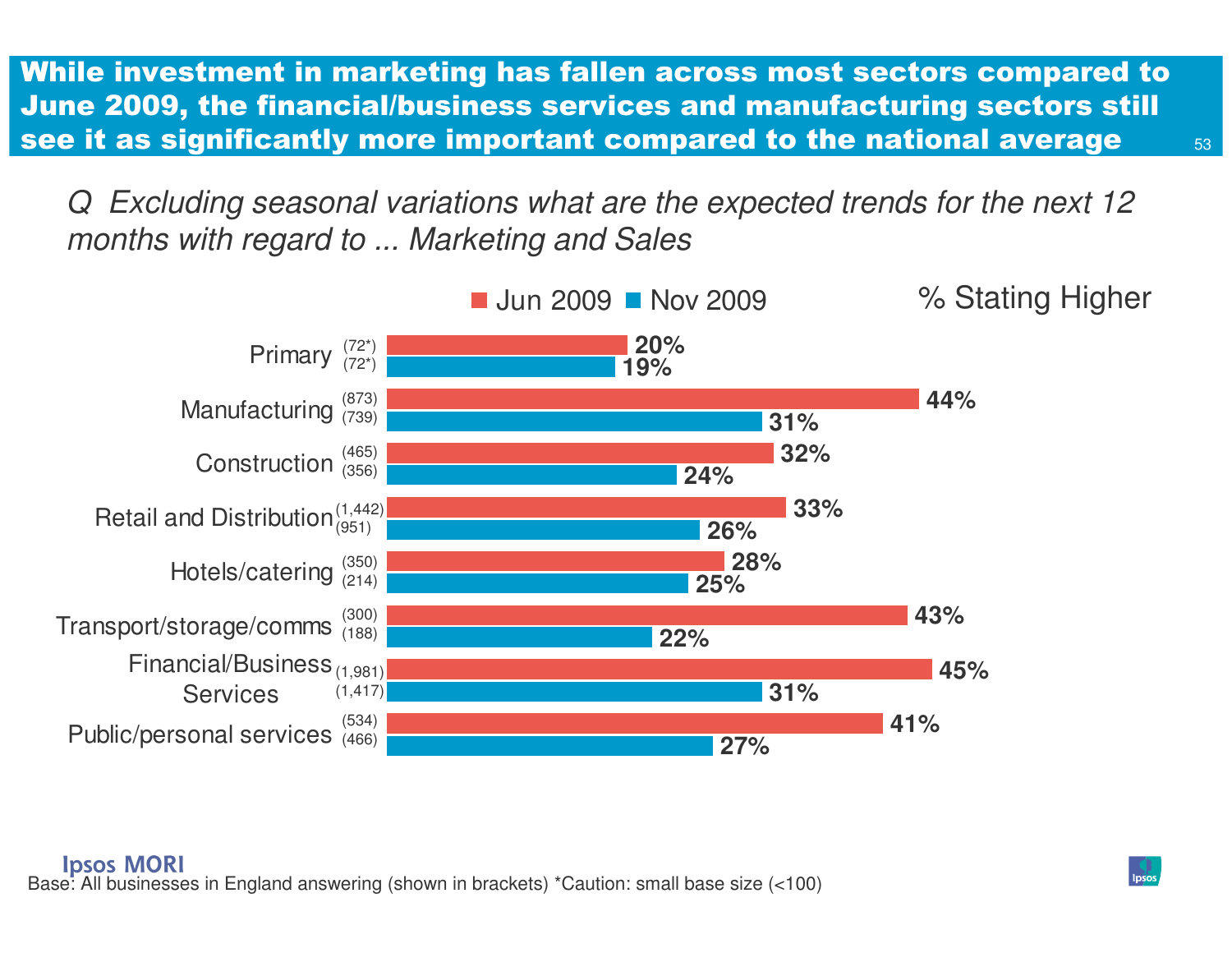# While investment in marketing has fallen across most sectors compared to June 2009, the financial/business services and manufacturing sectors still see it as significantly more important compared to the national average

*Q Excluding seasonal variations what are the expected trends for the next 12 months with regard to ... Marketing and Sales*

% Stating Higher

| Sector | Base Jun 2009 | Base Nov 2009 | Jun 2009 | Nov 2009 |
|---|---|---|---|---|
| Primary | (72*) | (72*) | 20% | 19% |
| Manufacturing | (873) | (739) | 44% | 31% |
| Construction | (465) | (356) | 32% | 24% |
| Retail and Distribution | (1,442) | (951) | 33% | 26% |
| Hotels/catering | (350) | (214) | 28% | 25% |
| Transport/storage/comms | (300) | (188) | 43% | 22% |
| Financial/Business Services | (1,981) | (1,417) | 45% | 31% |
| Public/personal services | (534) | (466) | 41% | 27% |

Base: All businesses in England answering (shown in brackets) *Caution: small base size (<100)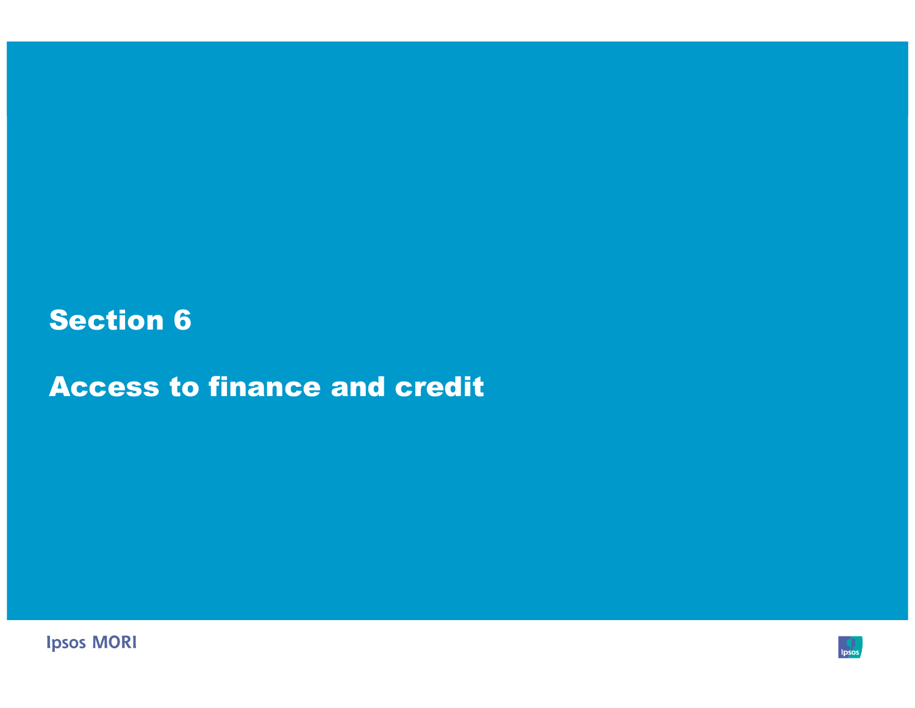# Section 6

# Access to finance and credit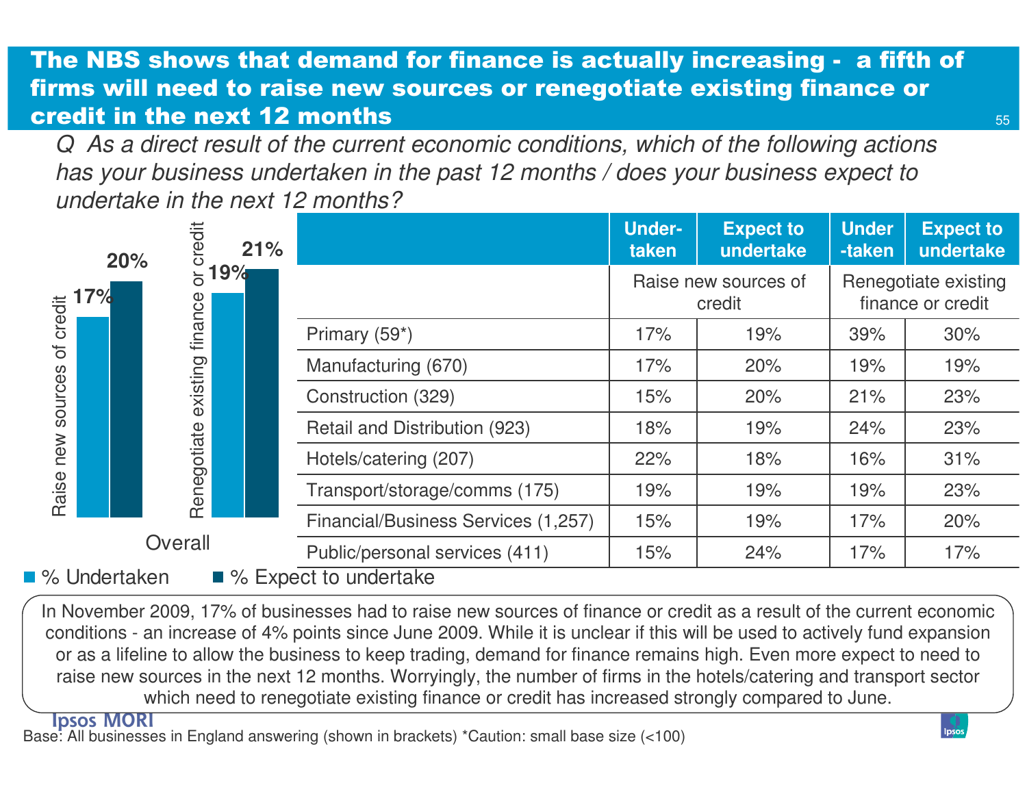# The NBS shows that demand for finance is actually increasing - a fifth of firms will need to raise new sources or renegotiate existing finance or credit in the next 12 months

*Q As a direct result of the current economic conditions, which of the following actions has your business undertaken in the past 12 months / does your business expect to undertake in the next 12 months?*

**Overall**

| | % Undertaken | % Expect to undertake |
|---|---|---|
| Raise new sources of credit | 17% | 20% |
| Renegotiate existing finance or credit | 19% | 21% |

| | Under-taken | Expect to undertake | Under-taken | Expect to undertake |
|---|---|---|---|---|
| | Raise new sources of credit | | Renegotiate existing finance or credit | |
| Primary (59*) | 17% | 19% | 39% | 30% |
| Manufacturing (670) | 17% | 20% | 19% | 19% |
| Construction (329) | 15% | 20% | 21% | 23% |
| Retail and Distribution (923) | 18% | 19% | 24% | 23% |
| Hotels/catering (207) | 22% | 18% | 16% | 31% |
| Transport/storage/comms (175) | 19% | 19% | 19% | 23% |
| Financial/Business Services (1,257) | 15% | 19% | 17% | 20% |
| Public/personal services (411) | 15% | 24% | 17% | 17% |

In November 2009, 17% of businesses had to raise new sources of finance or credit as a result of the current economic conditions - an increase of 4% points since June 2009. While it is unclear if this will be used to actively fund expansion or as a lifeline to allow the business to keep trading, demand for finance remains high. Even more expect to need to raise new sources in the next 12 months. Worryingly, the number of firms in the hotels/catering and transport sector which need to renegotiate existing finance or credit has increased strongly compared to June.

Base: All businesses in England answering (shown in brackets) *Caution: small base size (<100)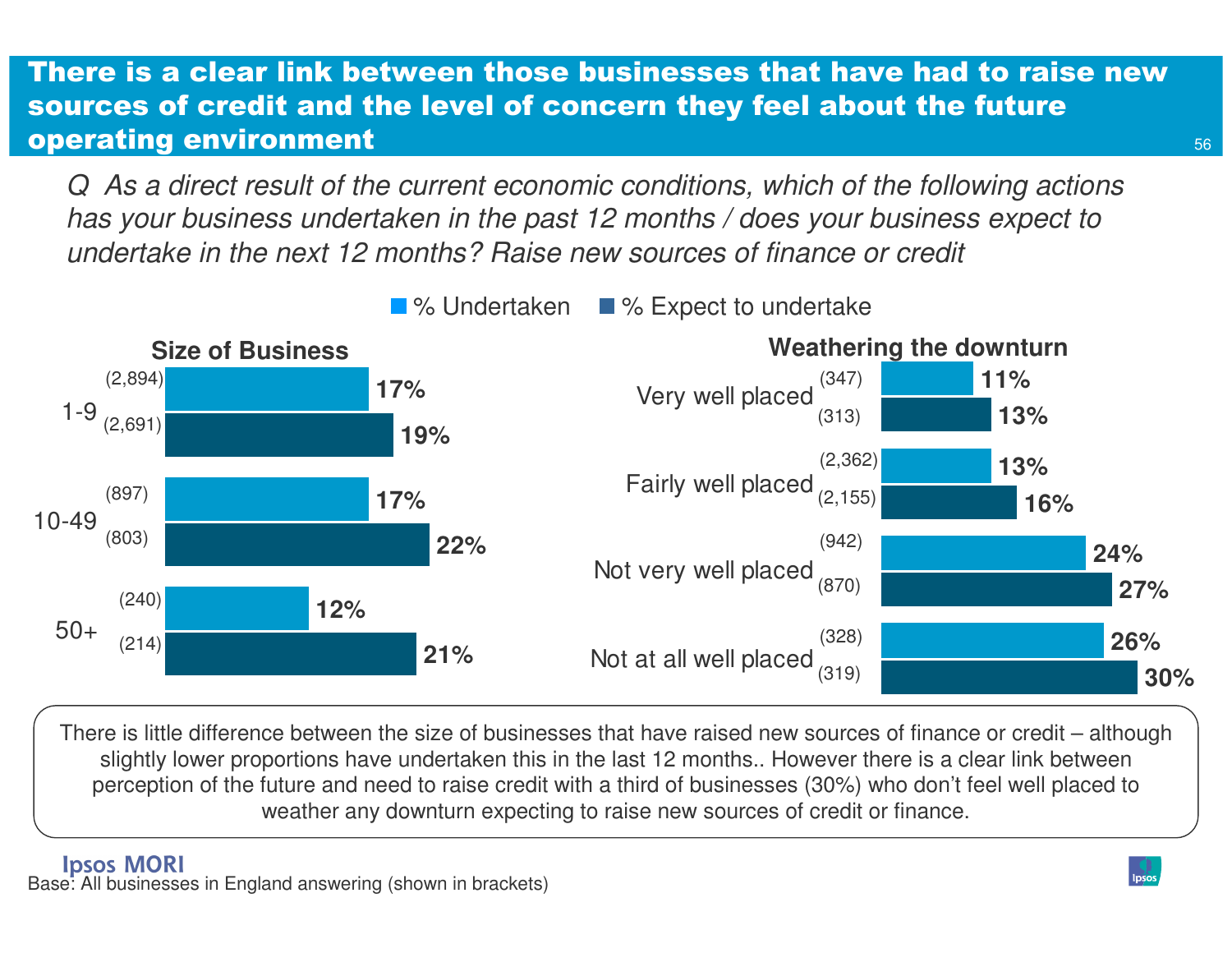# There is a clear link between those businesses that have had to raise new sources of credit and the level of concern they feel about the future operating environment

*Q As a direct result of the current economic conditions, which of the following actions has your business undertaken in the past 12 months / does your business expect to undertake in the next 12 months? Raise new sources of finance or credit*

**Size of Business**

| Size | Base (Undertaken) | % Undertaken | Base (Expect) | % Expect to undertake |
|---|---|---|---|---|
| 1-9 | (2,894) | 17% | (2,691) | 19% |
| 10-49 | (897) | 17% | (803) | 22% |
| 50+ | (240) | 12% | (214) | 21% |

**Weathering the downturn**

| | Base (Undertaken) | % Undertaken | Base (Expect) | % Expect to undertake |
|---|---|---|---|---|
| Very well placed | (347) | 11% | (313) | 13% |
| Fairly well placed | (2,362) | 13% | (2,155) | 16% |
| Not very well placed | (942) | 24% | (870) | 27% |
| Not at all well placed | (328) | 26% | (319) | 30% |

There is little difference between the size of businesses that have raised new sources of finance or credit – although slightly lower proportions have undertaken this in the last 12 months.. However there is a clear link between perception of the future and need to raise credit with a third of businesses (30%) who don't feel well placed to weather any downturn expecting to raise new sources of credit or finance.

Base: All businesses in England answering (shown in brackets)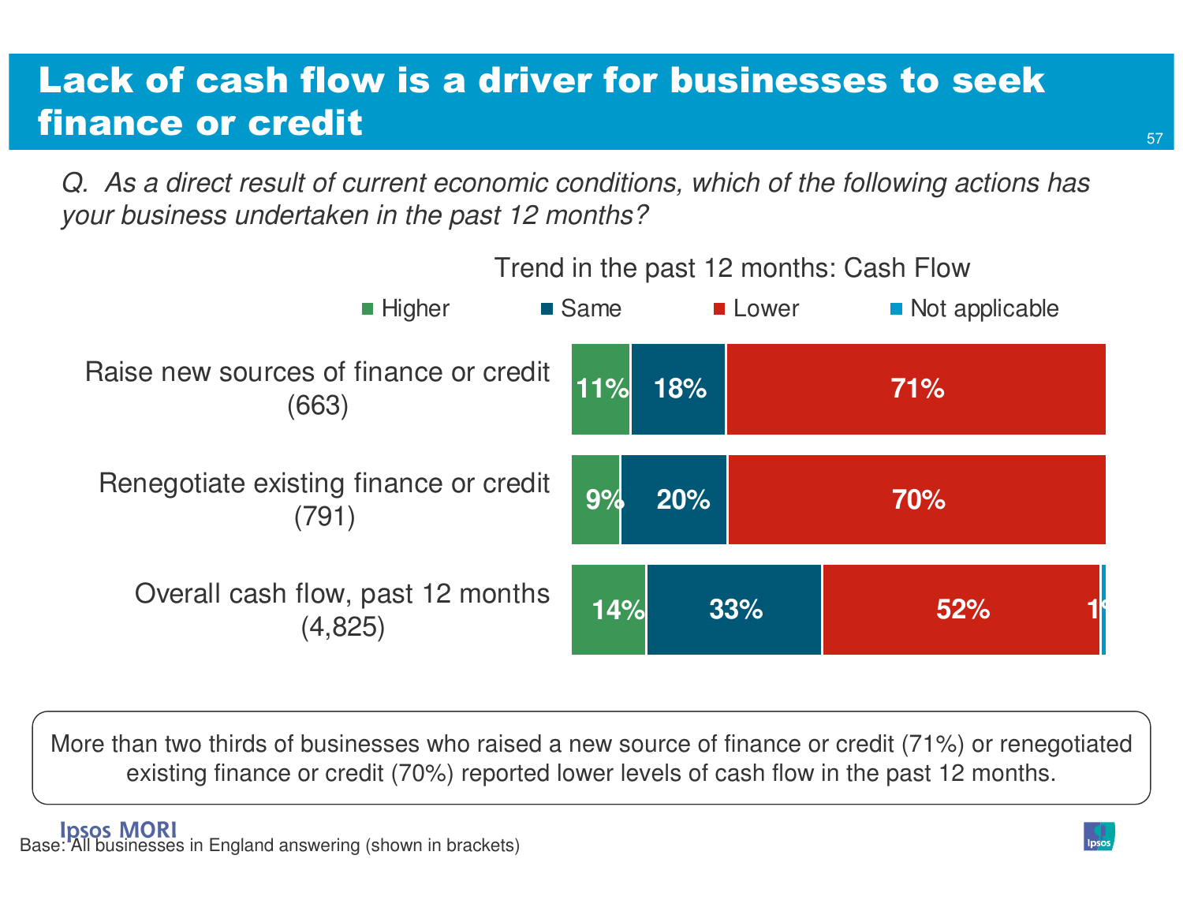# Lack of cash flow is a driver for businesses to seek finance or credit

*Q. As a direct result of current economic conditions, which of the following actions has your business undertaken in the past 12 months?*

Trend in the past 12 months: Cash Flow

| | Higher | Same | Lower | Not applicable |
|---|---|---|---|---|
| Raise new sources of finance or credit (663) | 11% | 18% | 71% | |
| Renegotiate existing finance or credit (791) | 9% | 20% | 70% | |
| Overall cash flow, past 12 months (4,825) | 14% | 33% | 52% | 1% |

More than two thirds of businesses who raised a new source of finance or credit (71%) or renegotiated existing finance or credit (70%) reported lower levels of cash flow in the past 12 months.

Base: All businesses in England answering (shown in brackets)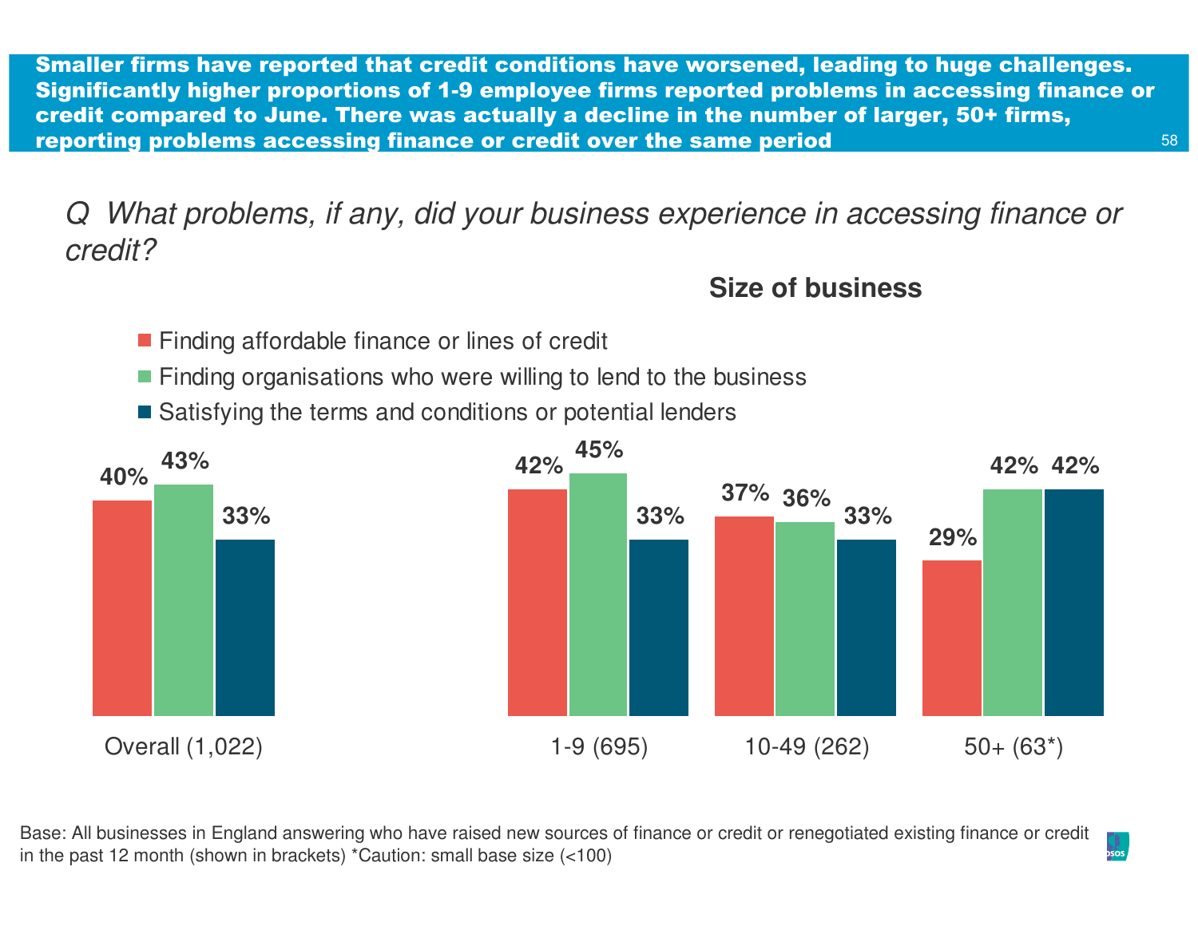## Smaller firms have reported that credit conditions have worsened, leading to huge challenges. Significantly higher proportions of 1-9 employee firms reported problems in accessing finance or credit compared to June. There was actually a decline in the number of larger, 50+ firms, reporting problems accessing finance or credit over the same period

*Q What problems, if any, did your business experience in accessing finance or credit?*

**Size of business**

| | Overall (1,022) | 1-9 (695) | 10-49 (262) | 50+ (63*) |
|---|---|---|---|---|
| Finding affordable finance or lines of credit | 40% | 42% | 37% | 29% |
| Finding organisations who were willing to lend to the business | 43% | 45% | 36% | 42% |
| Satisfying the terms and conditions or potential lenders | 33% | 33% | 33% | 42% |

Base: All businesses in England answering who have raised new sources of finance or credit or renegotiated existing finance or credit in the past 12 month (shown in brackets) *Caution: small base size (<100)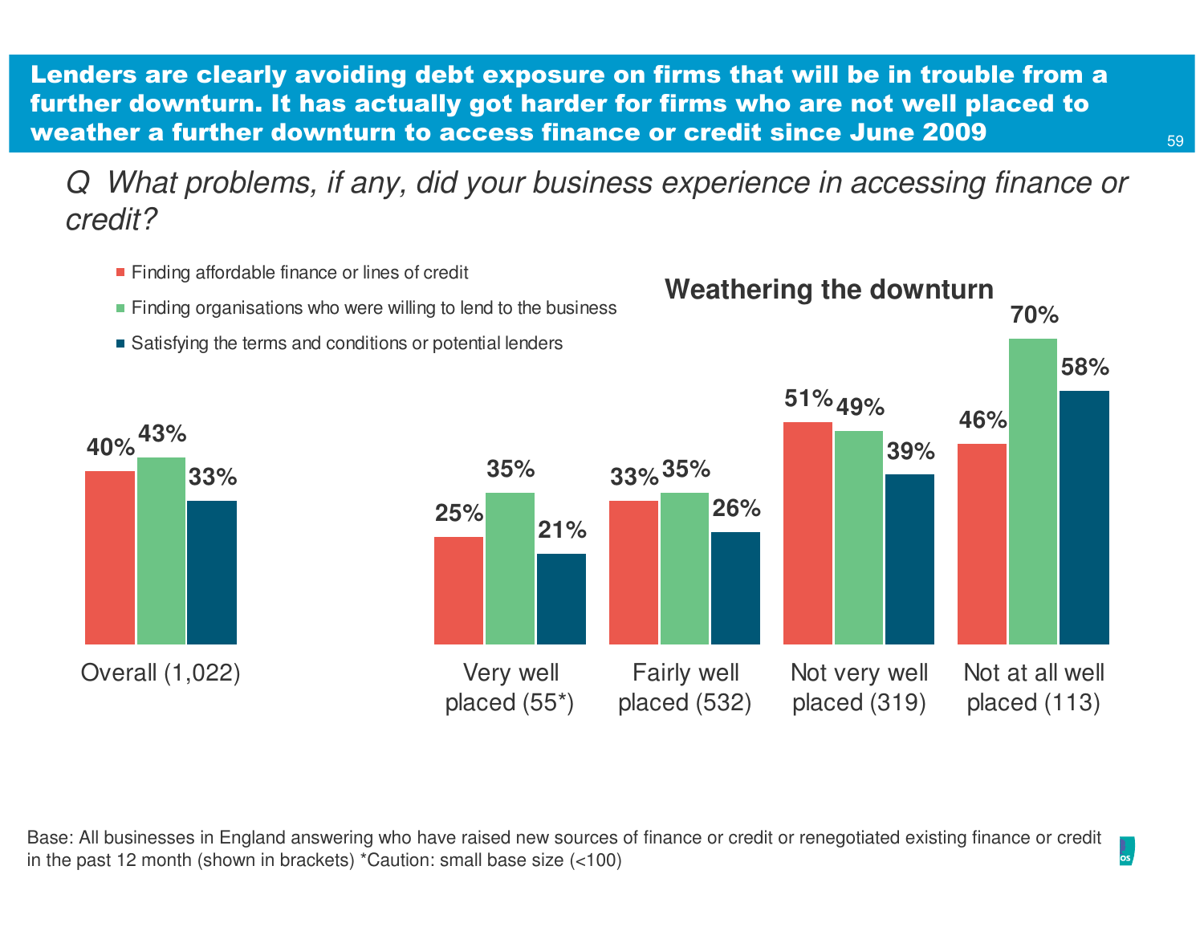## Lenders are clearly avoiding debt exposure on firms that will be in trouble from a further downturn. It has actually got harder for firms who are not well placed to weather a further downturn to access finance or credit since June 2009

*Q What problems, if any, did your business experience in accessing finance or credit?*

**Weathering the downturn**

| | Finding affordable finance or lines of credit | Finding organisations who were willing to lend to the business | Satisfying the terms and conditions or potential lenders |
|---|---|---|---|
| Overall (1,022) | 40% | 43% | 33% |
| Very well placed (55*) | 25% | 35% | 21% |
| Fairly well placed (532) | 33% | 35% | 26% |
| Not very well placed (319) | 51% | 49% | 39% |
| Not at all well placed (113) | 46% | 70% | 58% |

Base: All businesses in England answering who have raised new sources of finance or credit or renegotiated existing finance or credit in the past 12 month (shown in brackets) *Caution: small base size (<100)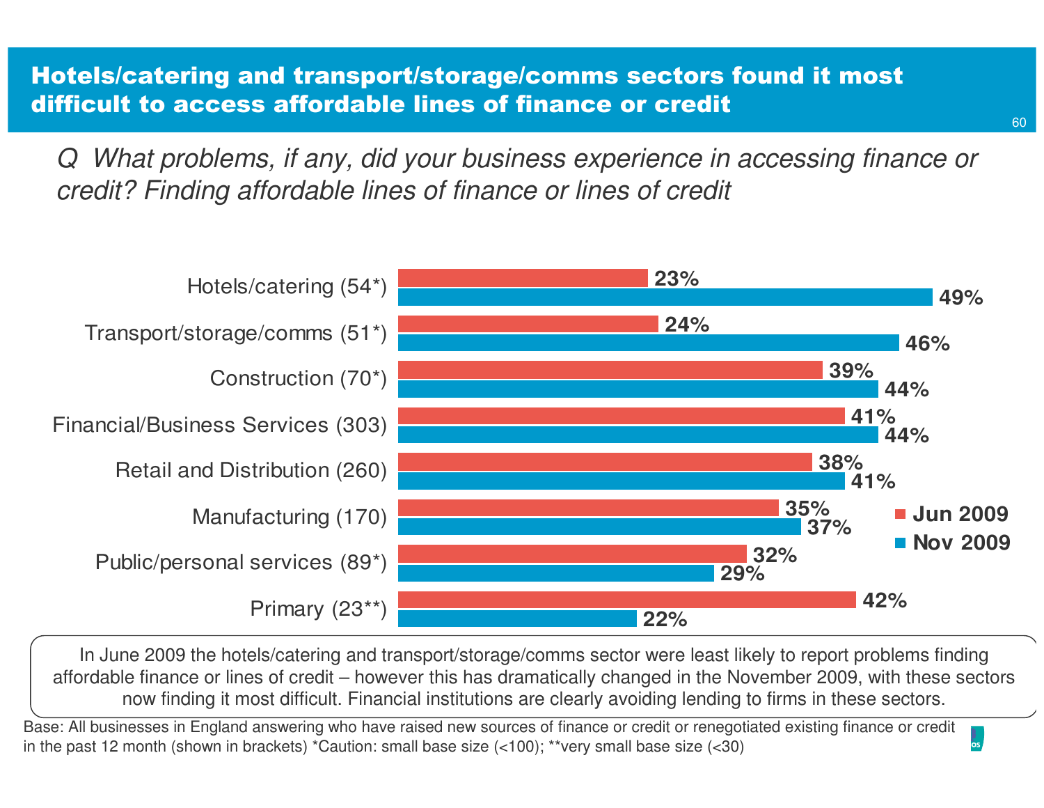# Hotels/catering and transport/storage/comms sectors found it most difficult to access affordable lines of finance or credit

*Q What problems, if any, did your business experience in accessing finance or credit? Finding affordable lines of finance or lines of credit*

| Sector | Jun 2009 | Nov 2009 |
|---|---|---|
| Hotels/catering (54*) | 23% | 49% |
| Transport/storage/comms (51*) | 24% | 46% |
| Construction (70*) | 39% | 44% |
| Financial/Business Services (303) | 41% | 44% |
| Retail and Distribution (260) | 38% | 41% |
| Manufacturing (170) | 35% | 37% |
| Public/personal services (89*) | 32% | 29% |
| Primary (23**) | 42% | 22% |

In June 2009 the hotels/catering and transport/storage/comms sector were least likely to report problems finding affordable finance or lines of credit – however this has dramatically changed in the November 2009, with these sectors now finding it most difficult. Financial institutions are clearly avoiding lending to firms in these sectors.

Base: All businesses in England answering who have raised new sources of finance or credit or renegotiated existing finance or credit in the past 12 month (shown in brackets) *Caution: small base size (<100); **very small base size (<30)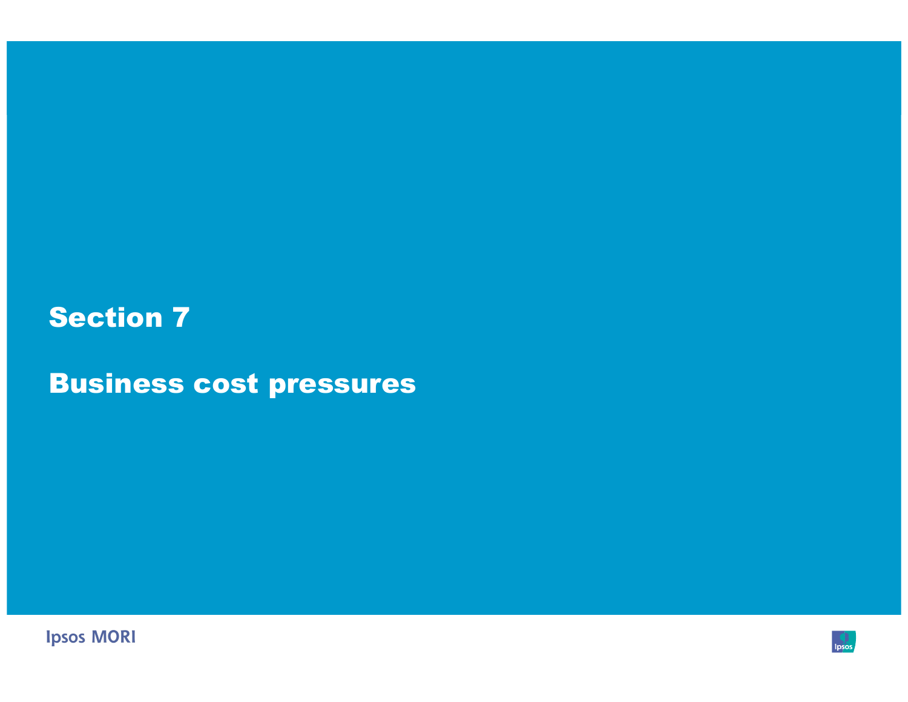# Section 7

# Business cost pressures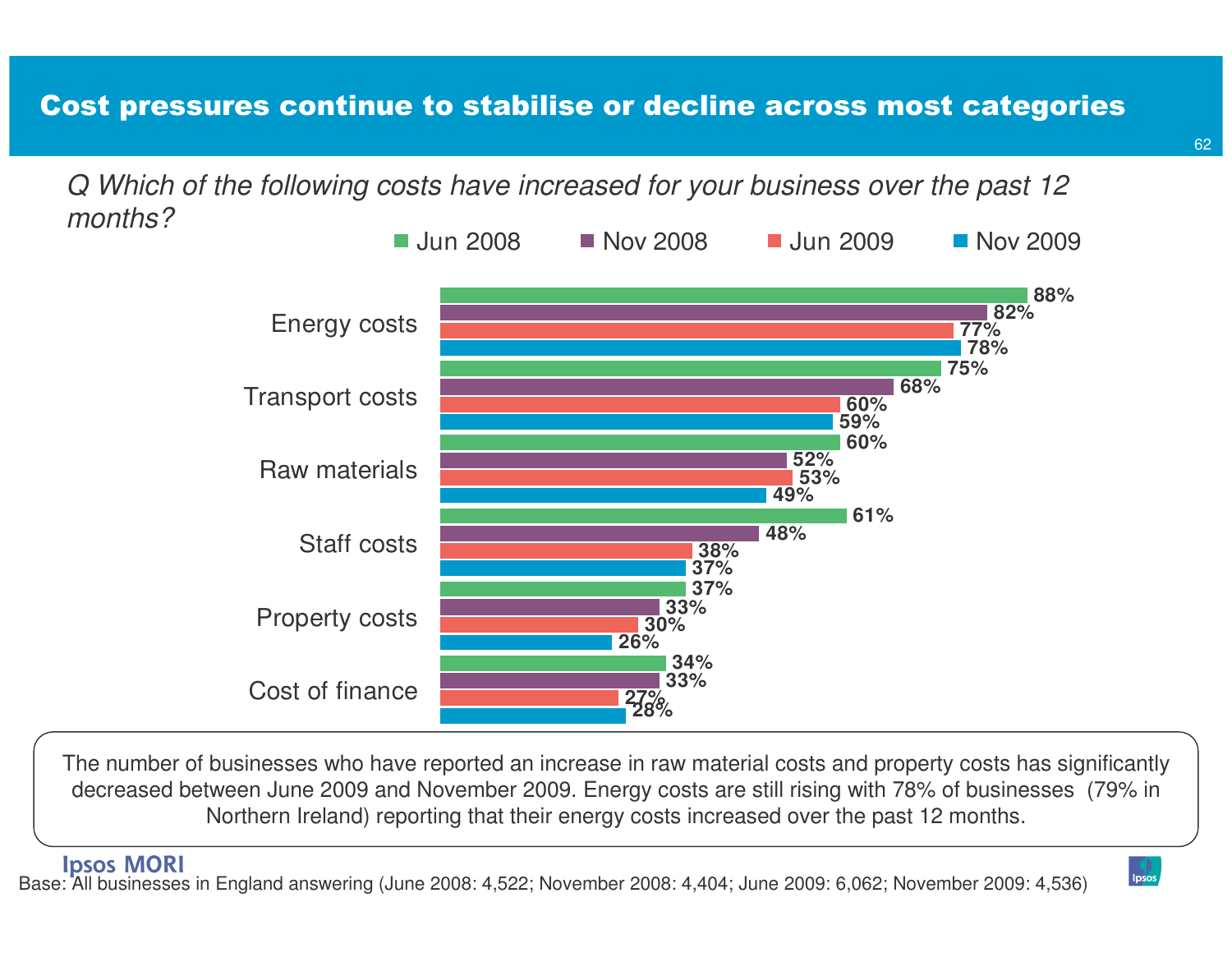# Cost pressures continue to stabilise or decline across most categories

*Q Which of the following costs have increased for your business over the past 12 months?*

| | Jun 2008 | Nov 2008 | Jun 2009 | Nov 2009 |
|---|---|---|---|---|
| Energy costs | 88% | 82% | 77% | 78% |
| Transport costs | 75% | 68% | 60% | 59% |
| Raw materials | 60% | 52% | 53% | 49% |
| Staff costs | 61% | 48% | 38% | 37% |
| Property costs | 37% | 33% | 30% | 26% |
| Cost of finance | 34% | 33% | 27% | 28% |

The number of businesses who have reported an increase in raw material costs and property costs has significantly decreased between June 2009 and November 2009. Energy costs are still rising with 78% of businesses (79% in Northern Ireland) reporting that their energy costs increased over the past 12 months.

Base: All businesses in England answering (June 2008: 4,522; November 2008: 4,404; June 2009: 6,062; November 2009: 4,536)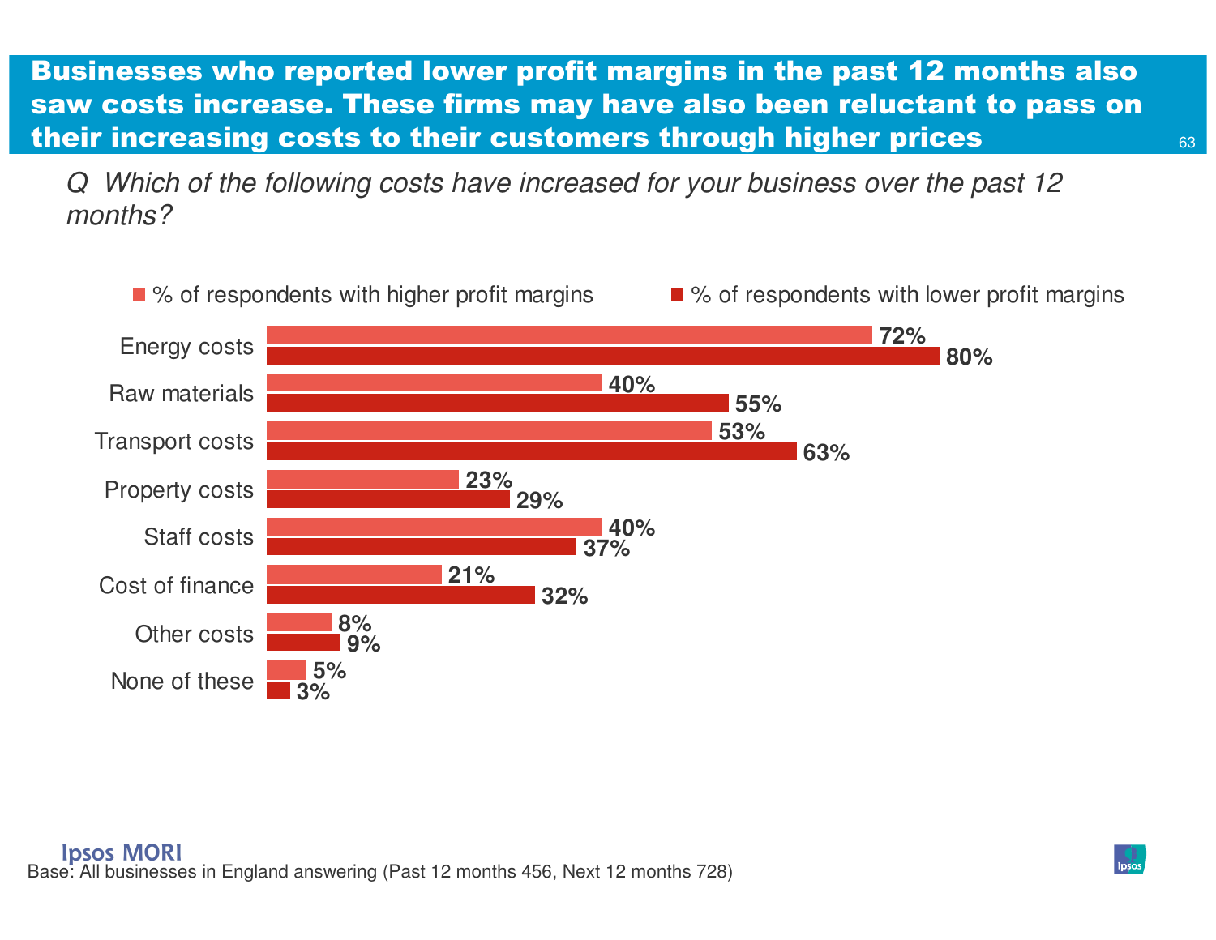# Businesses who reported lower profit margins in the past 12 months also saw costs increase. These firms may have also been reluctant to pass on their increasing costs to their customers through higher prices

*Q Which of the following costs have increased for your business over the past 12 months?*

| | % of respondents with higher profit margins | % of respondents with lower profit margins |
|---|---|---|
| Energy costs | 72% | 80% |
| Raw materials | 40% | 55% |
| Transport costs | 53% | 63% |
| Property costs | 23% | 29% |
| Staff costs | 40% | 37% |
| Cost of finance | 21% | 32% |
| Other costs | 8% | 9% |
| None of these | 5% | 3% |

Base: All businesses in England answering (Past 12 months 456, Next 12 months 728)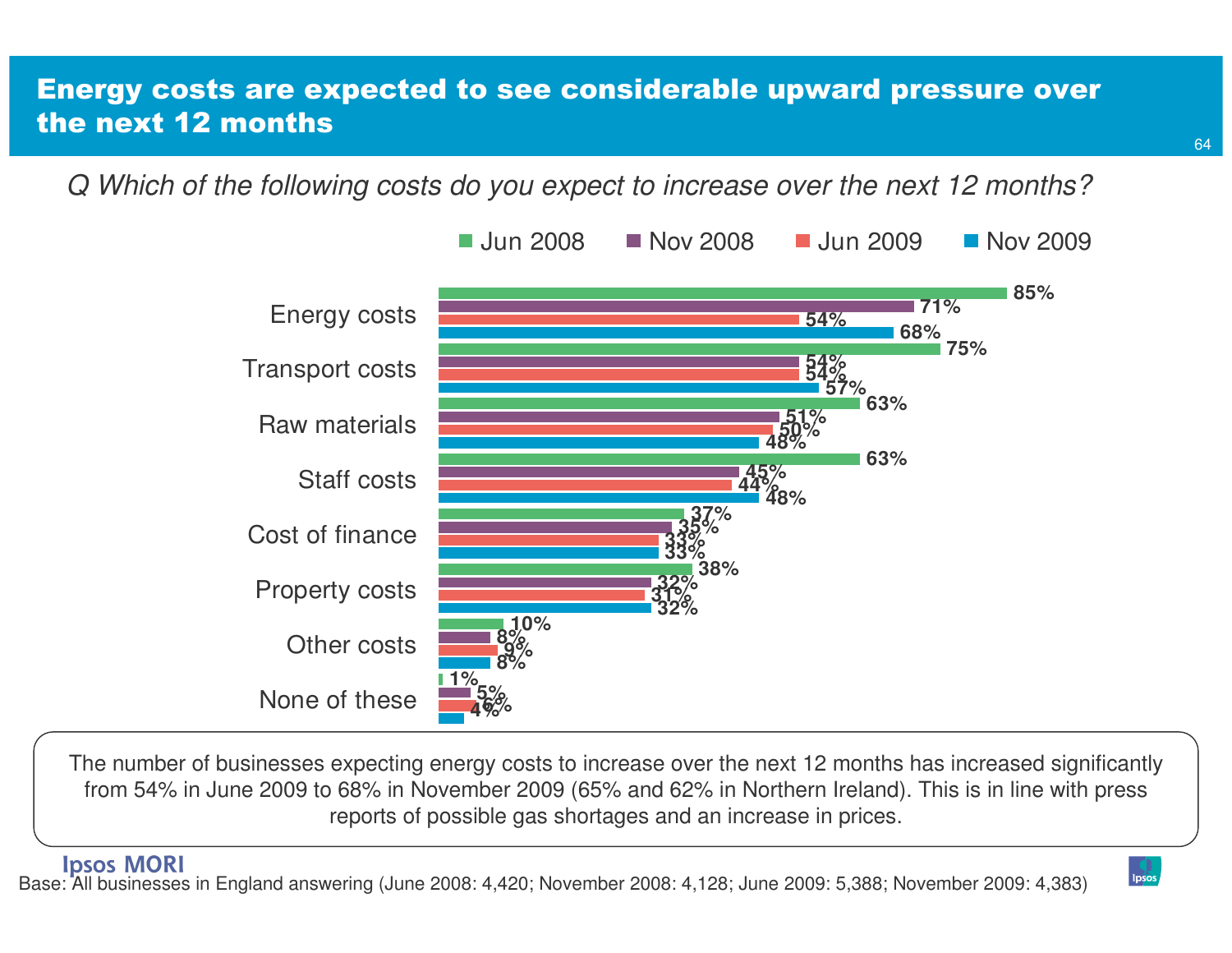# Energy costs are expected to see considerable upward pressure over the next 12 months

*Q Which of the following costs do you expect to increase over the next 12 months?*

| | Jun 2008 | Nov 2008 | Jun 2009 | Nov 2009 |
|---|---|---|---|---|
| Energy costs | 85% | 71% | 54% | 68% |
| Transport costs | 75% | 54% | 54% | 57% |
| Raw materials | 63% | 51% | 50% | 48% |
| Staff costs | 63% | 45% | 44% | 48% |
| Cost of finance | 37% | 35% | 33% | 33% |
| Property costs | 38% | 32% | 31% | 32% |
| Other costs | 10% | 8% | 9% | 8% |
| None of these | 1% | 5% | 6% | 4% |

The number of businesses expecting energy costs to increase over the next 12 months has increased significantly from 54% in June 2009 to 68% in November 2009 (65% and 62% in Northern Ireland). This is in line with press reports of possible gas shortages and an increase in prices.

Base: All businesses in England answering (June 2008: 4,420; November 2008: 4,128; June 2009: 5,388; November 2009: 4,383)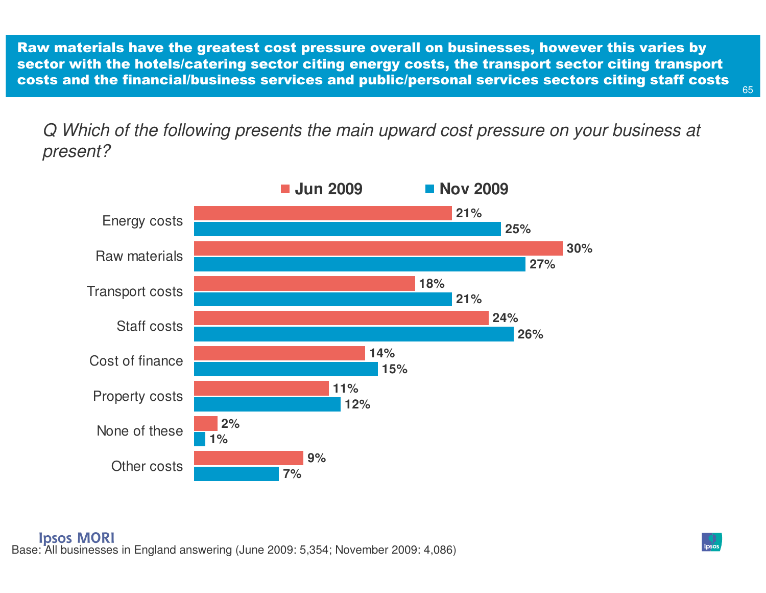# Raw materials have the greatest cost pressure overall on businesses, however this varies by sector with the hotels/catering sector citing energy costs, the transport sector citing transport costs and the financial/business services and public/personal services sectors citing staff costs

*Q Which of the following presents the main upward cost pressure on your business at present?*

| | Jun 2009 | Nov 2009 |
|---|---|---|
| Energy costs | 21% | 25% |
| Raw materials | 30% | 27% |
| Transport costs | 18% | 21% |
| Staff costs | 24% | 26% |
| Cost of finance | 14% | 15% |
| Property costs | 11% | 12% |
| None of these | 2% | 1% |
| Other costs | 9% | 7% |

Base: All businesses in England answering (June 2009: 5,354; November 2009: 4,086)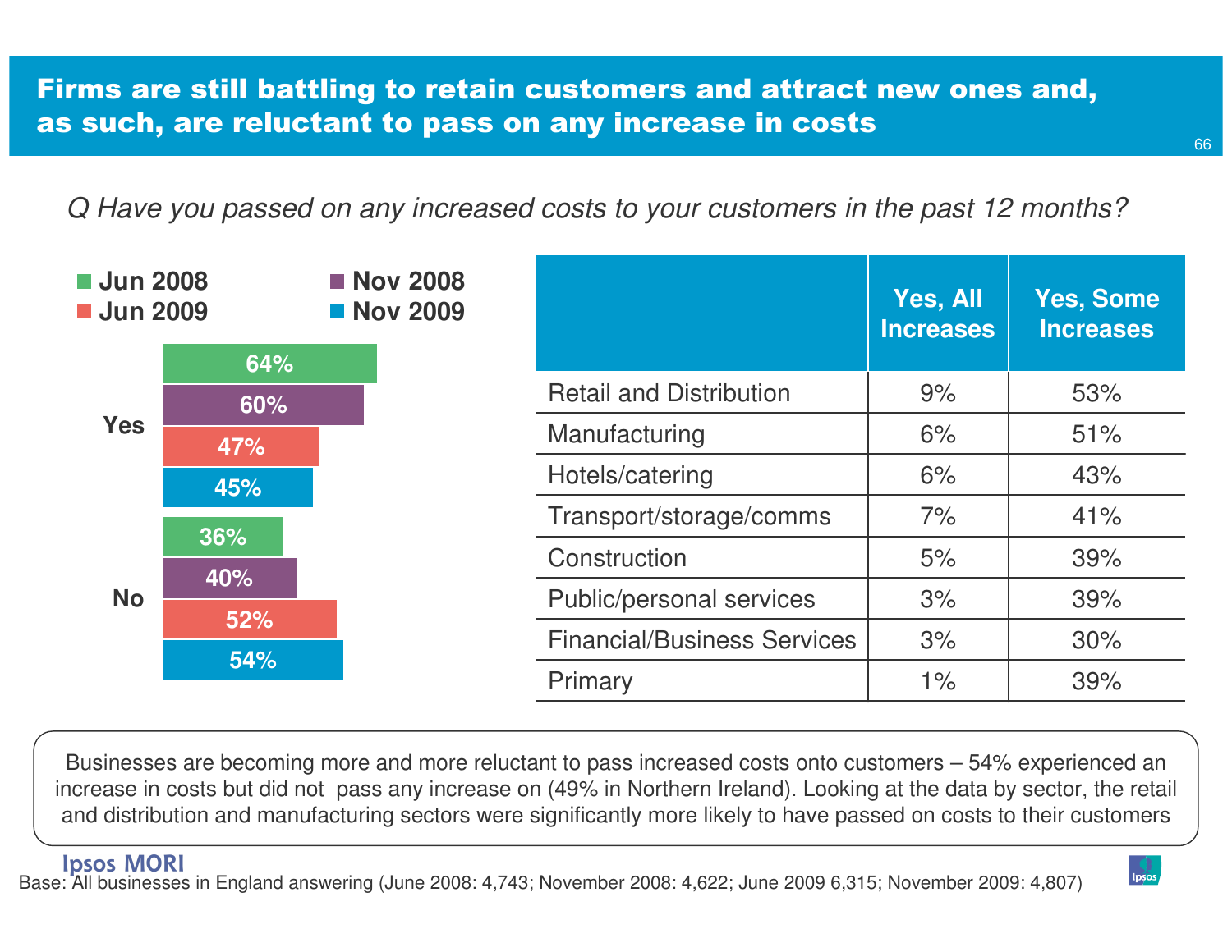# Firms are still battling to retain customers and attract new ones and, as such, are reluctant to pass on any increase in costs

*Q Have you passed on any increased costs to your customers in the past 12 months?*

| | Jun 2008 | Nov 2008 | Jun 2009 | Nov 2009 |
|---|---|---|---|---|
| Yes | 64% | 60% | 47% | 45% |
| No | 36% | 40% | 52% | 54% |

| | Yes, All Increases | Yes, Some Increases |
|---|---|---|
| Retail and Distribution | 9% | 53% |
| Manufacturing | 6% | 51% |
| Hotels/catering | 6% | 43% |
| Transport/storage/comms | 7% | 41% |
| Construction | 5% | 39% |
| Public/personal services | 3% | 39% |
| Financial/Business Services | 3% | 30% |
| Primary | 1% | 39% |

Businesses are becoming more and more reluctant to pass increased costs onto customers – 54% experienced an increase in costs but did not pass any increase on (49% in Northern Ireland). Looking at the data by sector, the retail and distribution and manufacturing sectors were significantly more likely to have passed on costs to their customers

Base: All businesses in England answering (June 2008: 4,743; November 2008: 4,622; June 2009 6,315; November 2009: 4,807)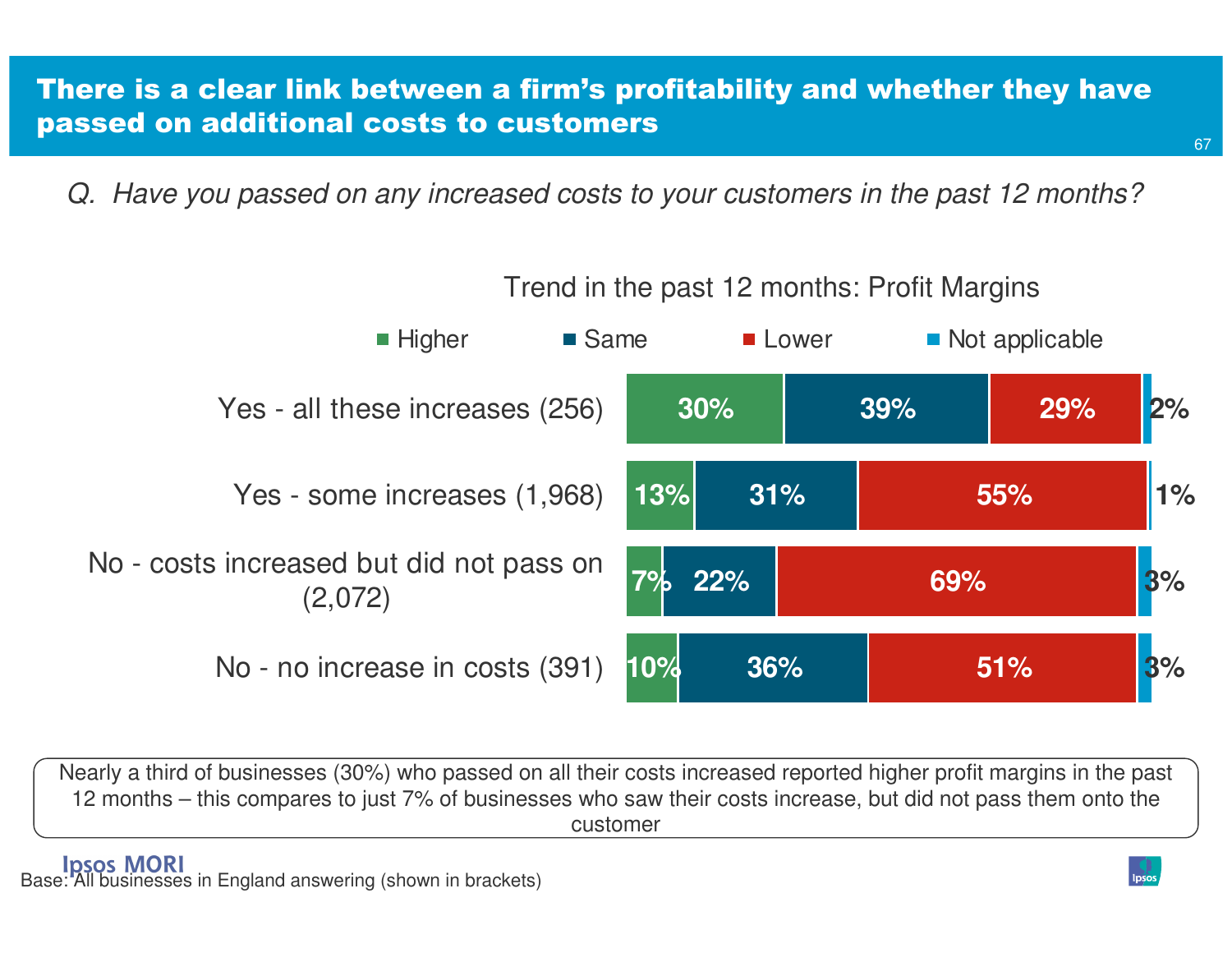# There is a clear link between a firm's profitability and whether they have passed on additional costs to customers

*Q. Have you passed on any increased costs to your customers in the past 12 months?*

Trend in the past 12 months: Profit Margins

| | Higher | Same | Lower | Not applicable |
|---|---|---|---|---|
| Yes - all these increases (256) | 30% | 39% | 29% | 2% |
| Yes - some increases (1,968) | 13% | 31% | 55% | 1% |
| No - costs increased but did not pass on (2,072) | 7% | 22% | 69% | 3% |
| No - no increase in costs (391) | 10% | 36% | 51% | 3% |

Nearly a third of businesses (30%) who passed on all their costs increased reported higher profit margins in the past 12 months – this compares to just 7% of businesses who saw their costs increase, but did not pass them onto the customer

Base: All businesses in England answering (shown in brackets)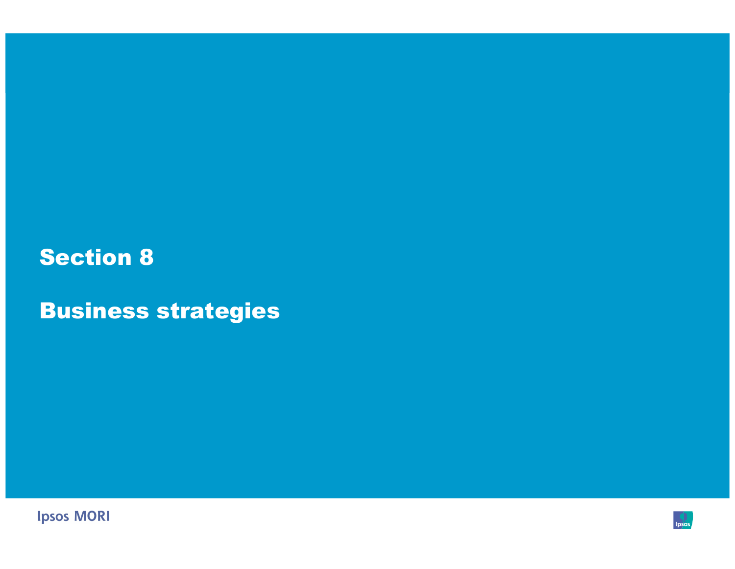# Section 8

# Business strategies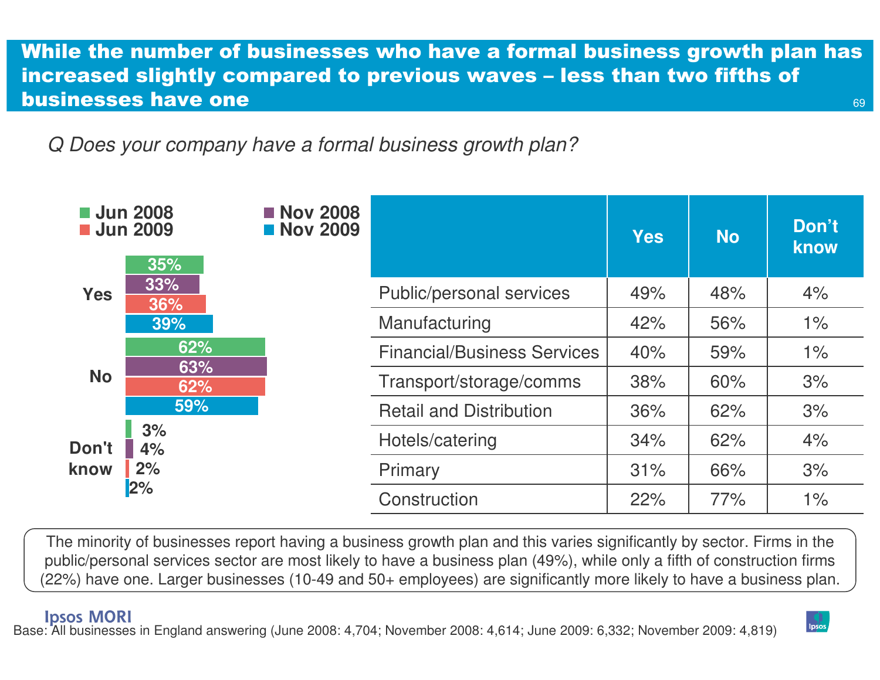# While the number of businesses who have a formal business growth plan has increased slightly compared to previous waves – less than two fifths of businesses have one

*Q Does your company have a formal business growth plan?*

| | Jun 2008 | Nov 2008 | Jun 2009 | Nov 2009 |
|---|---|---|---|---|
| Yes | 35% | 33% | 36% | 39% |
| No | 62% | 63% | 62% | 59% |
| Don't know | 3% | 4% | 2% | 2% |

| | Yes | No | Don't know |
|---|---|---|---|
| Public/personal services | 49% | 48% | 4% |
| Manufacturing | 42% | 56% | 1% |
| Financial/Business Services | 40% | 59% | 1% |
| Transport/storage/comms | 38% | 60% | 3% |
| Retail and Distribution | 36% | 62% | 3% |
| Hotels/catering | 34% | 62% | 4% |
| Primary | 31% | 66% | 3% |
| Construction | 22% | 77% | 1% |

The minority of businesses report having a business growth plan and this varies significantly by sector. Firms in the public/personal services sector are most likely to have a business plan (49%), while only a fifth of construction firms (22%) have one. Larger businesses (10-49 and 50+ employees) are significantly more likely to have a business plan.

Base: All businesses in England answering (June 2008: 4,704; November 2008: 4,614; June 2009: 6,332; November 2009: 4,819)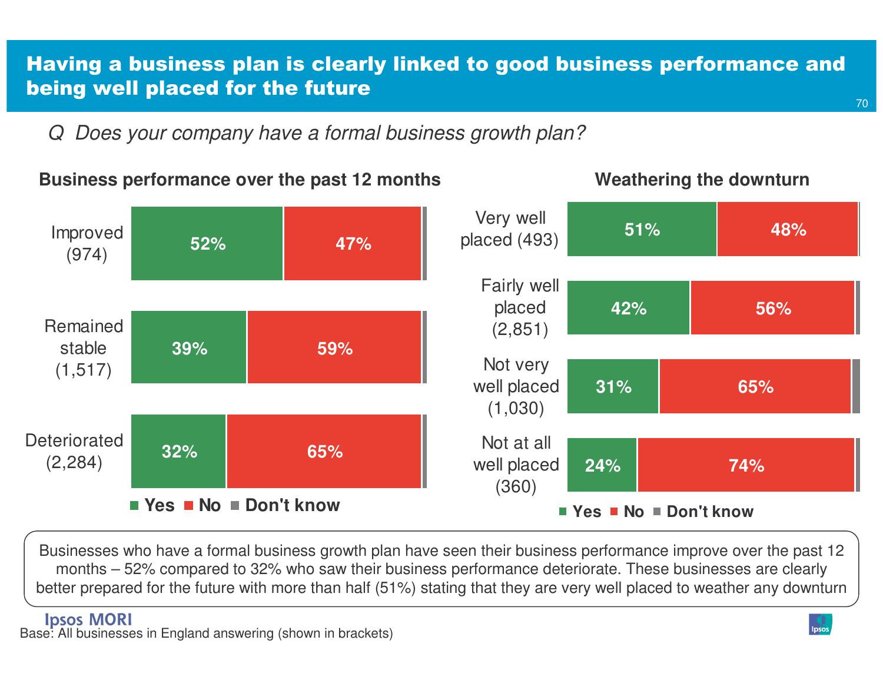# Having a business plan is clearly linked to good business performance and being well placed for the future

*Q Does your company have a formal business growth plan?*

**Business performance over the past 12 months**

| | Yes | No | Don't know |
|---|---|---|---|
| Improved (974) | 52% | 47% | |
| Remained stable (1,517) | 39% | 59% | |
| Deteriorated (2,284) | 32% | 65% | |

**Weathering the downturn**

| | Yes | No | Don't know |
|---|---|---|---|
| Very well placed (493) | 51% | 48% | |
| Fairly well placed (2,851) | 42% | 56% | |
| Not very well placed (1,030) | 31% | 65% | |
| Not at all well placed (360) | 24% | 74% | |

Businesses who have a formal business growth plan have seen their business performance improve over the past 12 months – 52% compared to 32% who saw their business performance deteriorate. These businesses are clearly better prepared for the future with more than half (51%) stating that they are very well placed to weather any downturn

Base: All businesses in England answering (shown in brackets)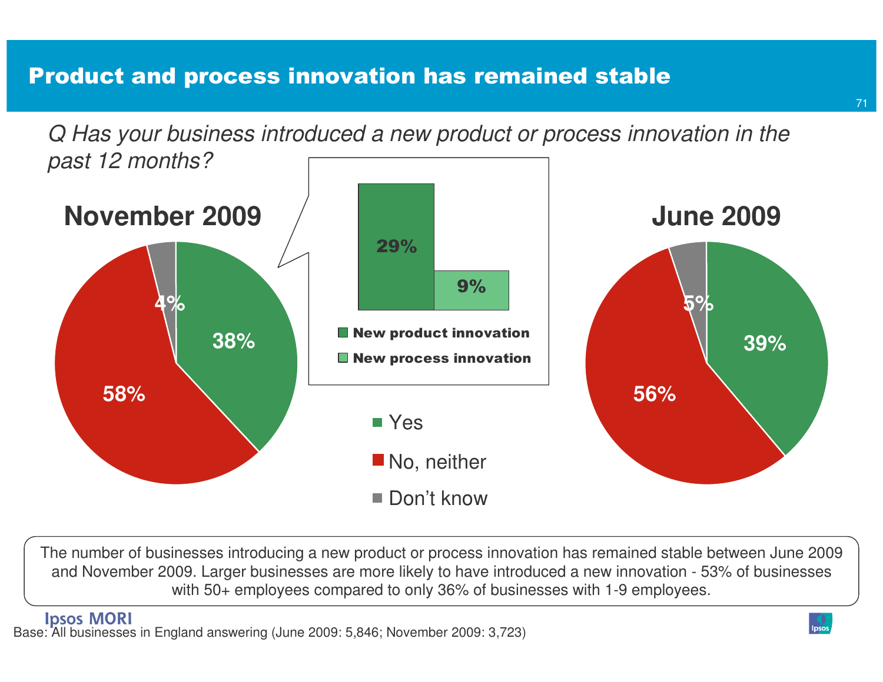# Product and process innovation has remained stable

*Q Has your business introduced a new product or process innovation in the past 12 months?*

**November 2009**

| Response | % |
|---|---|
| Yes | 38% |
| No, neither | 58% |
| Don't know | 4% |

| | % |
|---|---|
| New product innovation | 29% |
| New process innovation | 9% |

**June 2009**

| Response | % |
|---|---|
| Yes | 39% |
| No, neither | 56% |
| Don't know | 5% |

The number of businesses introducing a new product or process innovation has remained stable between June 2009 and November 2009. Larger businesses are more likely to have introduced a new innovation - 53% of businesses with 50+ employees compared to only 36% of businesses with 1-9 employees.

Base: All businesses in England answering (June 2009: 5,846; November 2009: 3,723)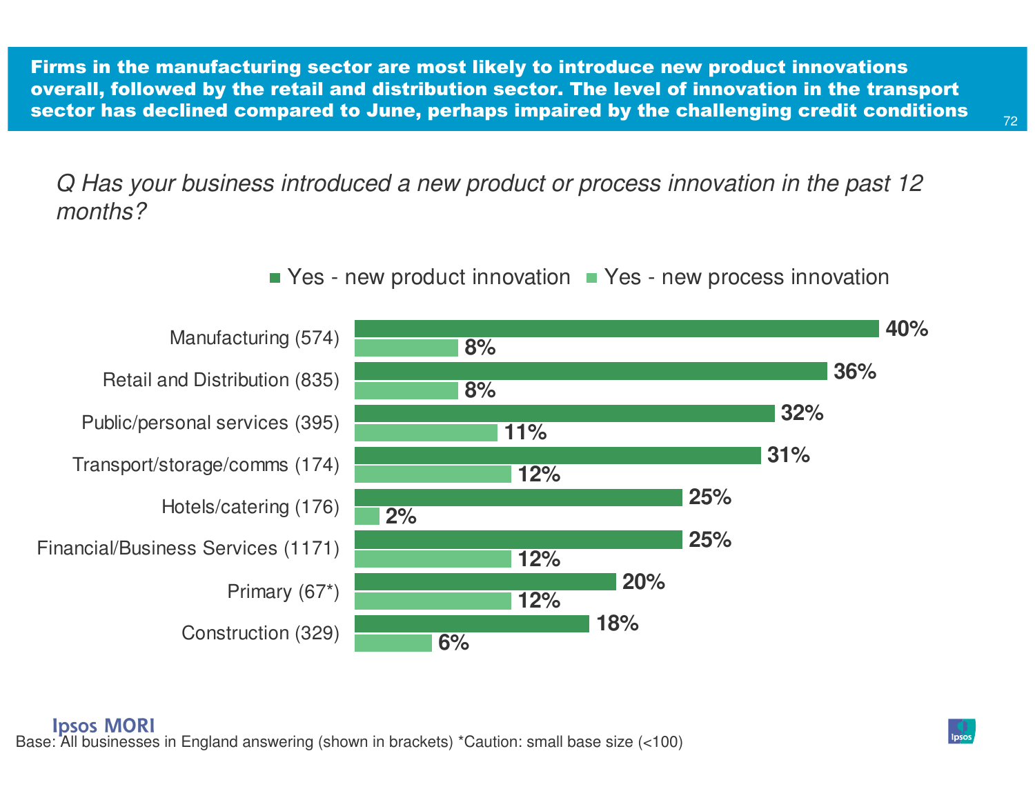**Firms in the manufacturing sector are most likely to introduce new product innovations overall, followed by the retail and distribution sector. The level of innovation in the transport sector has declined compared to June, perhaps impaired by the challenging credit conditions**

*Q Has your business introduced a new product or process innovation in the past 12 months?*

| Sector | Yes - new product innovation | Yes - new process innovation |
|---|---|---|
| Manufacturing (574) | 40% | 8% |
| Retail and Distribution (835) | 36% | 8% |
| Public/personal services (395) | 32% | 11% |
| Transport/storage/comms (174) | 31% | 12% |
| Hotels/catering (176) | 25% | 2% |
| Financial/Business Services (1171) | 25% | 12% |
| Primary (67*) | 20% | 12% |
| Construction (329) | 18% | 6% |

Base: All businesses in England answering (shown in brackets) *Caution: small base size (<100)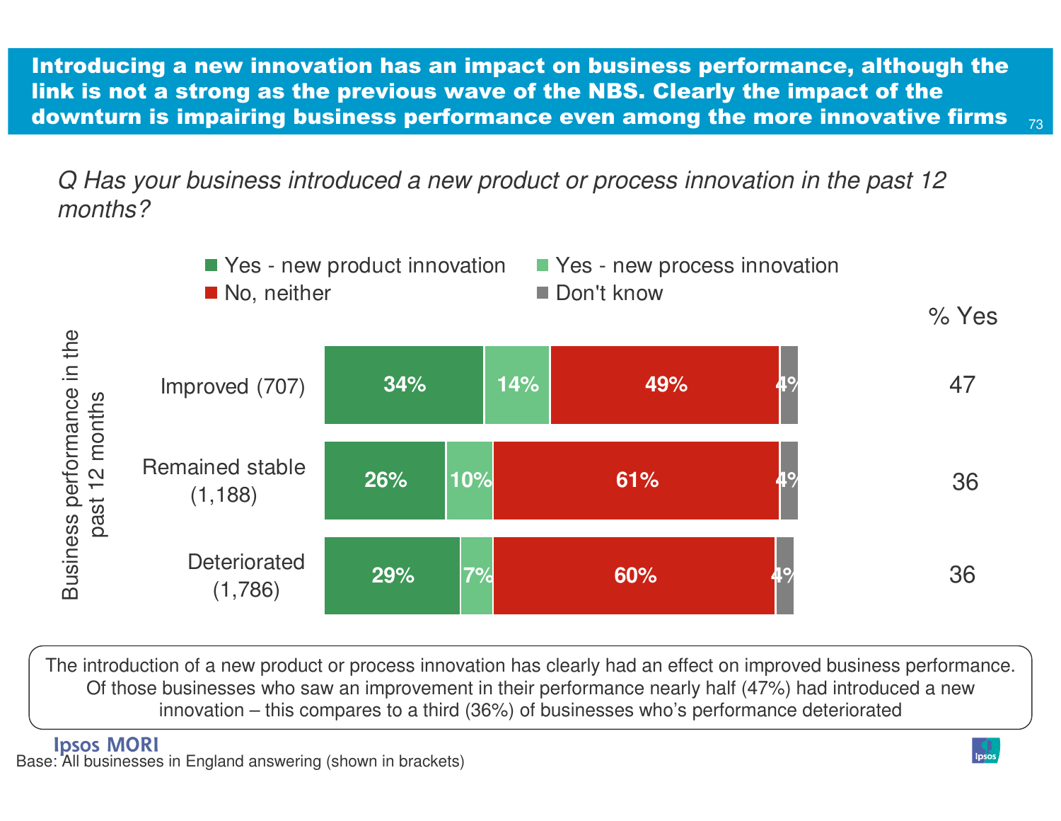# Introducing a new innovation has an impact on business performance, although the link is not a strong as the previous wave of the NBS. Clearly the impact of the downturn is impairing business performance even among the more innovative firms

*Q Has your business introduced a new product or process innovation in the past 12 months?*

Business performance in the past 12 months

| | Yes - new product innovation | Yes - new process innovation | No, neither | Don't know | % Yes |
|---|---|---|---|---|---|
| Improved (707) | 34% | 14% | 49% | 4% | 47 |
| Remained stable (1,188) | 26% | 10% | 61% | 4% | 36 |
| Deteriorated (1,786) | 29% | 7% | 60% | 4% | 36 |

The introduction of a new product or process innovation has clearly had an effect on improved business performance. Of those businesses who saw an improvement in their performance nearly half (47%) had introduced a new innovation – this compares to a third (36%) of businesses who's performance deteriorated

Base: All businesses in England answering (shown in brackets)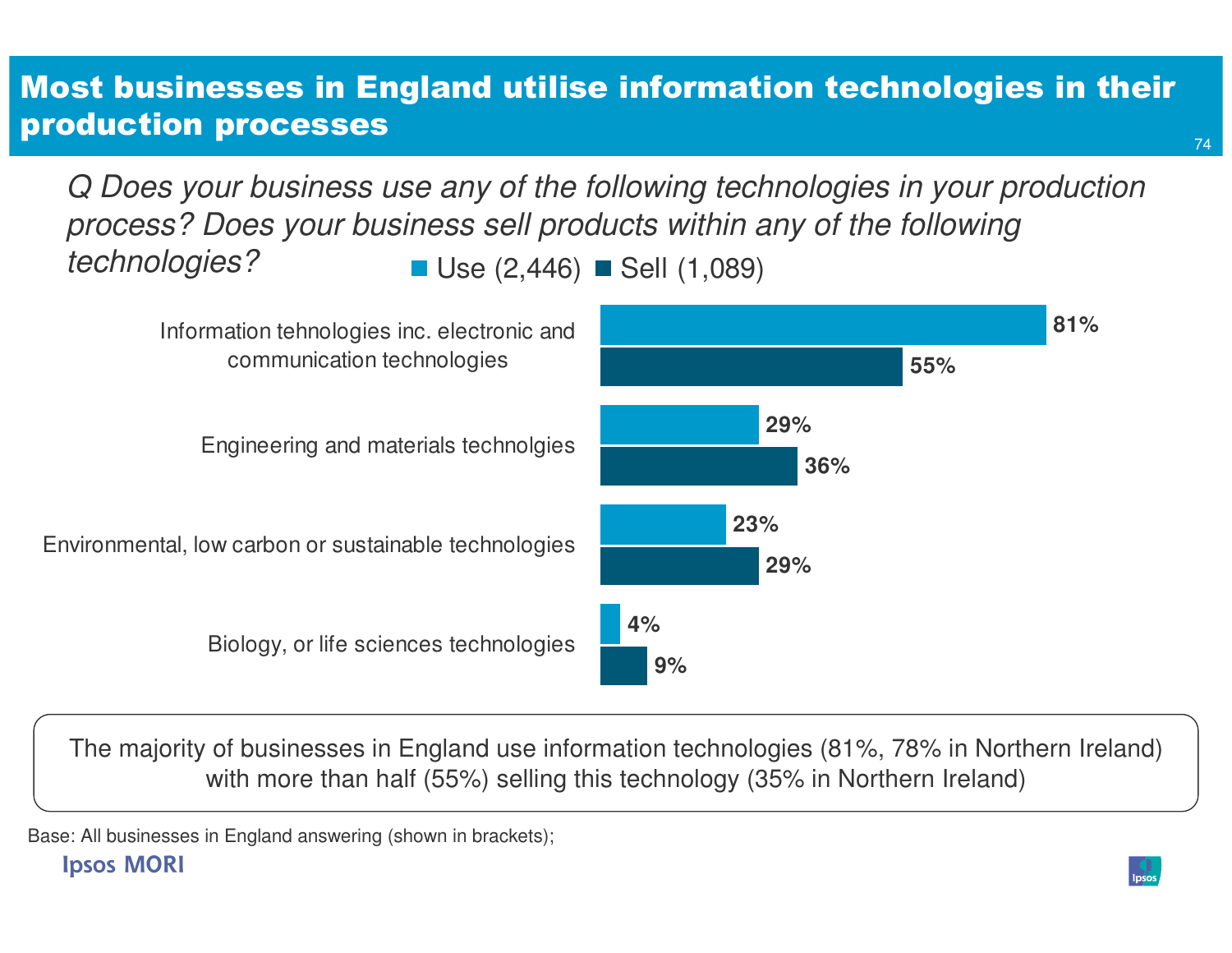# Most businesses in England utilise information technologies in their production processes

*Q Does your business use any of the following technologies in your production process? Does your business sell products within any of the following technologies?*

| | Use (2,446) | Sell (1,089) |
|---|---|---|
| Information tehnologies inc. electronic and communication technologies | 81% | 55% |
| Engineering and materials technolgies | 29% | 36% |
| Environmental, low carbon or sustainable technologies | 23% | 29% |
| Biology, or life sciences technologies | 4% | 9% |

The majority of businesses in England use information technologies (81%, 78% in Northern Ireland) with more than half (55%) selling this technology (35% in Northern Ireland)

Base: All businesses in England answering (shown in brackets);

Ipsos MORI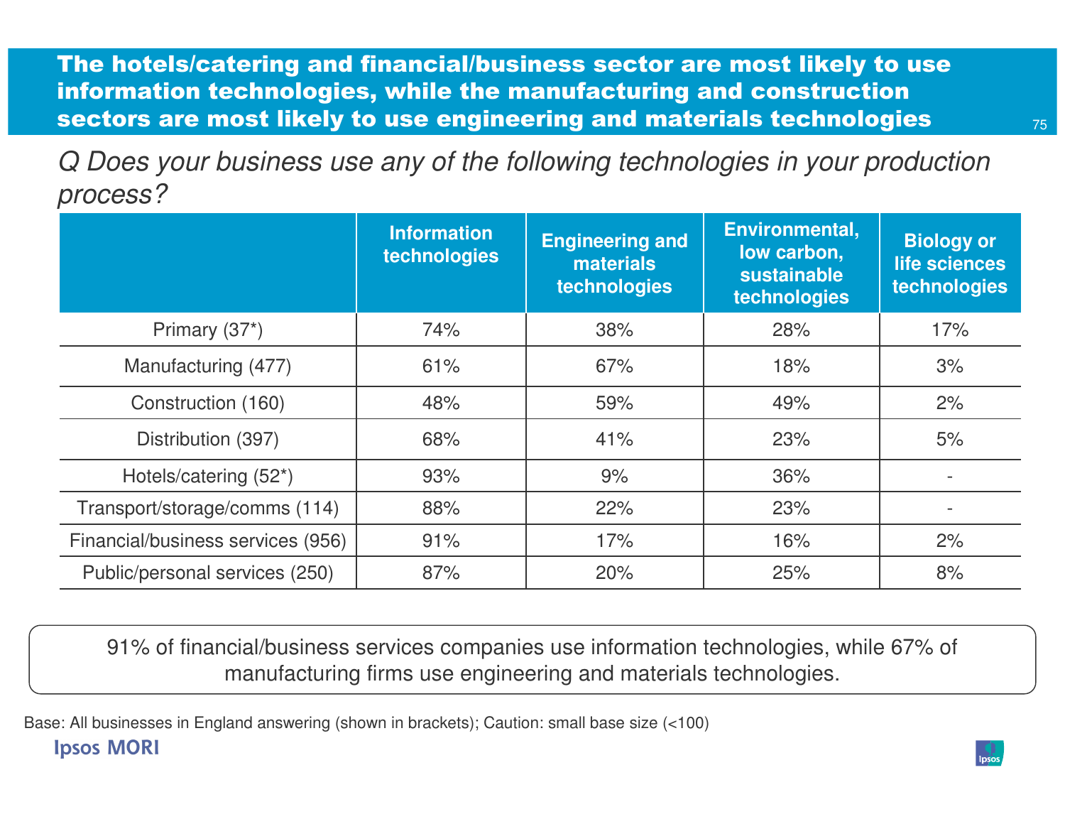# The hotels/catering and financial/business sector are most likely to use information technologies, while the manufacturing and construction sectors are most likely to use engineering and materials technologies

*Q Does your business use any of the following technologies in your production process?*

| | Information technologies | Engineering and materials technologies | Environmental, low carbon, sustainable technologies | Biology or life sciences technologies |
|---|---|---|---|---|
| Primary (37*) | 74% | 38% | 28% | 17% |
| Manufacturing (477) | 61% | 67% | 18% | 3% |
| Construction (160) | 48% | 59% | 49% | 2% |
| Distribution (397) | 68% | 41% | 23% | 5% |
| Hotels/catering (52*) | 93% | 9% | 36% | - |
| Transport/storage/comms (114) | 88% | 22% | 23% | - |
| Financial/business services (956) | 91% | 17% | 16% | 2% |
| Public/personal services (250) | 87% | 20% | 25% | 8% |

91% of financial/business services companies use information technologies, while 67% of manufacturing firms use engineering and materials technologies.

Base: All businesses in England answering (shown in brackets); Caution: small base size (<100)

Ipsos MORI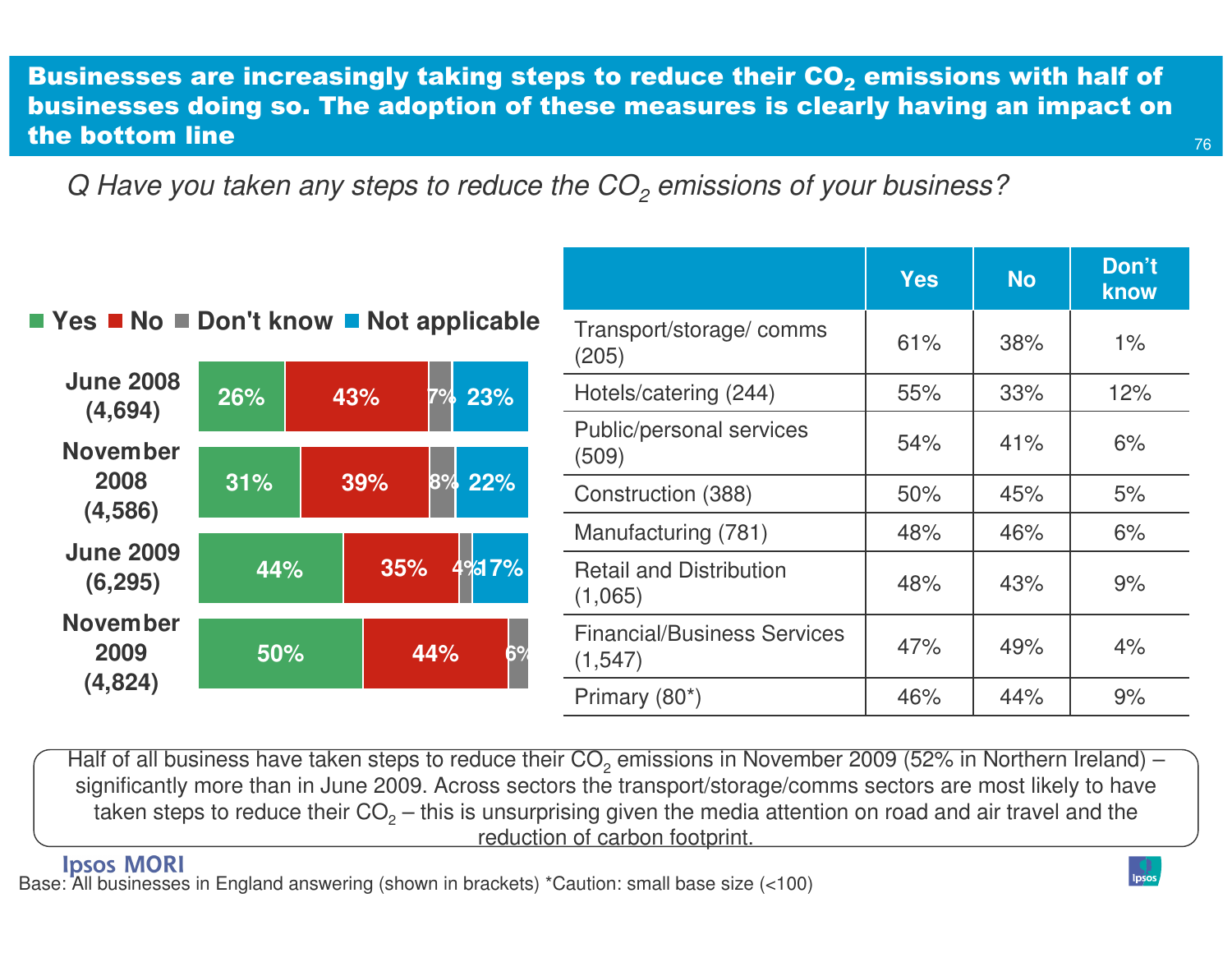## Businesses are increasingly taking steps to reduce their $CO_2$ emissions with half of businesses doing so. The adoption of these measures is clearly having an impact on the bottom line

*Q Have you taken any steps to reduce the $CO_2$ emissions of your business?*

| | Yes | No | Don't know | Not applicable |
|---|---|---|---|---|
| June 2008 (4,694) | 26% | 43% | 7% | 23% |
| November 2008 (4,586) | 31% | 39% | 8% | 22% |
| June 2009 (6,295) | 44% | 35% | 4% | 17% |
| November 2009 (4,824) | 50% | 44% | 6% | |

| | Yes | No | Don't know |
|---|---|---|---|
| Transport/storage/ comms (205) | 61% | 38% | 1% |
| Hotels/catering (244) | 55% | 33% | 12% |
| Public/personal services (509) | 54% | 41% | 6% |
| Construction (388) | 50% | 45% | 5% |
| Manufacturing (781) | 48% | 46% | 6% |
| Retail and Distribution (1,065) | 48% | 43% | 9% |
| Financial/Business Services (1,547) | 47% | 49% | 4% |
| Primary (80*) | 46% | 44% | 9% |

Half of all business have taken steps to reduce their $CO_2$ emissions in November 2009 (52% in Northern Ireland) – significantly more than in June 2009. Across sectors the transport/storage/comms sectors are most likely to have taken steps to reduce their $CO_2$ – this is unsurprising given the media attention on road and air travel and the reduction of carbon footprint.

Base: All businesses in England answering (shown in brackets) *Caution: small base size (<100)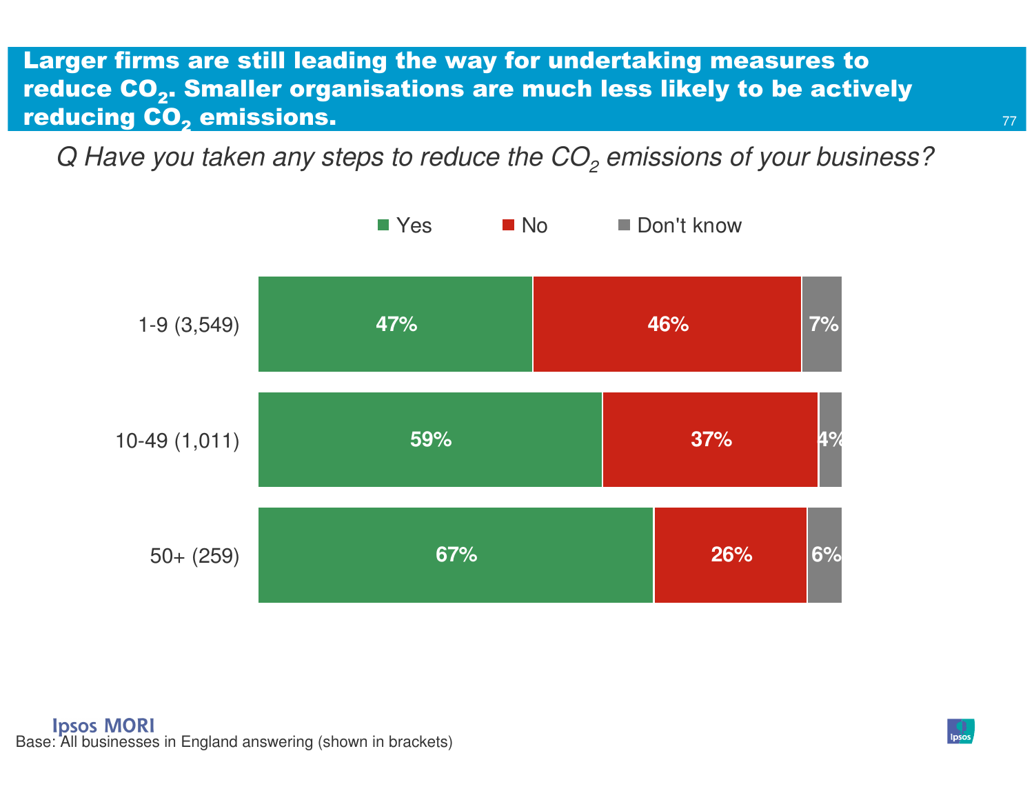# Larger firms are still leading the way for undertaking measures to reduce $CO_2$. Smaller organisations are much less likely to be actively reducing $CO_2$ emissions.

*Q Have you taken any steps to reduce the $CO_2$ emissions of your business?*

| | Yes | No | Don't know |
|---|---|---|---|
| 1-9 (3,549) | 47% | 46% | 7% |
| 10-49 (1,011) | 59% | 37% | 4% |
| 50+ (259) | 67% | 26% | 6% |

Base: All businesses in England answering (shown in brackets)

Ipsos MORI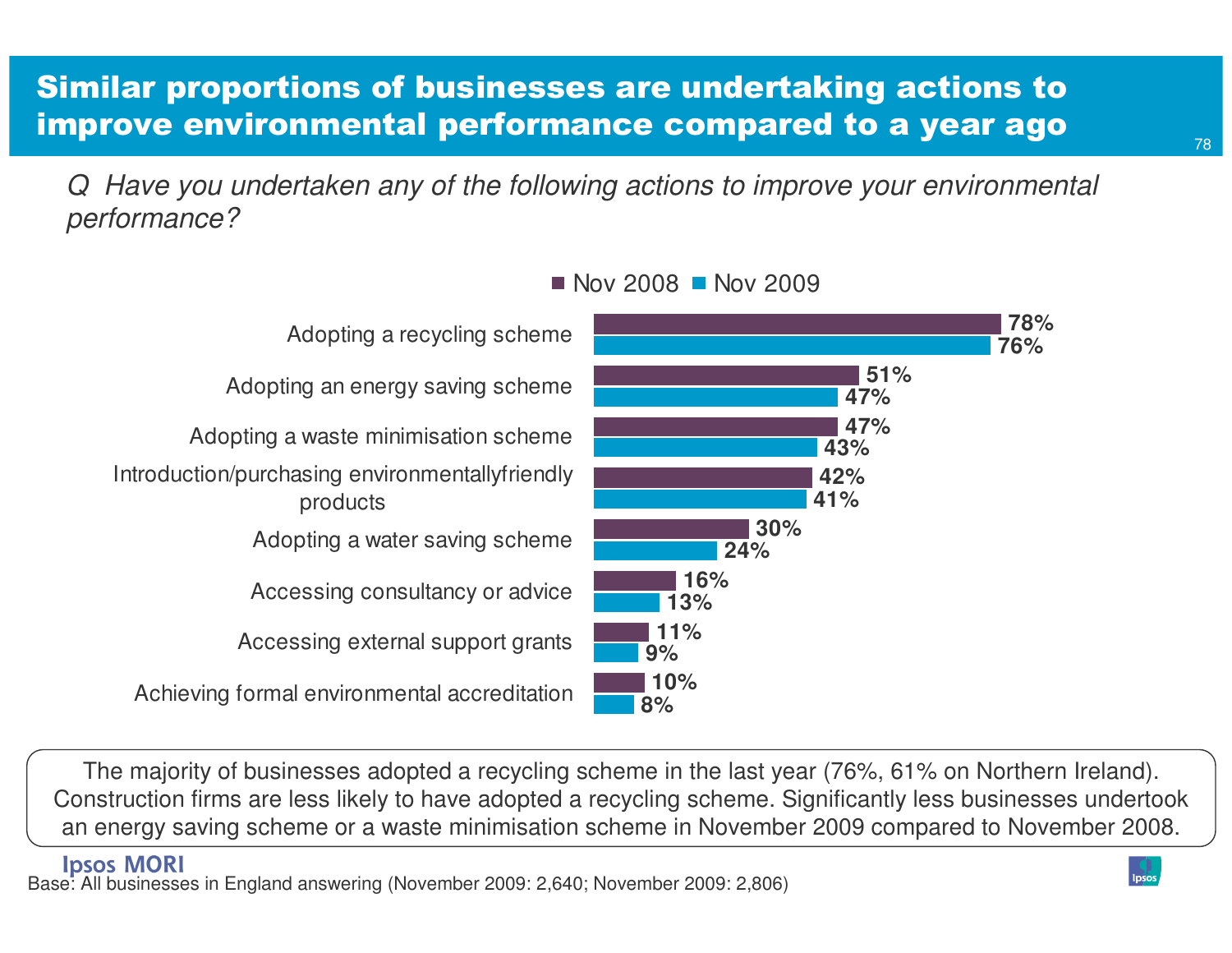# Similar proportions of businesses are undertaking actions to improve environmental performance compared to a year ago

*Q Have you undertaken any of the following actions to improve your environmental performance?*

| | Nov 2008 | Nov 2009 |
|---|---|---|
| Adopting a recycling scheme | 78% | 76% |
| Adopting an energy saving scheme | 51% | 47% |
| Adopting a waste minimisation scheme | 47% | 43% |
| Introduction/purchasing environmentallyfriendly products | 42% | 41% |
| Adopting a water saving scheme | 30% | 24% |
| Accessing consultancy or advice | 16% | 13% |
| Accessing external support grants | 11% | 9% |
| Achieving formal environmental accreditation | 10% | 8% |

The majority of businesses adopted a recycling scheme in the last year (76%, 61% on Northern Ireland). Construction firms are less likely to have adopted a recycling scheme. Significantly less businesses undertook an energy saving scheme or a waste minimisation scheme in November 2009 compared to November 2008.

Base: All businesses in England answering (November 2009: 2,640; November 2009: 2,806)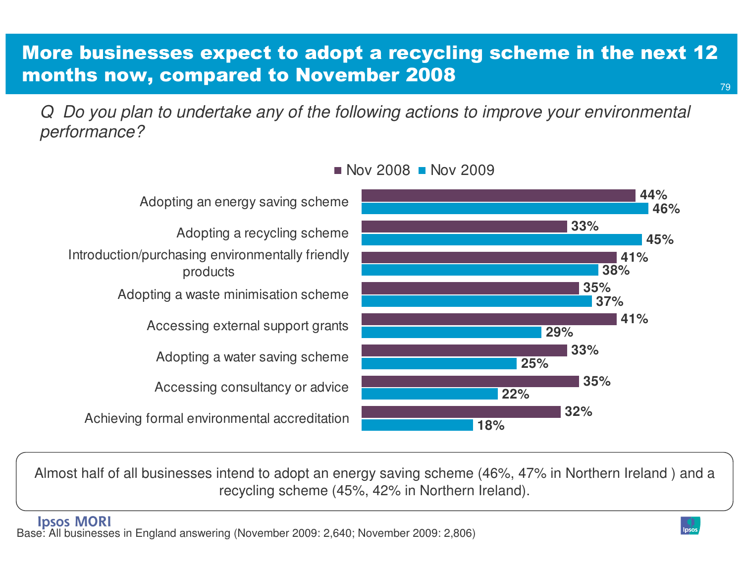# More businesses expect to adopt a recycling scheme in the next 12 months now, compared to November 2008

*Q Do you plan to undertake any of the following actions to improve your environmental performance?*

| | Nov 2008 | Nov 2009 |
|---|---|---|
| Adopting an energy saving scheme | 44% | 46% |
| Adopting a recycling scheme | 33% | 45% |
| Introduction/purchasing environmentally friendly products | 41% | 38% |
| Adopting a waste minimisation scheme | 35% | 37% |
| Accessing external support grants | 41% | 29% |
| Adopting a water saving scheme | 33% | 25% |
| Accessing consultancy or advice | 35% | 22% |
| Achieving formal environmental accreditation | 32% | 18% |

Almost half of all businesses intend to adopt an energy saving scheme (46%, 47% in Northern Ireland ) and a recycling scheme (45%, 42% in Northern Ireland).

Base: All businesses in England answering (November 2009: 2,640; November 2009: 2,806)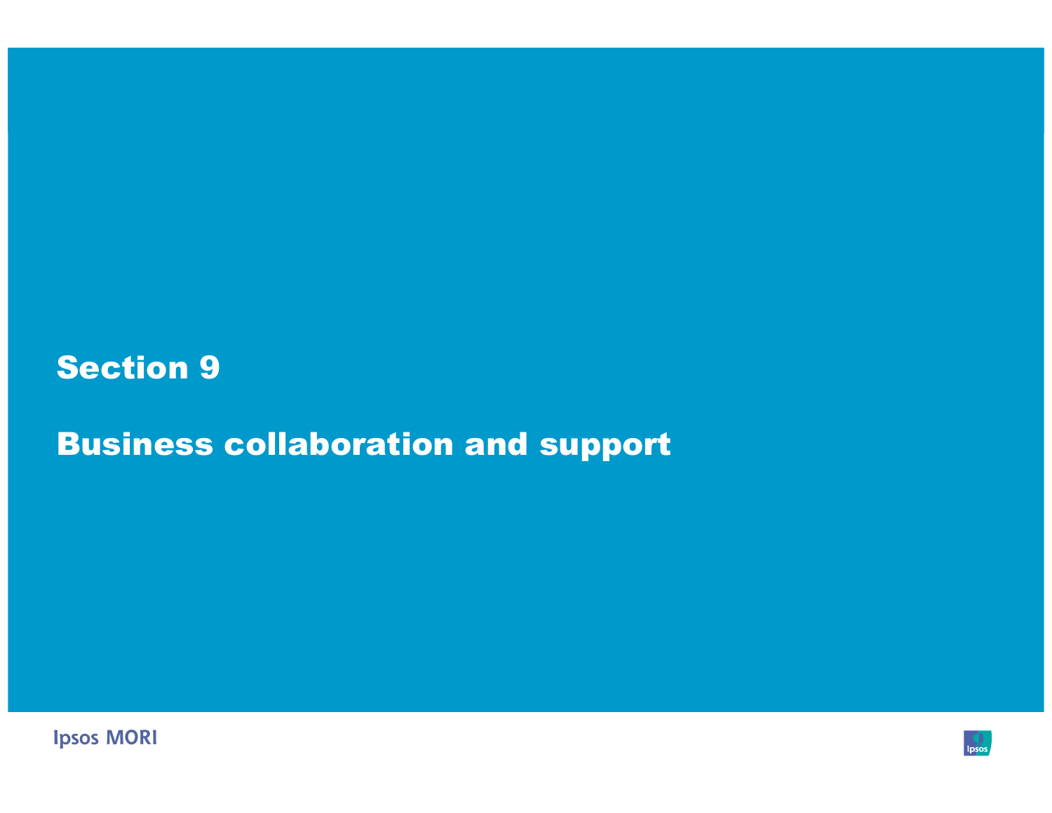# Section 9

## Business collaboration and support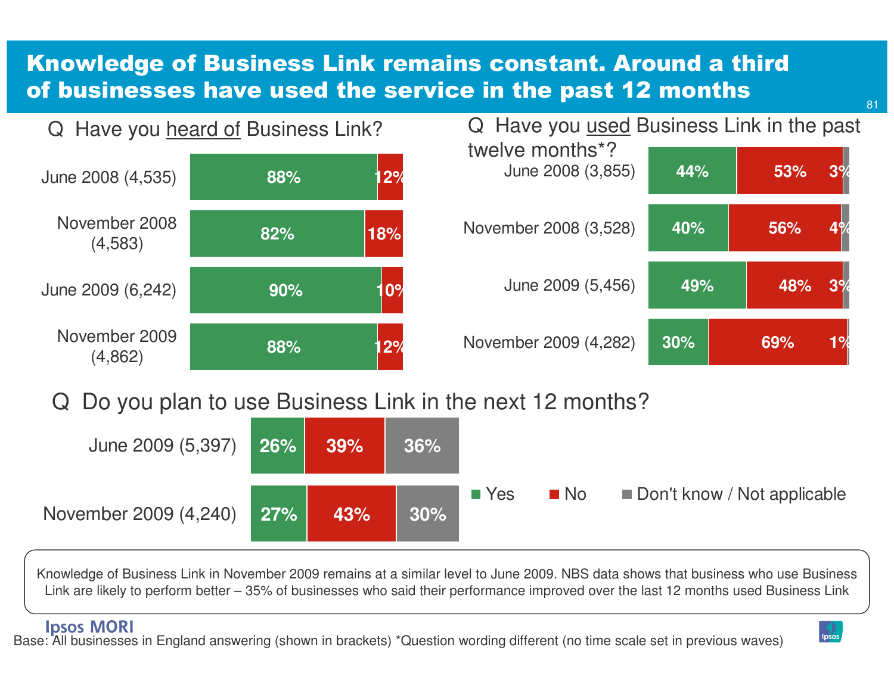# Knowledge of Business Link remains constant. Around a third of businesses have used the service in the past 12 months

**Q Have you heard of Business Link?**

| | Yes | No |
|---|---|---|
| June 2008 (4,535) | 88% | 12% |
| November 2008 (4,583) | 82% | 18% |
| June 2009 (6,242) | 90% | 10% |
| November 2009 (4,862) | 88% | 12% |

**Q Have you used Business Link in the past twelve months*?**

| | Yes | No | Don't know / Not applicable |
|---|---|---|---|
| June 2008 (3,855) | 44% | 53% | 3% |
| November 2008 (3,528) | 40% | 56% | 4% |
| June 2009 (5,456) | 49% | 48% | 3% |
| November 2009 (4,282) | 30% | 69% | 1% |

**Q Do you plan to use Business Link in the next 12 months?**

| | Yes | No | Don't know / Not applicable |
|---|---|---|---|
| June 2009 (5,397) | 26% | 39% | 36% |
| November 2009 (4,240) | 27% | 43% | 30% |

Knowledge of Business Link in November 2009 remains at a similar level to June 2009. NBS data shows that business who use Business Link are likely to perform better – 35% of businesses who said their performance improved over the last 12 months used Business Link

Base: All businesses in England answering (shown in brackets) *Question wording different (no time scale set in previous waves)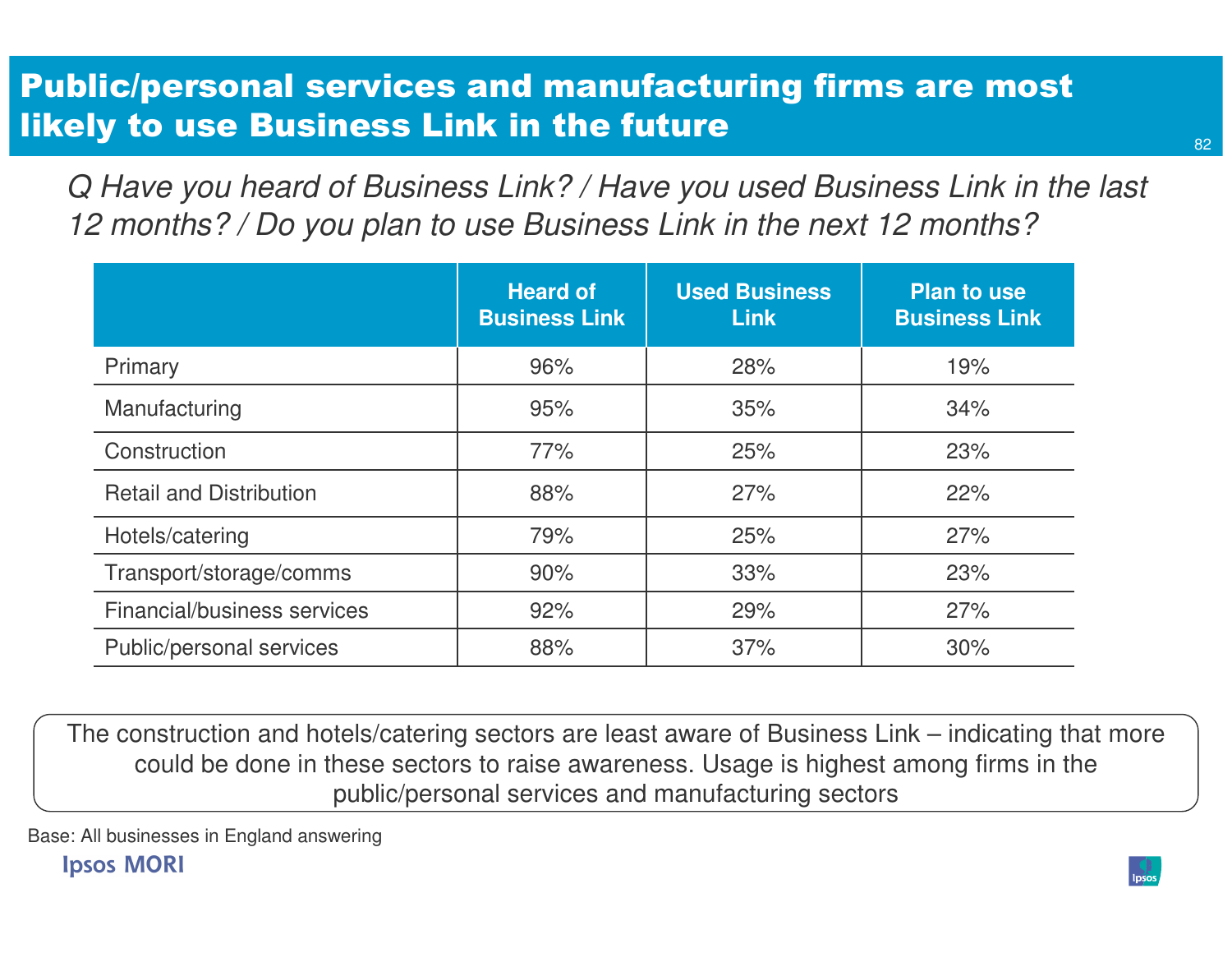# Public/personal services and manufacturing firms are most likely to use Business Link in the future

*Q Have you heard of Business Link? / Have you used Business Link in the last 12 months? / Do you plan to use Business Link in the next 12 months?*

| | Heard of Business Link | Used Business Link | Plan to use Business Link |
|---|---|---|---|
| Primary | 96% | 28% | 19% |
| Manufacturing | 95% | 35% | 34% |
| Construction | 77% | 25% | 23% |
| Retail and Distribution | 88% | 27% | 22% |
| Hotels/catering | 79% | 25% | 27% |
| Transport/storage/comms | 90% | 33% | 23% |
| Financial/business services | 92% | 29% | 27% |
| Public/personal services | 88% | 37% | 30% |

The construction and hotels/catering sectors are least aware of Business Link – indicating that more could be done in these sectors to raise awareness. Usage is highest among firms in the public/personal services and manufacturing sectors

Base: All businesses in England answering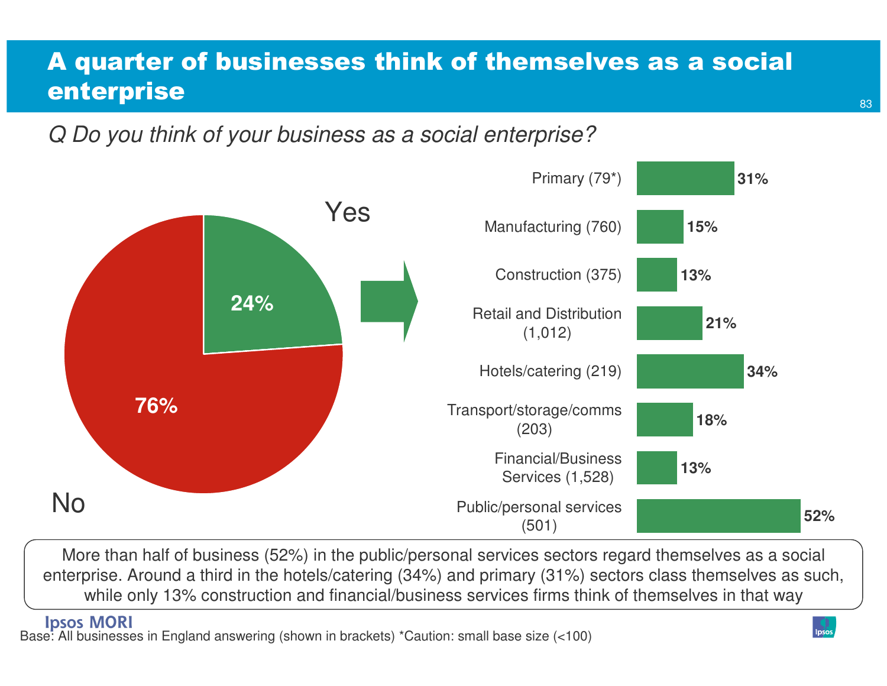# A quarter of businesses think of themselves as a social enterprise

*Q Do you think of your business as a social enterprise?*

| Response | % |
|---|---|
| Yes | 24% |
| No | 76% |

| Sector (base) | Yes |
|---|---|
| Primary (79*) | 31% |
| Manufacturing (760) | 15% |
| Construction (375) | 13% |
| Retail and Distribution (1,012) | 21% |
| Hotels/catering (219) | 34% |
| Transport/storage/comms (203) | 18% |
| Financial/Business Services (1,528) | 13% |
| Public/personal services (501) | 52% |

More than half of business (52%) in the public/personal services sectors regard themselves as a social enterprise. Around a third in the hotels/catering (34%) and primary (31%) sectors class themselves as such, while only 13% construction and financial/business services firms think of themselves in that way

Base: All businesses in England answering (shown in brackets) *Caution: small base size (<100)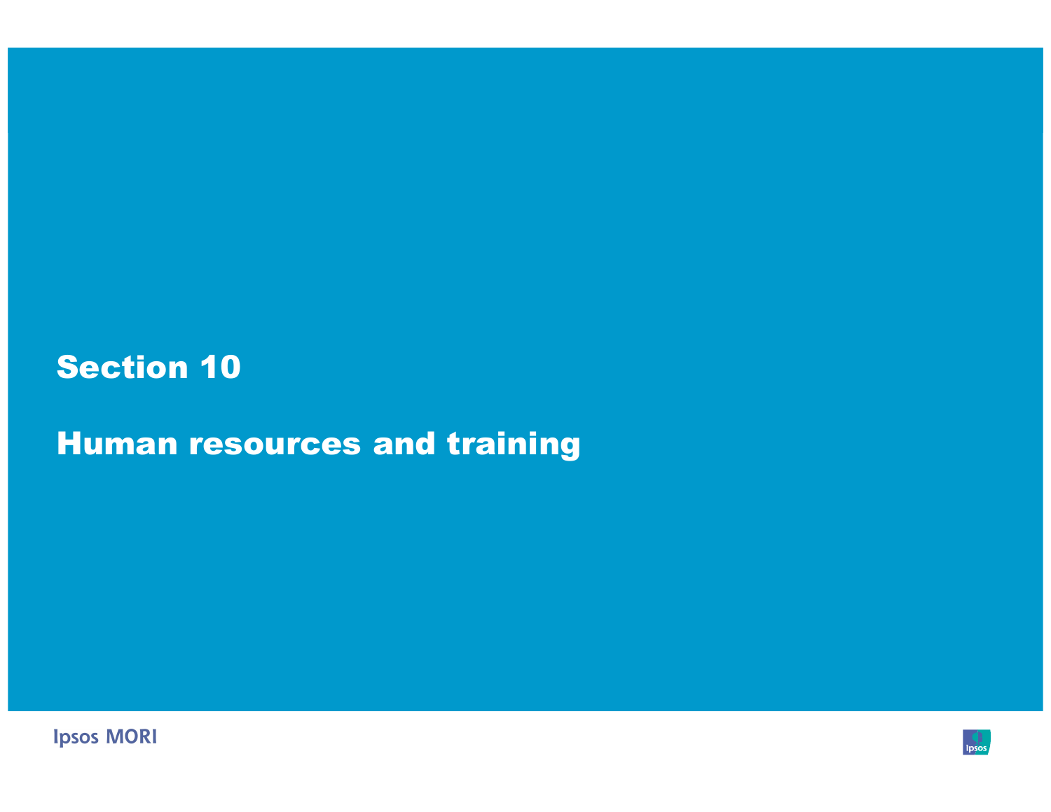# Section 10

## Human resources and training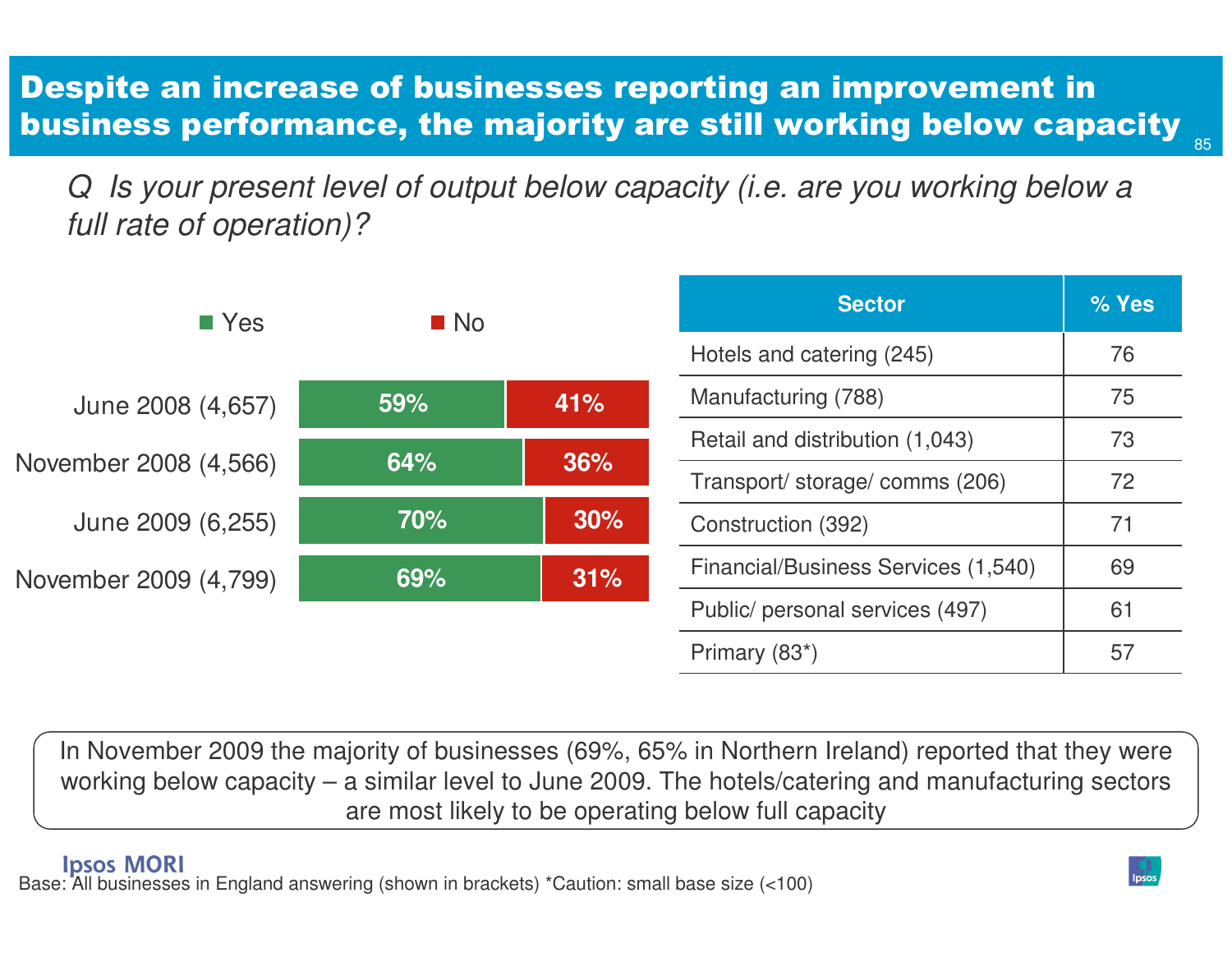# Despite an increase of businesses reporting an improvement in business performance, the majority are still working below capacity

*Q Is your present level of output below capacity (i.e. are you working below a full rate of operation)?*

| | Yes | No |
|---|---|---|
| June 2008 (4,657) | 59% | 41% |
| November 2008 (4,566) | 64% | 36% |
| June 2009 (6,255) | 70% | 30% |
| November 2009 (4,799) | 69% | 31% |

| Sector | % Yes |
|---|---|
| Hotels and catering (245) | 76 |
| Manufacturing (788) | 75 |
| Retail and distribution (1,043) | 73 |
| Transport/ storage/ comms (206) | 72 |
| Construction (392) | 71 |
| Financial/Business Services (1,540) | 69 |
| Public/ personal services (497) | 61 |
| Primary (83*) | 57 |

In November 2009 the majority of businesses (69%, 65% in Northern Ireland) reported that they were working below capacity – a similar level to June 2009. The hotels/catering and manufacturing sectors are most likely to be operating below full capacity

Base: All businesses in England answering (shown in brackets) *Caution: small base size (<100)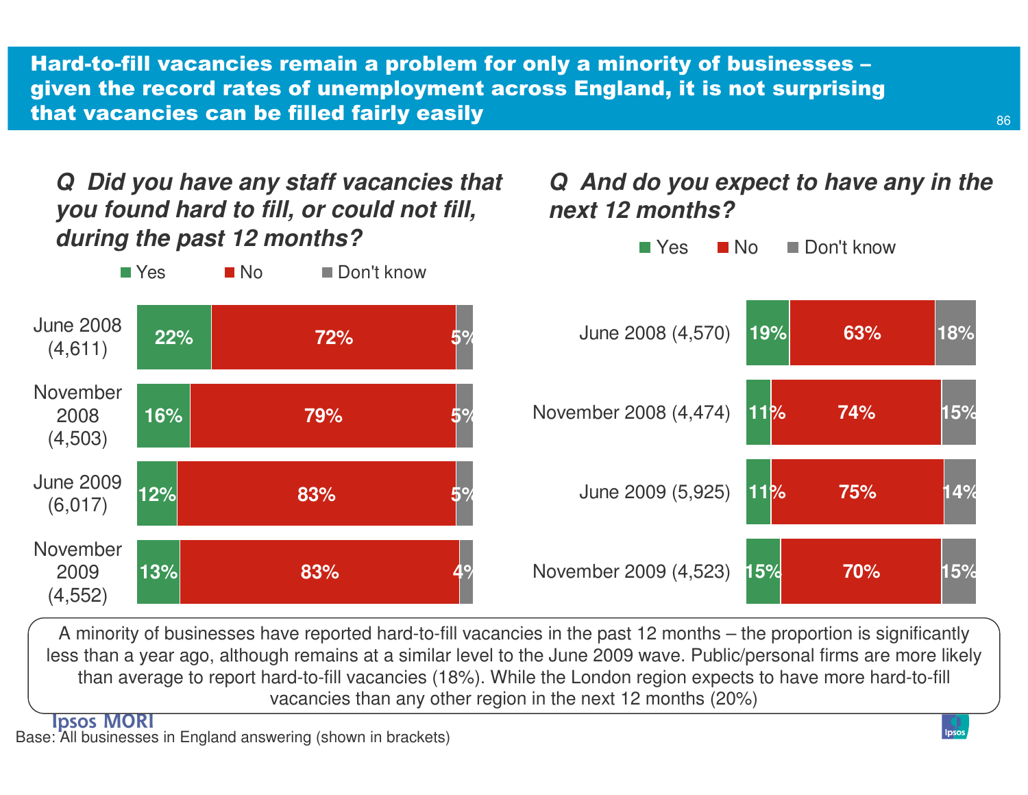# Hard-to-fill vacancies remain a problem for only a minority of businesses – given the record rates of unemployment across England, it is not surprising that vacancies can be filled fairly easily

***Q Did you have any staff vacancies that you found hard to fill, or could not fill, during the past 12 months?***

| | Yes | No | Don't know |
|---|---|---|---|
| June 2008 (4,611) | 22% | 72% | 5% |
| November 2008 (4,503) | 16% | 79% | 5% |
| June 2009 (6,017) | 12% | 83% | 5% |
| November 2009 (4,552) | 13% | 83% | 4% |

***Q And do you expect to have any in the next 12 months?***

| | Yes | No | Don't know |
|---|---|---|---|
| June 2008 (4,570) | 19% | 63% | 18% |
| November 2008 (4,474) | 11% | 74% | 15% |
| June 2009 (5,925) | 11% | 75% | 14% |
| November 2009 (4,523) | 15% | 70% | 15% |

A minority of businesses have reported hard-to-fill vacancies in the past 12 months – the proportion is significantly less than a year ago, although remains at a similar level to the June 2009 wave. Public/personal firms are more likely than average to report hard-to-fill vacancies (18%). While the London region expects to have more hard-to-fill vacancies than any other region in the next 12 months (20%)

Base: All businesses in England answering (shown in brackets)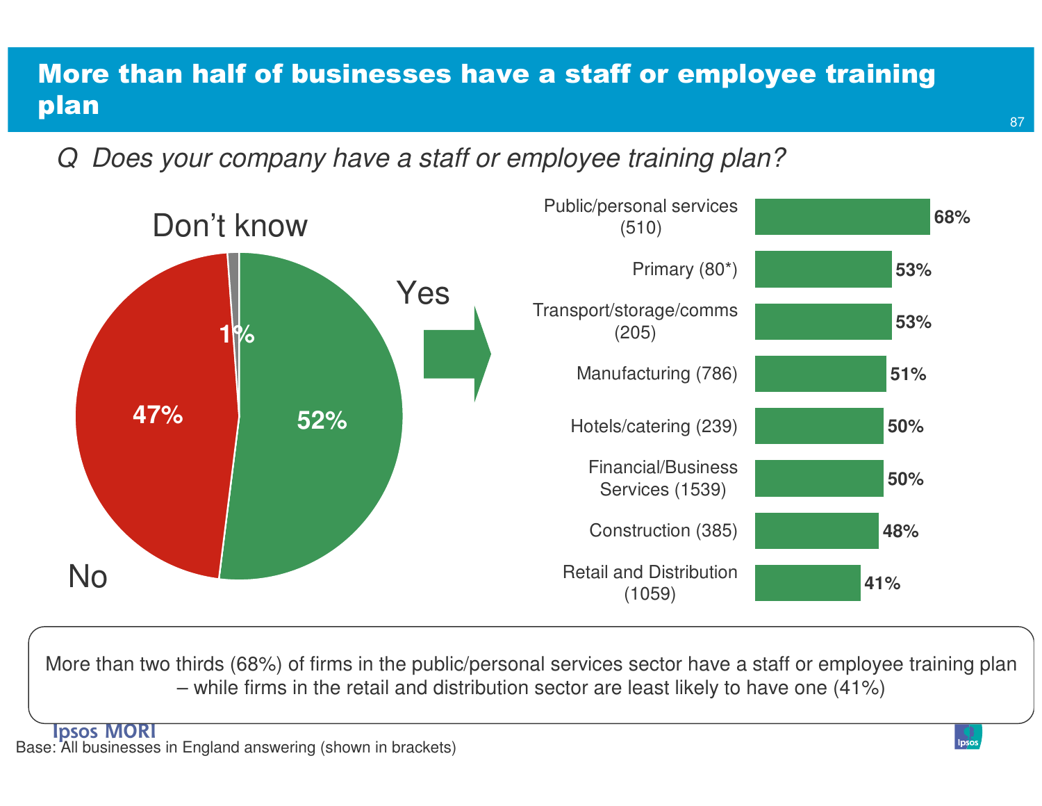# More than half of businesses have a staff or employee training plan

*Q Does your company have a staff or employee training plan?*

| Response | % |
|---|---|
| Yes | 52% |
| No | 47% |
| Don't know | 1% |

| Sector (base) | Yes |
|---|---|
| Public/personal services (510) | 68% |
| Primary (80*) | 53% |
| Transport/storage/comms (205) | 53% |
| Manufacturing (786) | 51% |
| Hotels/catering (239) | 50% |
| Financial/Business Services (1539) | 50% |
| Construction (385) | 48% |
| Retail and Distribution (1059) | 41% |

More than two thirds (68%) of firms in the public/personal services sector have a staff or employee training plan – while firms in the retail and distribution sector are least likely to have one (41%)

Base: All businesses in England answering (shown in brackets)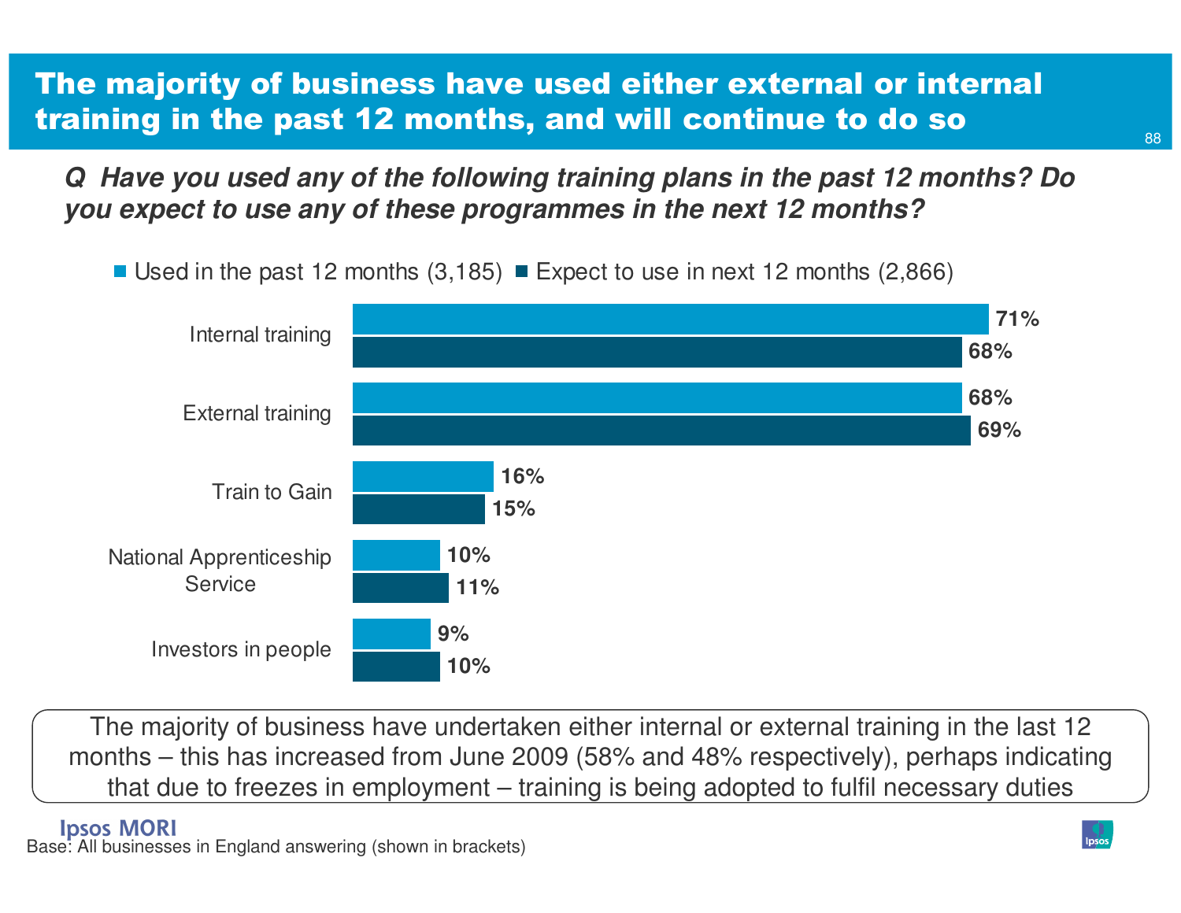# The majority of business have used either external or internal training in the past 12 months, and will continue to do so

***Q Have you used any of the following training plans in the past 12 months? Do you expect to use any of these programmes in the next 12 months?***

| | Used in the past 12 months (3,185) | Expect to use in next 12 months (2,866) |
|---|---|---|
| Internal training | 71% | 68% |
| External training | 68% | 69% |
| Train to Gain | 16% | 15% |
| National Apprenticeship Service | 10% | 11% |
| Investors in people | 9% | 10% |

The majority of business have undertaken either internal or external training in the last 12 months – this has increased from June 2009 (58% and 48% respectively), perhaps indicating that due to freezes in employment – training is being adopted to fulfil necessary duties

Base: All businesses in England answering (shown in brackets)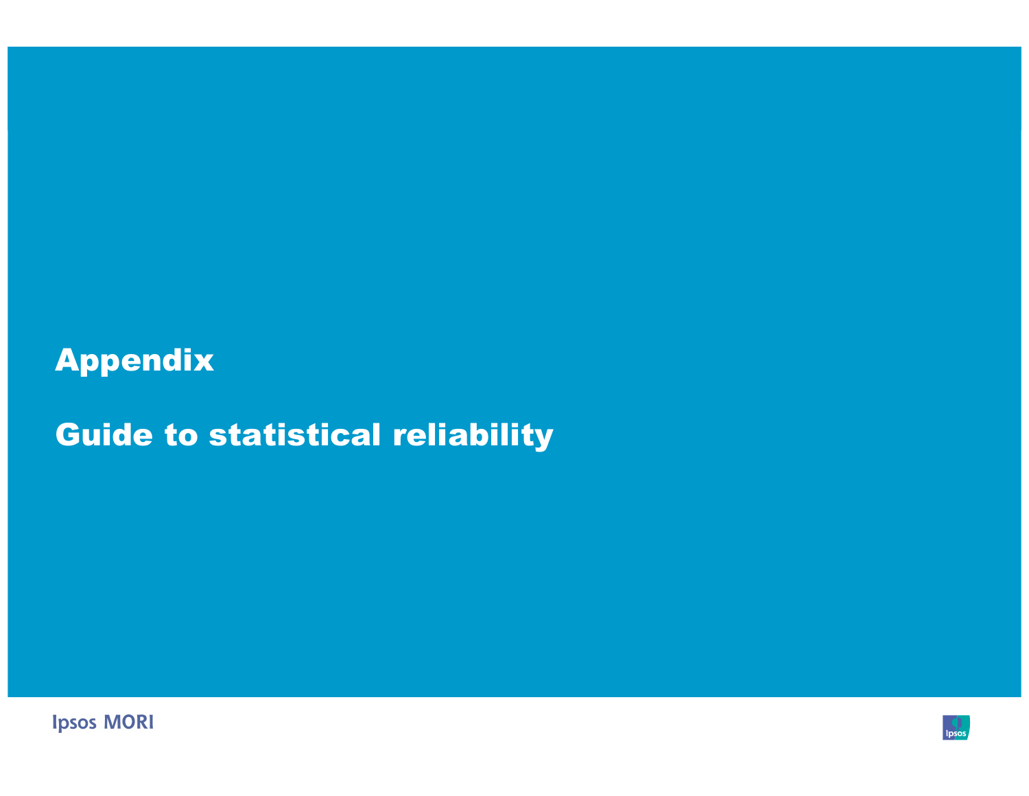# Appendix

## Guide to statistical reliability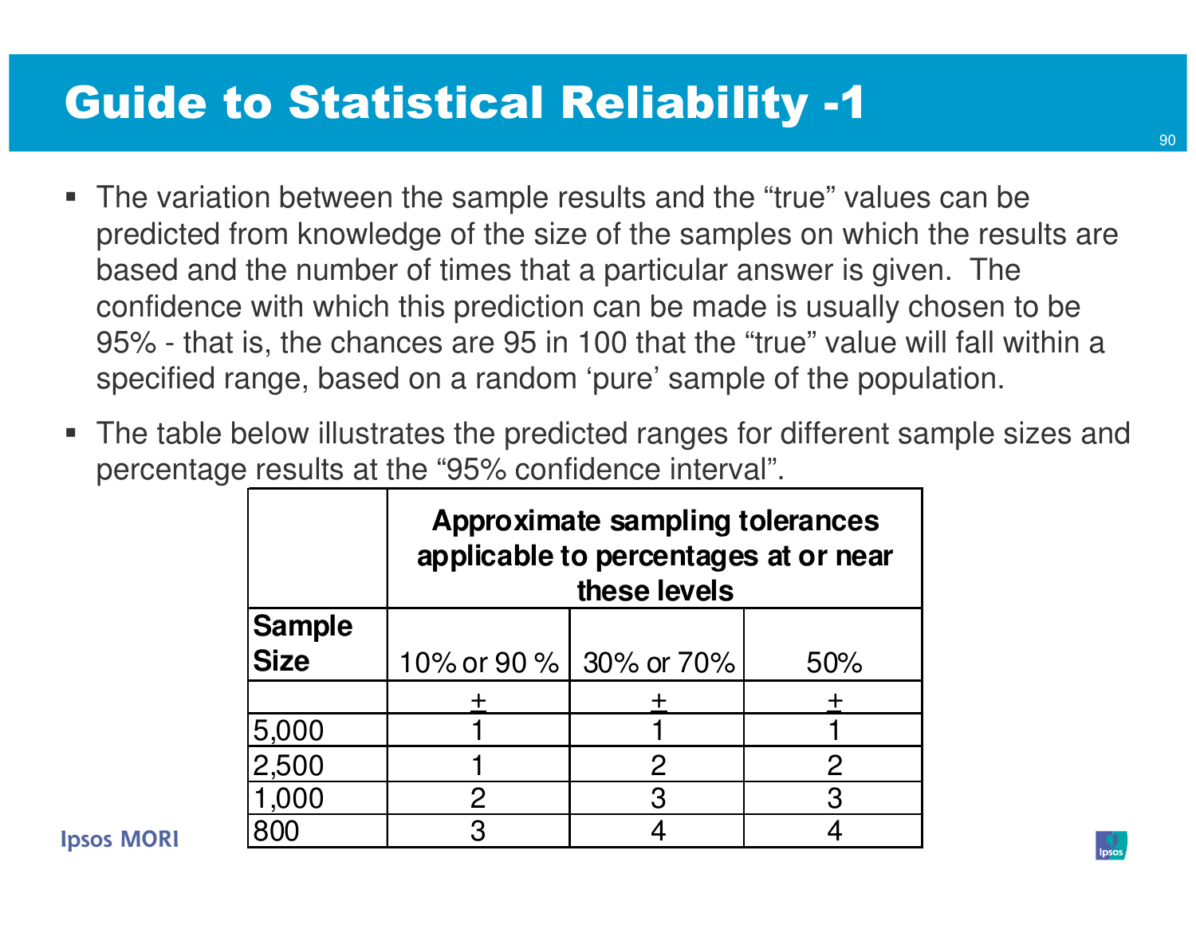# Guide to Statistical Reliability -1

- The variation between the sample results and the "true" values can be predicted from knowledge of the size of the samples on which the results are based and the number of times that a particular answer is given. The confidence with which this prediction can be made is usually chosen to be 95% - that is, the chances are 95 in 100 that the "true" value will fall within a specified range, based on a random 'pure' sample of the population.
- The table below illustrates the predicted ranges for different sample sizes and percentage results at the "95% confidence interval".

| | Approximate sampling tolerances applicable to percentages at or near these levels | | |
|---|---|---|---|
| **Sample Size** | 10% or 90 % | 30% or 70% | 50% |
| | ± | ± | ± |
| 5,000 | 1 | 1 | 1 |
| 2,500 | 1 | 2 | 2 |
| 1,000 | 2 | 3 | 3 |
| 800 | 3 | 4 | 4 |

Ipsos MORI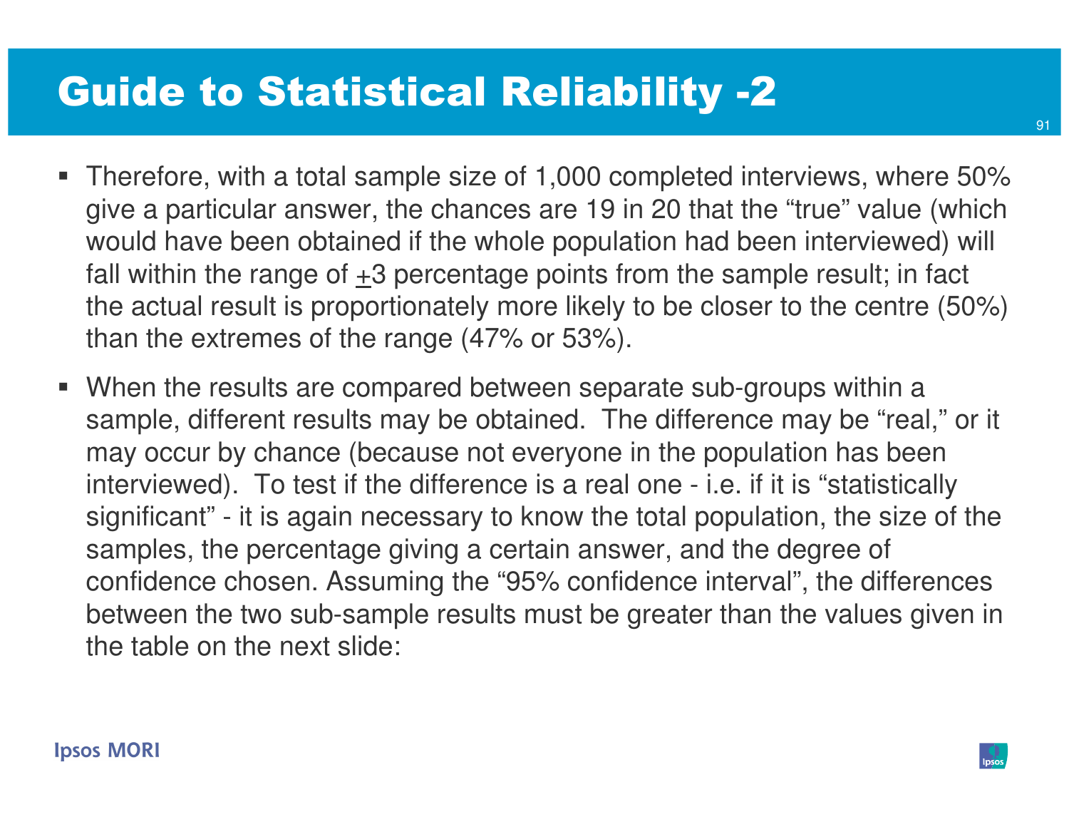# Guide to Statistical Reliability -2

- Therefore, with a total sample size of 1,000 completed interviews, where 50% give a particular answer, the chances are 19 in 20 that the "true" value (which would have been obtained if the whole population had been interviewed) will fall within the range of ±3 percentage points from the sample result; in fact the actual result is proportionately more likely to be closer to the centre (50%) than the extremes of the range (47% or 53%).
- When the results are compared between separate sub-groups within a sample, different results may be obtained. The difference may be "real," or it may occur by chance (because not everyone in the population has been interviewed). To test if the difference is a real one - i.e. if it is "statistically significant" - it is again necessary to know the total population, the size of the samples, the percentage giving a certain answer, and the degree of confidence chosen. Assuming the "95% confidence interval", the differences between the two sub-sample results must be greater than the values given in the table on the next slide:

Ipsos MORI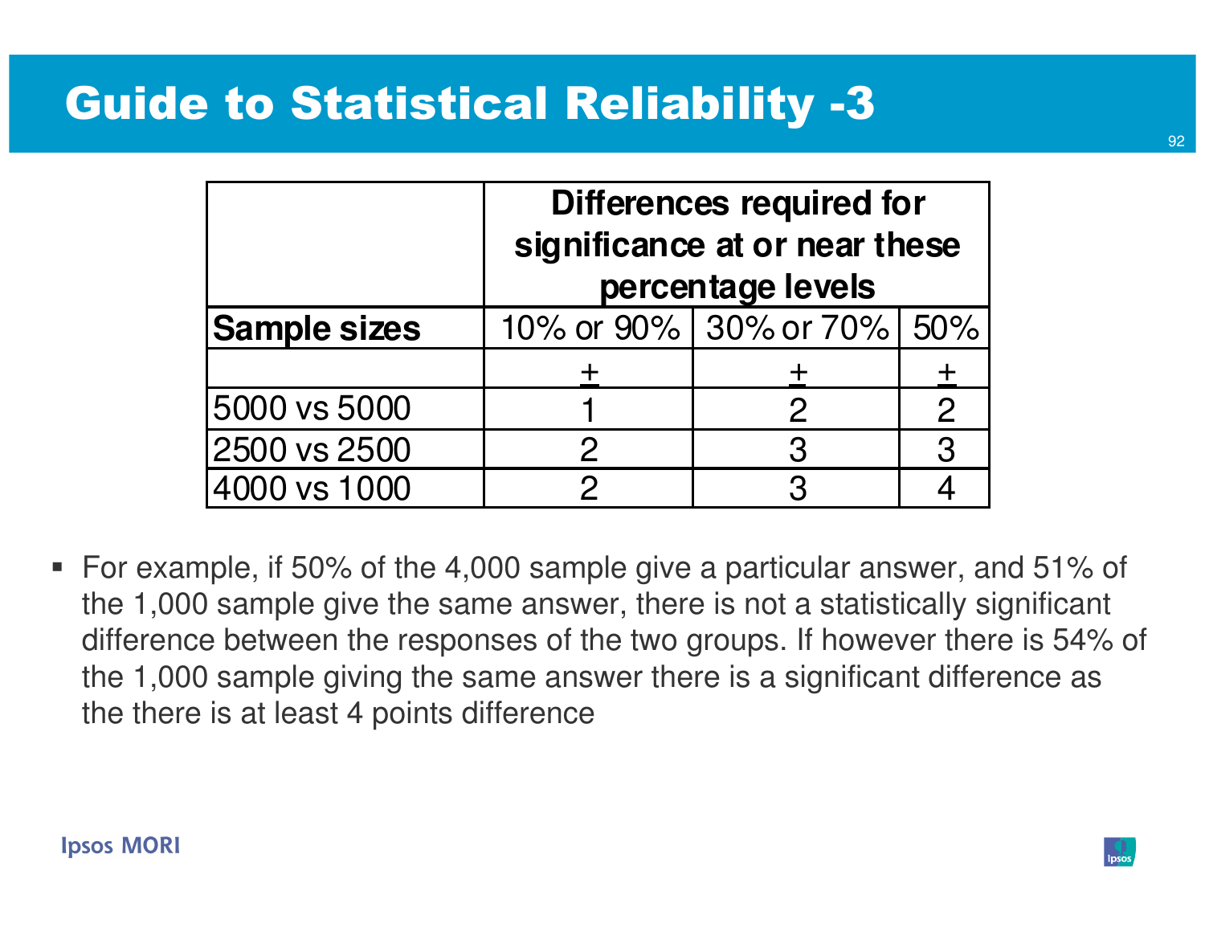# Guide to Statistical Reliability -3

| | Differences required for significance at or near these percentage levels | | |
|---|---|---|---|
| **Sample sizes** | 10% or 90% | 30% or 70% | 50% |
| | ± | ± | ± |
| 5000 vs 5000 | 1 | 2 | 2 |
| 2500 vs 2500 | 2 | 3 | 3 |
| 4000 vs 1000 | 2 | 3 | 4 |

- For example, if 50% of the 4,000 sample give a particular answer, and 51% of the 1,000 sample give the same answer, there is not a statistically significant difference between the responses of the two groups. If however there is 54% of the 1,000 sample giving the same answer there is a significant difference as the there is at least 4 points difference

Ipsos MORI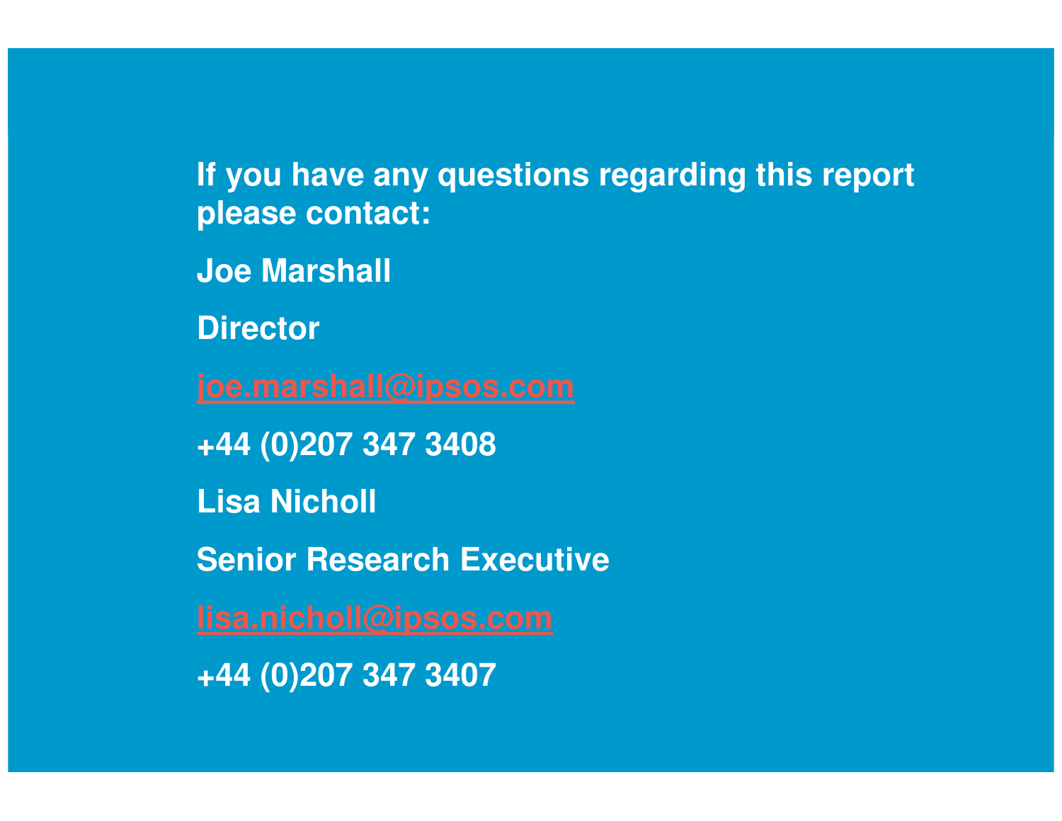**If you have any questions regarding this report please contact:**

**Joe Marshall**

**Director**

**joe.marshall@ipsos.com**

**+44 (0)207 347 3408**

**Lisa Nicholl**

**Senior Research Executive**

**lisa.nicholl@ipsos.com**

**+44 (0)207 347 3407**